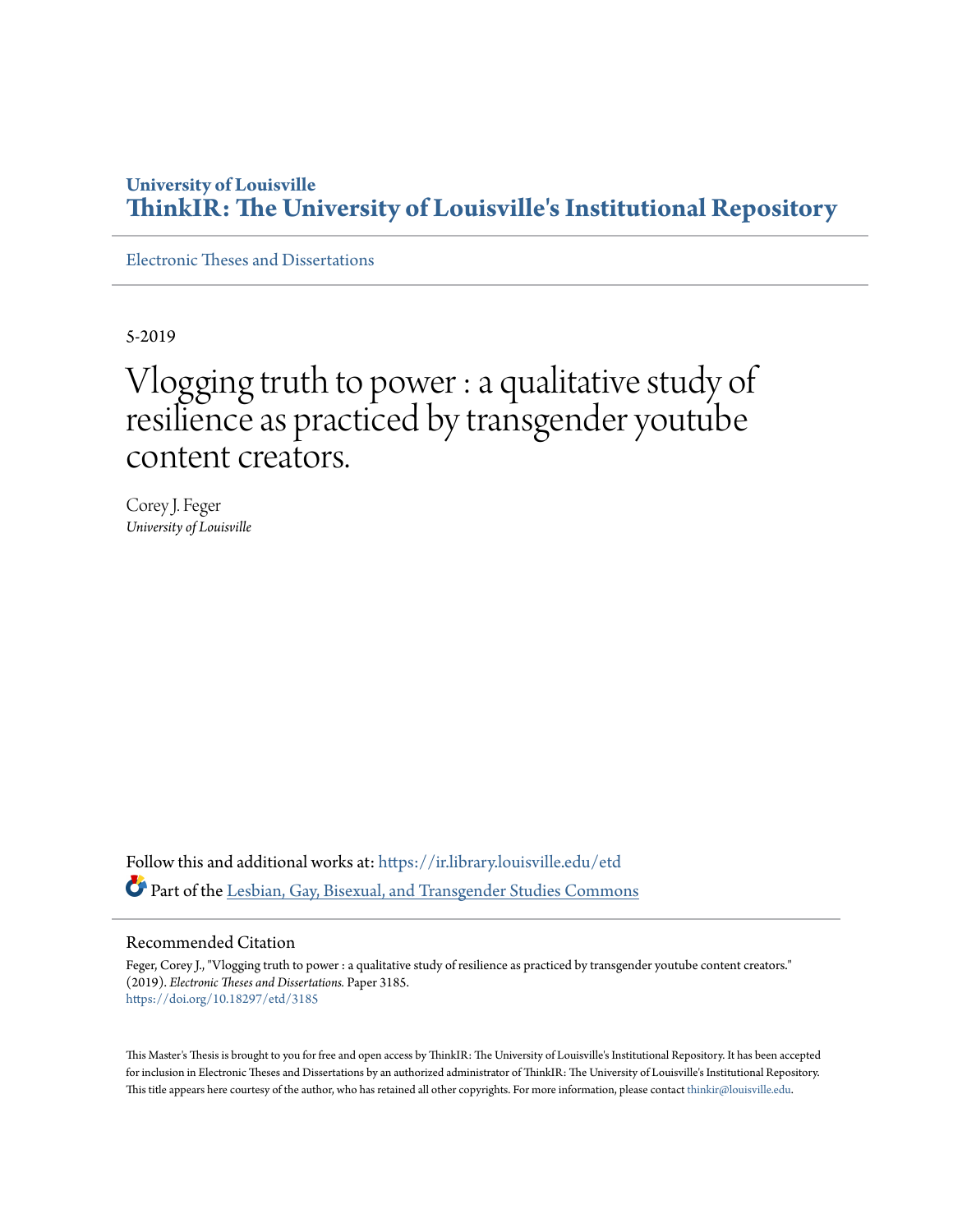University of Louisville

# ThinkIR: The University of Louisville's Institutional Repository

Electronic Theses and Dissertations

5-2019

# Vlogging truth to power : a qualitative study of resilience as practiced by transgender youtube content creators.

Corey J. Feger
*University of Louisville*

Follow this and additional works at: https://ir.library.louisville.edu/etd

Part of the Lesbian, Gay, Bisexual, and Transgender Studies Commons

## Recommended Citation

Feger, Corey J., "Vlogging truth to power : a qualitative study of resilience as practiced by transgender youtube content creators." (2019). *Electronic Theses and Dissertations.* Paper 3185.
https://doi.org/10.18297/etd/3185

This Master's Thesis is brought to you for free and open access by ThinkIR: The University of Louisville's Institutional Repository. It has been accepted for inclusion in Electronic Theses and Dissertations by an authorized administrator of ThinkIR: The University of Louisville's Institutional Repository. This title appears here courtesy of the author, who has retained all other copyrights. For more information, please contact thinkir@louisville.edu.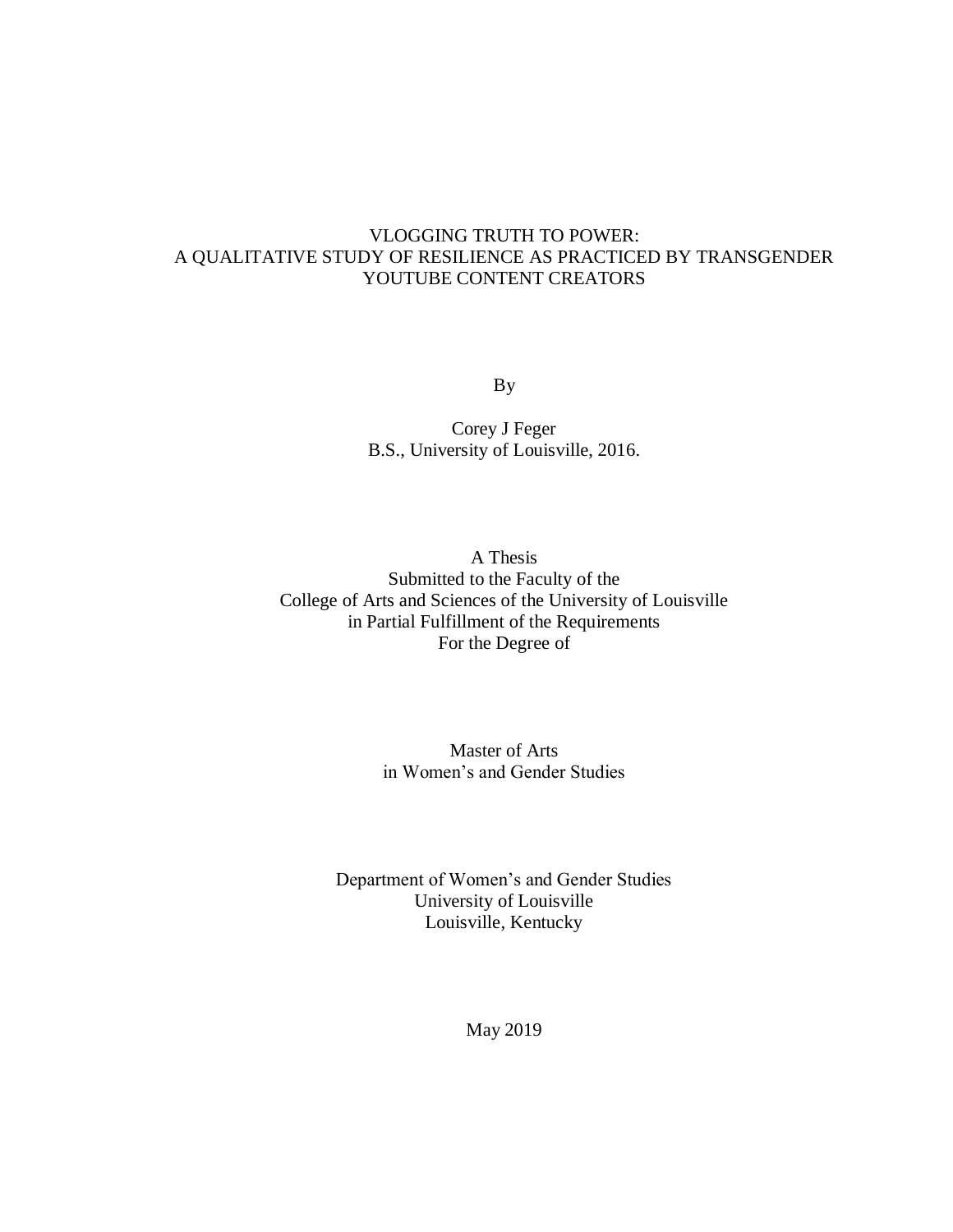# VLOGGING TRUTH TO POWER: A QUALITATIVE STUDY OF RESILIENCE AS PRACTICED BY TRANSGENDER YOUTUBE CONTENT CREATORS

By

Corey J Feger
B.S., University of Louisville, 2016.

A Thesis
Submitted to the Faculty of the
College of Arts and Sciences of the University of Louisville
in Partial Fulfillment of the Requirements
For the Degree of

Master of Arts
in Women's and Gender Studies

Department of Women's and Gender Studies
University of Louisville
Louisville, Kentucky

May 2019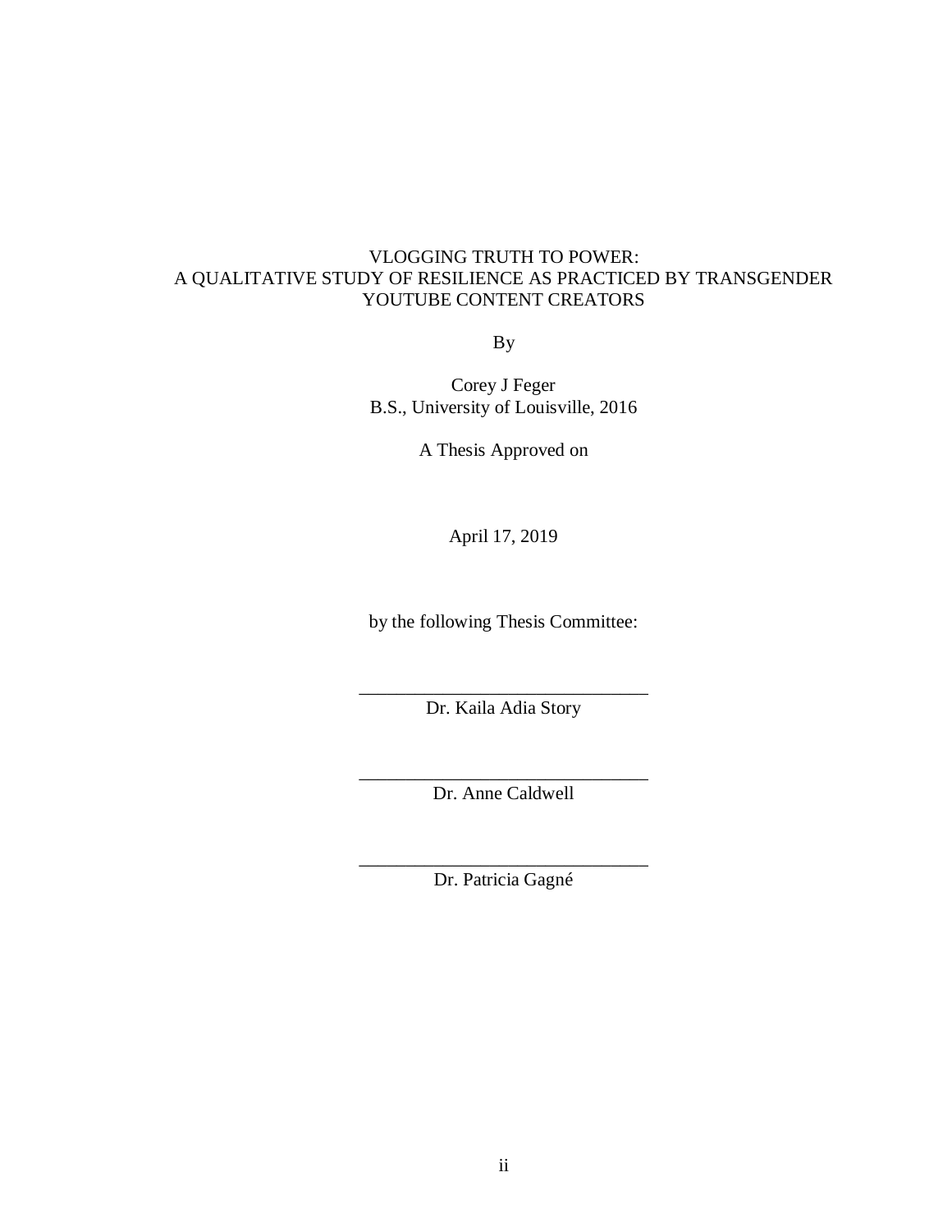VLOGGING TRUTH TO POWER:
A QUALITATIVE STUDY OF RESILIENCE AS PRACTICED BY TRANSGENDER YOUTUBE CONTENT CREATORS

By

Corey J Feger
B.S., University of Louisville, 2016

A Thesis Approved on

April 17, 2019

by the following Thesis Committee:

\_\_\_\_\_\_\_\_\_\_\_\_\_\_\_\_\_\_\_\_\_\_\_\_\_\_\_\_\_\_\_\_
Dr. Kaila Adia Story

\_\_\_\_\_\_\_\_\_\_\_\_\_\_\_\_\_\_\_\_\_\_\_\_\_\_\_\_\_\_\_\_
Dr. Anne Caldwell

\_\_\_\_\_\_\_\_\_\_\_\_\_\_\_\_\_\_\_\_\_\_\_\_\_\_\_\_\_\_\_\_
Dr. Patricia Gagné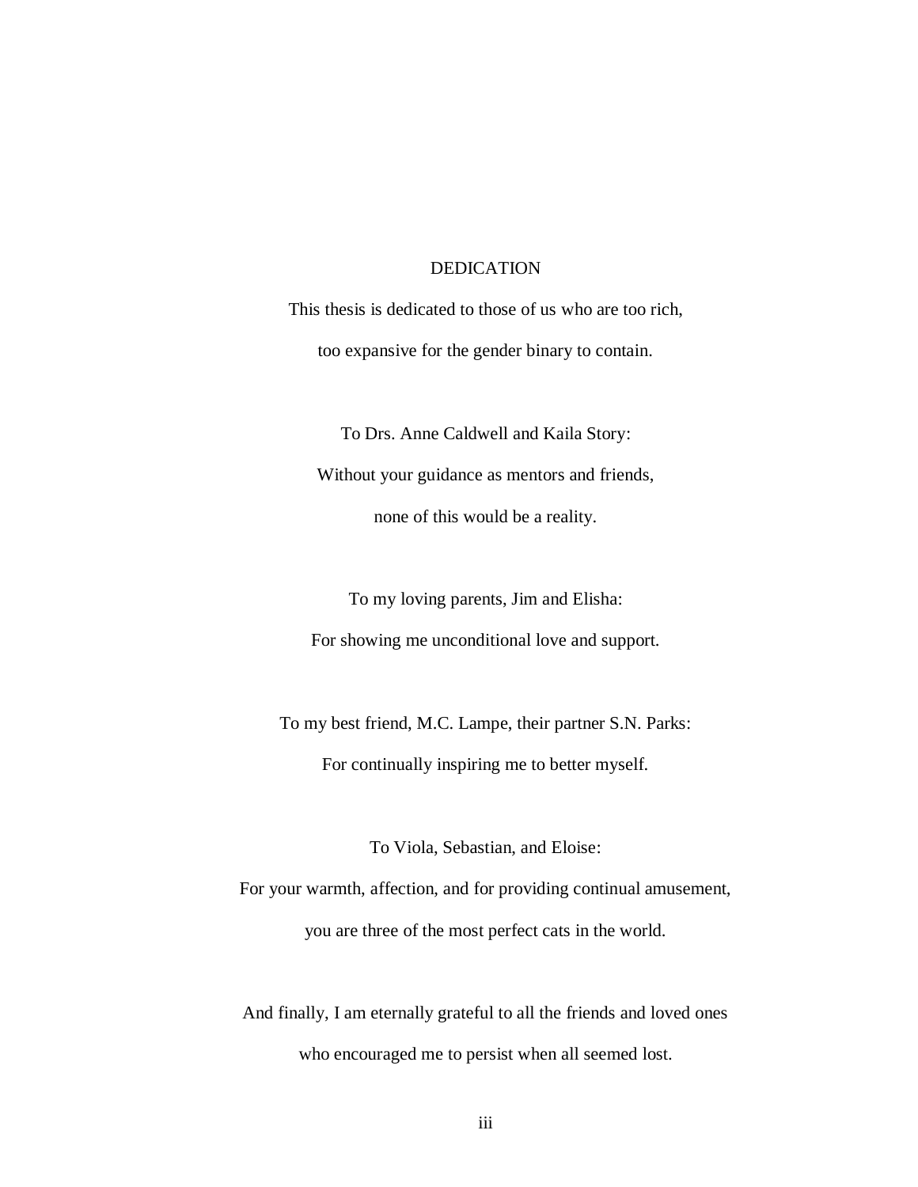# DEDICATION

This thesis is dedicated to those of us who are too rich,
too expansive for the gender binary to contain.

To Drs. Anne Caldwell and Kaila Story:
Without your guidance as mentors and friends,
none of this would be a reality.

To my loving parents, Jim and Elisha:
For showing me unconditional love and support.

To my best friend, M.C. Lampe, their partner S.N. Parks:
For continually inspiring me to better myself.

To Viola, Sebastian, and Eloise:
For your warmth, affection, and for providing continual amusement,
you are three of the most perfect cats in the world.

And finally, I am eternally grateful to all the friends and loved ones
who encouraged me to persist when all seemed lost.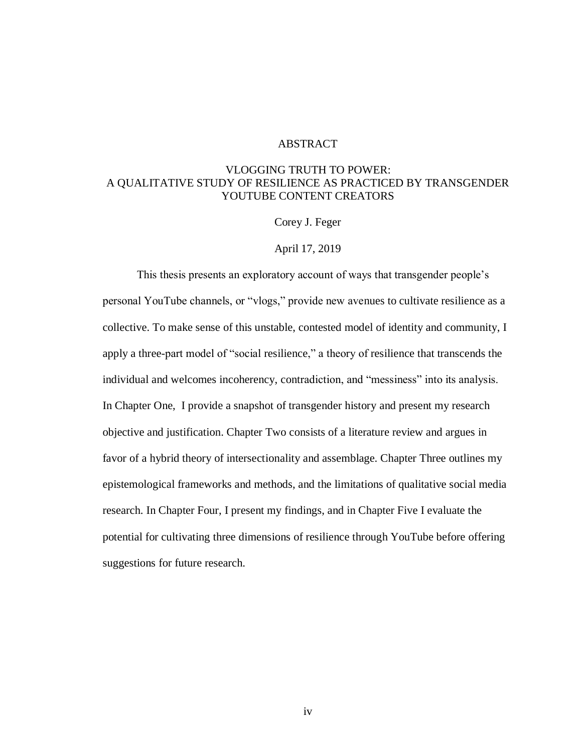# ABSTRACT

## VLOGGING TRUTH TO POWER:
## A QUALITATIVE STUDY OF RESILIENCE AS PRACTICED BY TRANSGENDER YOUTUBE CONTENT CREATORS

Corey J. Feger

April 17, 2019

This thesis presents an exploratory account of ways that transgender people's personal YouTube channels, or "vlogs," provide new avenues to cultivate resilience as a collective. To make sense of this unstable, contested model of identity and community, I apply a three-part model of "social resilience," a theory of resilience that transcends the individual and welcomes incoherency, contradiction, and "messiness" into its analysis. In Chapter One, I provide a snapshot of transgender history and present my research objective and justification. Chapter Two consists of a literature review and argues in favor of a hybrid theory of intersectionality and assemblage. Chapter Three outlines my epistemological frameworks and methods, and the limitations of qualitative social media research. In Chapter Four, I present my findings, and in Chapter Five I evaluate the potential for cultivating three dimensions of resilience through YouTube before offering suggestions for future research.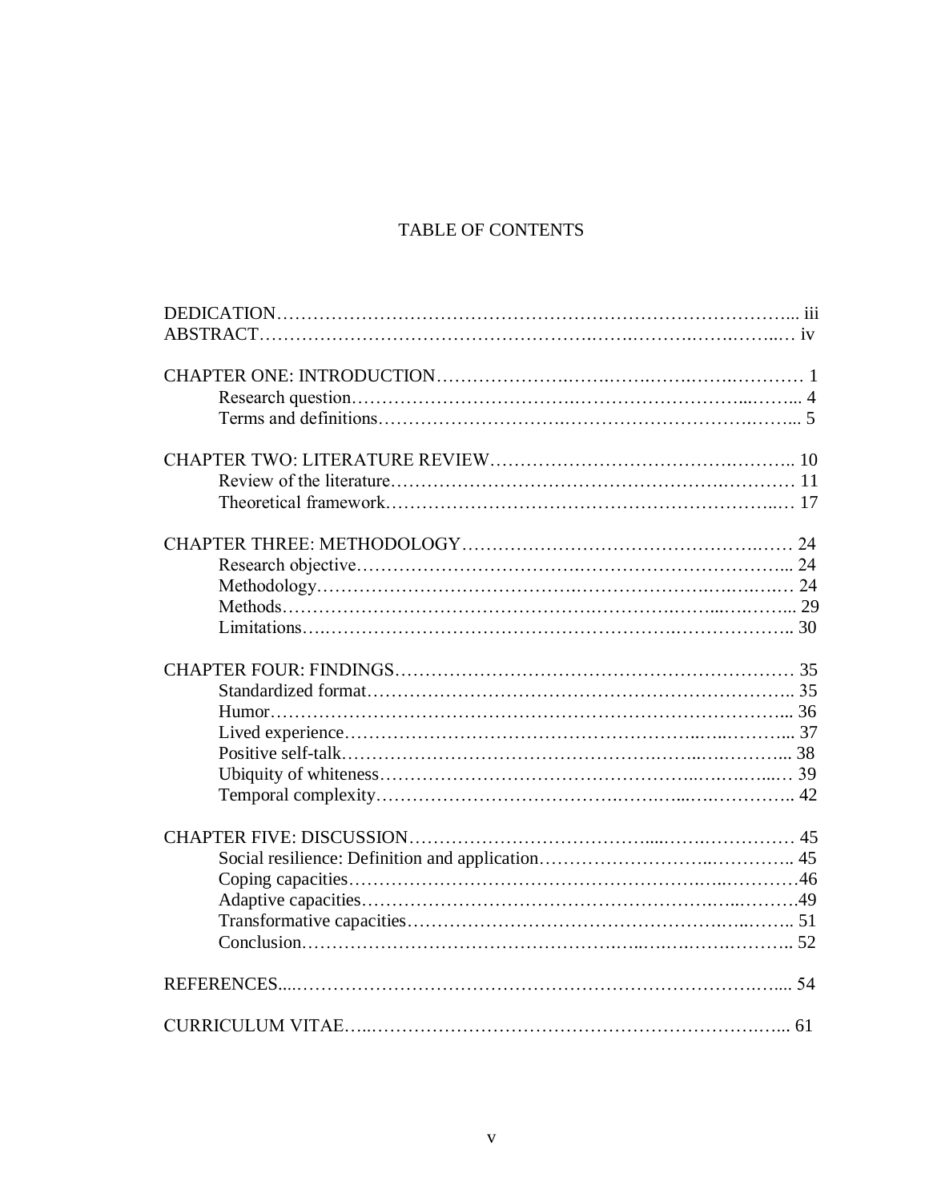# TABLE OF CONTENTS

DEDICATION………………………………………………………………………... iii
ABSTRACT…………………………………………………………………………… iv

CHAPTER ONE: INTRODUCTION…………………………………………………… 1
    Research question………………………………………………………………... 4
    Terms and definitions……………………………………………………………... 5

CHAPTER TWO: LITERATURE REVIEW…………………………………………... 10
    Review of the literature…………………………………………………………… 11
    Theoretical framework……………………………………………………………. 17

CHAPTER THREE: METHODOLOGY……………………………………………… 24
    Research objective…………………………………………………………………... 24
    Methodology………………………………………………………………………… 24
    Methods………………………………………………………………………………... 29
    Limitations……………………………………………………………………………... 30

CHAPTER FOUR: FINDINGS…………………………………………………………… 35
    Standardized format…………………………………………………………………... 35
    Humor……………………………………………………………………………………... 36
    Lived experience………………………………………………………………………... 37
    Positive self-talk…………………………………………………………………………... 38
    Ubiquity of whiteness…………………………………………………………………… 39
    Temporal complexity…………………………………………………………………... 42

CHAPTER FIVE: DISCUSSION………………………………………………………… 45
    Social resilience: Definition and application……………………………………... 45
    Coping capacities……………………………………………………………………………46
    Adaptive capacities……………………………………………………………………….49
    Transformative capacities……………………………………………………………... 51
    Conclusion……………………………………………………………………………... 52

REFERENCES...………………………………………………………………………….... 54

CURRICULUM VITAE……………………………………………………………………... 61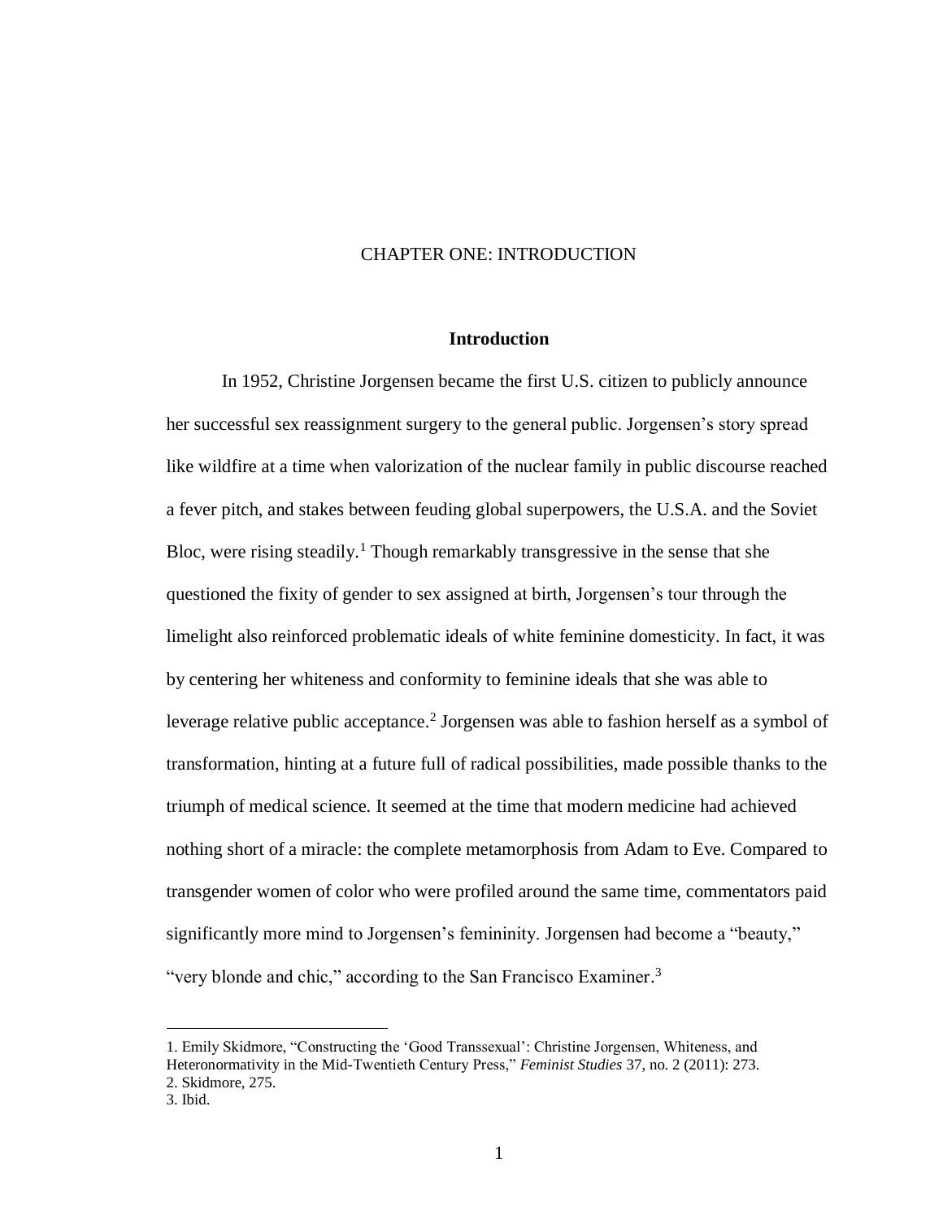# CHAPTER ONE: INTRODUCTION

## Introduction

In 1952, Christine Jorgensen became the first U.S. citizen to publicly announce her successful sex reassignment surgery to the general public. Jorgensen's story spread like wildfire at a time when valorization of the nuclear family in public discourse reached a fever pitch, and stakes between feuding global superpowers, the U.S.A. and the Soviet Bloc, were rising steadily.[1] Though remarkably transgressive in the sense that she questioned the fixity of gender to sex assigned at birth, Jorgensen's tour through the limelight also reinforced problematic ideals of white feminine domesticity. In fact, it was by centering her whiteness and conformity to feminine ideals that she was able to leverage relative public acceptance.[2] Jorgensen was able to fashion herself as a symbol of transformation, hinting at a future full of radical possibilities, made possible thanks to the triumph of medical science. It seemed at the time that modern medicine had achieved nothing short of a miracle: the complete metamorphosis from Adam to Eve. Compared to transgender women of color who were profiled around the same time, commentators paid significantly more mind to Jorgensen's femininity. Jorgensen had become a "beauty," "very blonde and chic," according to the San Francisco Examiner.[3]

---

1. Emily Skidmore, "Constructing the 'Good Transsexual': Christine Jorgensen, Whiteness, and Heteronormativity in the Mid-Twentieth Century Press," *Feminist Studies* 37, no. 2 (2011): 273.
2. Skidmore, 275.
3. Ibid.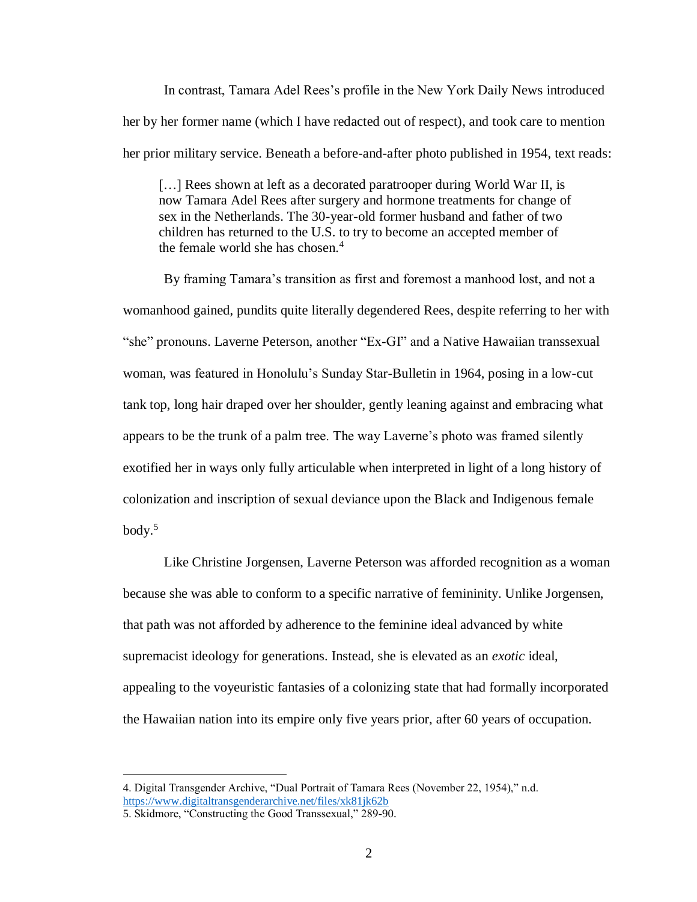In contrast, Tamara Adel Rees's profile in the New York Daily News introduced her by her former name (which I have redacted out of respect), and took care to mention her prior military service. Beneath a before-and-after photo published in 1954, text reads:

> […] Rees shown at left as a decorated paratrooper during World War II, is now Tamara Adel Rees after surgery and hormone treatments for change of sex in the Netherlands. The 30-year-old former husband and father of two children has returned to the U.S. to try to become an accepted member of the female world she has chosen.[4]

By framing Tamara's transition as first and foremost a manhood lost, and not a womanhood gained, pundits quite literally degendered Rees, despite referring to her with "she" pronouns. Laverne Peterson, another "Ex-GI" and a Native Hawaiian transsexual woman, was featured in Honolulu's Sunday Star-Bulletin in 1964, posing in a low-cut tank top, long hair draped over her shoulder, gently leaning against and embracing what appears to be the trunk of a palm tree. The way Laverne's photo was framed silently exotified her in ways only fully articulable when interpreted in light of a long history of colonization and inscription of sexual deviance upon the Black and Indigenous female body.[5]

Like Christine Jorgensen, Laverne Peterson was afforded recognition as a woman because she was able to conform to a specific narrative of femininity. Unlike Jorgensen, that path was not afforded by adherence to the feminine ideal advanced by white supremacist ideology for generations. Instead, she is elevated as an *exotic* ideal, appealing to the voyeuristic fantasies of a colonizing state that had formally incorporated the Hawaiian nation into its empire only five years prior, after 60 years of occupation.

---

4. Digital Transgender Archive, "Dual Portrait of Tamara Rees (November 22, 1954)," n.d. https://www.digitaltransgenderarchive.net/files/xk81jk62b
5. Skidmore, "Constructing the Good Transsexual," 289-90.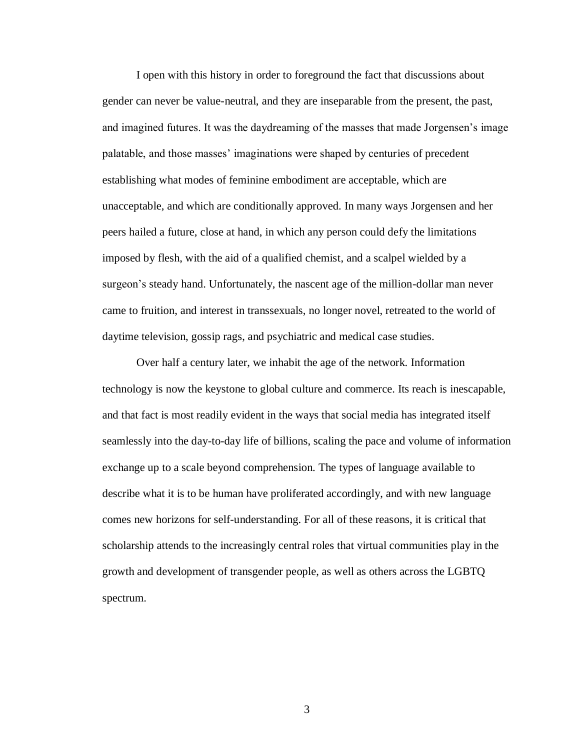I open with this history in order to foreground the fact that discussions about gender can never be value-neutral, and they are inseparable from the present, the past, and imagined futures. It was the daydreaming of the masses that made Jorgensen's image palatable, and those masses' imaginations were shaped by centuries of precedent establishing what modes of feminine embodiment are acceptable, which are unacceptable, and which are conditionally approved. In many ways Jorgensen and her peers hailed a future, close at hand, in which any person could defy the limitations imposed by flesh, with the aid of a qualified chemist, and a scalpel wielded by a surgeon's steady hand. Unfortunately, the nascent age of the million-dollar man never came to fruition, and interest in transsexuals, no longer novel, retreated to the world of daytime television, gossip rags, and psychiatric and medical case studies.

Over half a century later, we inhabit the age of the network. Information technology is now the keystone to global culture and commerce. Its reach is inescapable, and that fact is most readily evident in the ways that social media has integrated itself seamlessly into the day-to-day life of billions, scaling the pace and volume of information exchange up to a scale beyond comprehension. The types of language available to describe what it is to be human have proliferated accordingly, and with new language comes new horizons for self-understanding. For all of these reasons, it is critical that scholarship attends to the increasingly central roles that virtual communities play in the growth and development of transgender people, as well as others across the LGBTQ spectrum.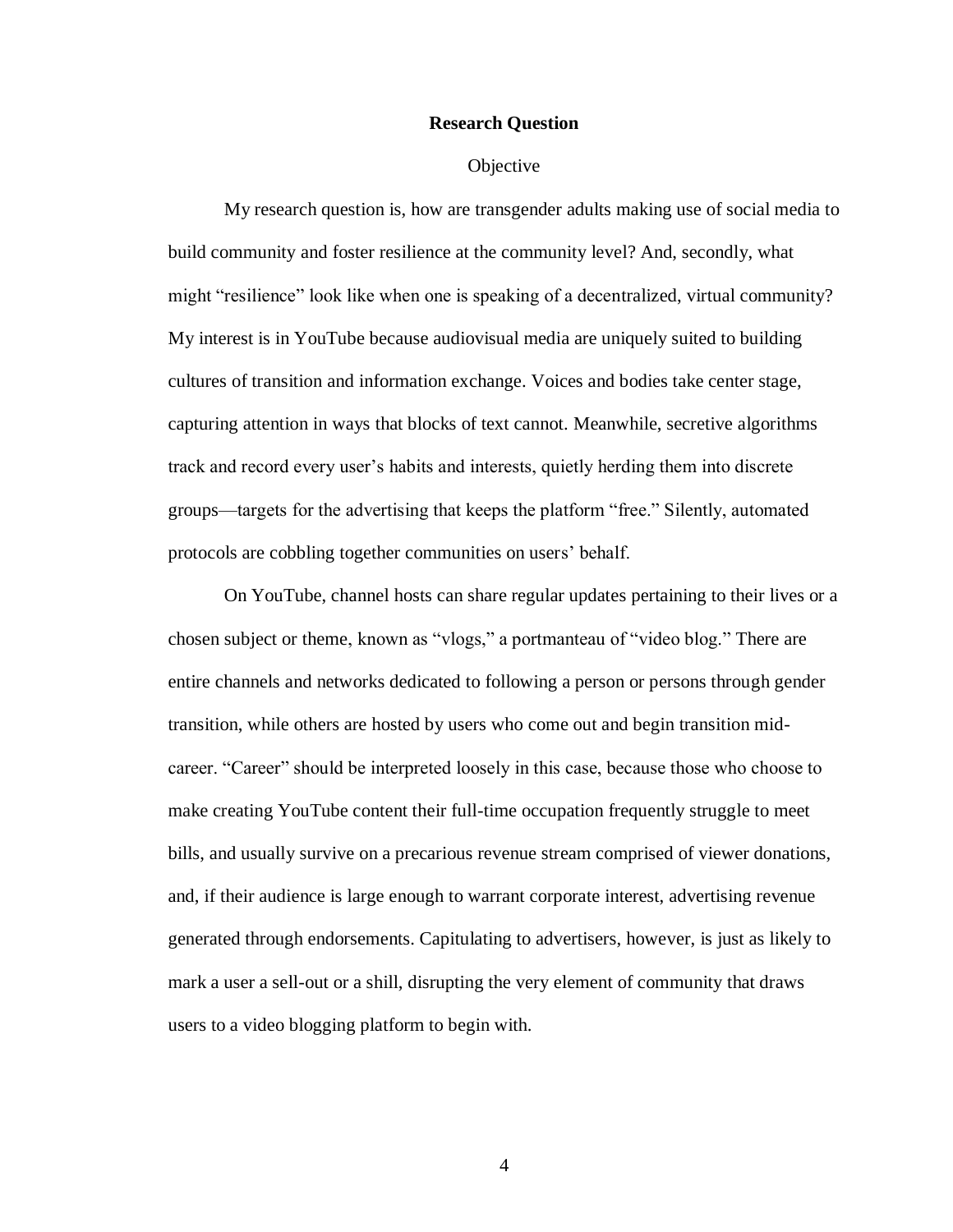## Research Question

### Objective

My research question is, how are transgender adults making use of social media to build community and foster resilience at the community level? And, secondly, what might "resilience" look like when one is speaking of a decentralized, virtual community? My interest is in YouTube because audiovisual media are uniquely suited to building cultures of transition and information exchange. Voices and bodies take center stage, capturing attention in ways that blocks of text cannot. Meanwhile, secretive algorithms track and record every user's habits and interests, quietly herding them into discrete groups—targets for the advertising that keeps the platform "free." Silently, automated protocols are cobbling together communities on users' behalf.

On YouTube, channel hosts can share regular updates pertaining to their lives or a chosen subject or theme, known as "vlogs," a portmanteau of "video blog." There are entire channels and networks dedicated to following a person or persons through gender transition, while others are hosted by users who come out and begin transition mid-career. "Career" should be interpreted loosely in this case, because those who choose to make creating YouTube content their full-time occupation frequently struggle to meet bills, and usually survive on a precarious revenue stream comprised of viewer donations, and, if their audience is large enough to warrant corporate interest, advertising revenue generated through endorsements. Capitulating to advertisers, however, is just as likely to mark a user a sell-out or a shill, disrupting the very element of community that draws users to a video blogging platform to begin with.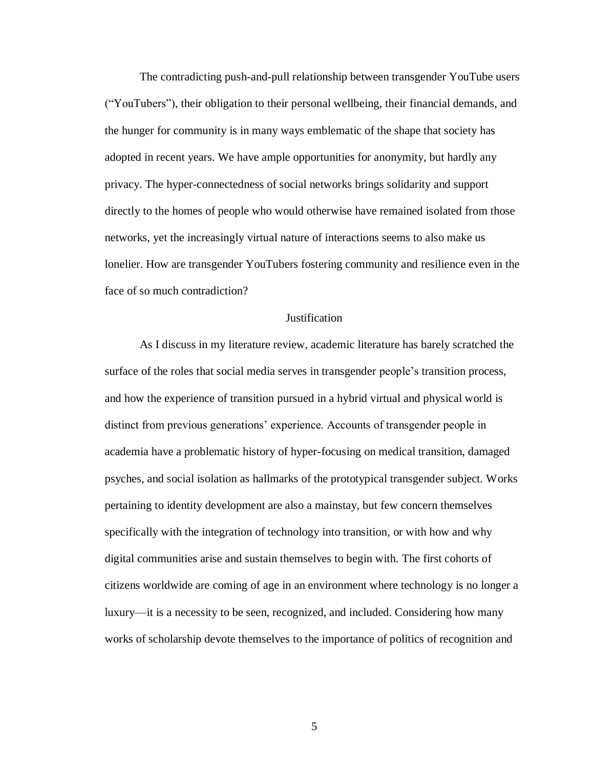The contradicting push-and-pull relationship between transgender YouTube users ("YouTubers"), their obligation to their personal wellbeing, their financial demands, and the hunger for community is in many ways emblematic of the shape that society has adopted in recent years. We have ample opportunities for anonymity, but hardly any privacy. The hyper-connectedness of social networks brings solidarity and support directly to the homes of people who would otherwise have remained isolated from those networks, yet the increasingly virtual nature of interactions seems to also make us lonelier. How are transgender YouTubers fostering community and resilience even in the face of so much contradiction?

## Justification

As I discuss in my literature review, academic literature has barely scratched the surface of the roles that social media serves in transgender people's transition process, and how the experience of transition pursued in a hybrid virtual and physical world is distinct from previous generations' experience. Accounts of transgender people in academia have a problematic history of hyper-focusing on medical transition, damaged psyches, and social isolation as hallmarks of the prototypical transgender subject. Works pertaining to identity development are also a mainstay, but few concern themselves specifically with the integration of technology into transition, or with how and why digital communities arise and sustain themselves to begin with. The first cohorts of citizens worldwide are coming of age in an environment where technology is no longer a luxury—it is a necessity to be seen, recognized, and included. Considering how many works of scholarship devote themselves to the importance of politics of recognition and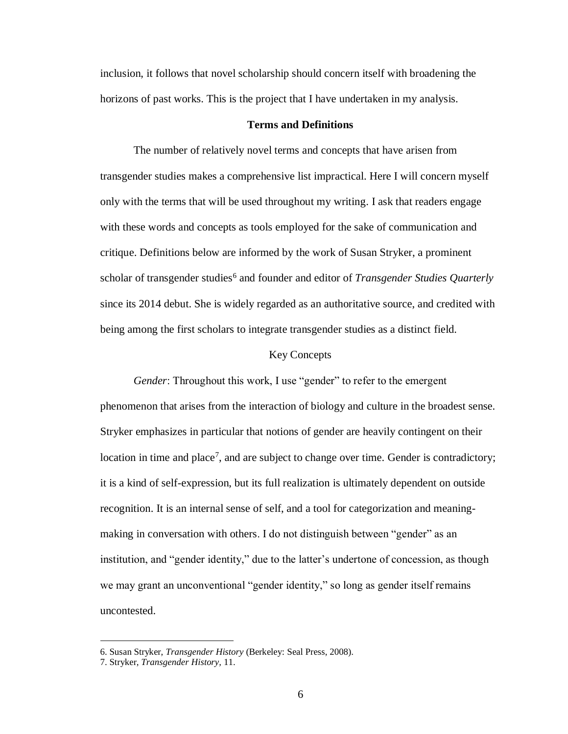inclusion, it follows that novel scholarship should concern itself with broadening the horizons of past works. This is the project that I have undertaken in my analysis.

## Terms and Definitions

The number of relatively novel terms and concepts that have arisen from transgender studies makes a comprehensive list impractical. Here I will concern myself only with the terms that will be used throughout my writing. I ask that readers engage with these words and concepts as tools employed for the sake of communication and critique. Definitions below are informed by the work of Susan Stryker, a prominent scholar of transgender studies[6] and founder and editor of *Transgender Studies Quarterly* since its 2014 debut. She is widely regarded as an authoritative source, and credited with being among the first scholars to integrate transgender studies as a distinct field.

### Key Concepts

*Gender*: Throughout this work, I use "gender" to refer to the emergent phenomenon that arises from the interaction of biology and culture in the broadest sense. Stryker emphasizes in particular that notions of gender are heavily contingent on their location in time and place[7], and are subject to change over time. Gender is contradictory; it is a kind of self-expression, but its full realization is ultimately dependent on outside recognition. It is an internal sense of self, and a tool for categorization and meaning-making in conversation with others. I do not distinguish between "gender" as an institution, and "gender identity," due to the latter's undertone of concession, as though we may grant an unconventional "gender identity," so long as gender itself remains uncontested.

---

6. Susan Stryker, *Transgender History* (Berkeley: Seal Press, 2008).
7. Stryker, *Transgender History*, 11.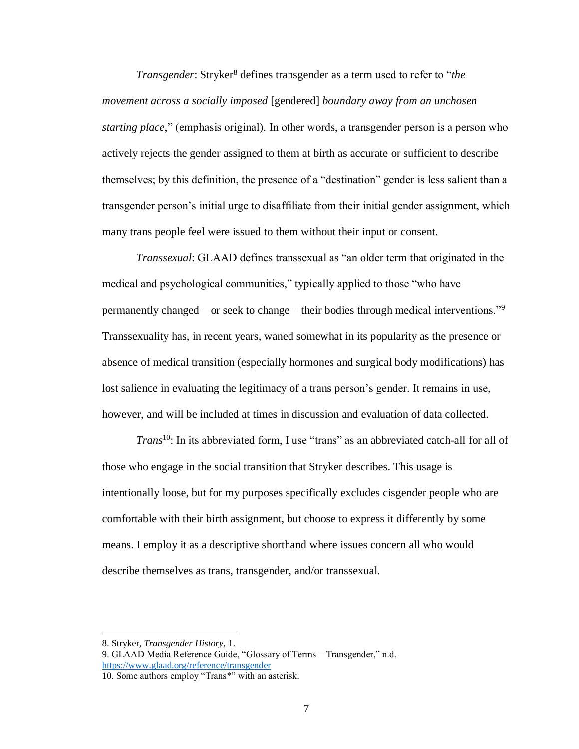*Transgender*: Stryker[8] defines transgender as a term used to refer to "*the movement across a socially imposed* [gendered] *boundary away from an unchosen starting place*," (emphasis original). In other words, a transgender person is a person who actively rejects the gender assigned to them at birth as accurate or sufficient to describe themselves; by this definition, the presence of a "destination" gender is less salient than a transgender person's initial urge to disaffiliate from their initial gender assignment, which many trans people feel were issued to them without their input or consent.

*Transsexual*: GLAAD defines transsexual as "an older term that originated in the medical and psychological communities," typically applied to those "who have permanently changed – or seek to change – their bodies through medical interventions."[9] Transsexuality has, in recent years, waned somewhat in its popularity as the presence or absence of medical transition (especially hormones and surgical body modifications) has lost salience in evaluating the legitimacy of a trans person's gender. It remains in use, however, and will be included at times in discussion and evaluation of data collected.

*Trans*[10]: In its abbreviated form, I use "trans" as an abbreviated catch-all for all of those who engage in the social transition that Stryker describes. This usage is intentionally loose, but for my purposes specifically excludes cisgender people who are comfortable with their birth assignment, but choose to express it differently by some means. I employ it as a descriptive shorthand where issues concern all who would describe themselves as trans, transgender, and/or transsexual.

---

8. Stryker, *Transgender History*, 1.
9. GLAAD Media Reference Guide, "Glossary of Terms – Transgender," n.d. https://www.glaad.org/reference/transgender
10. Some authors employ "Trans*" with an asterisk.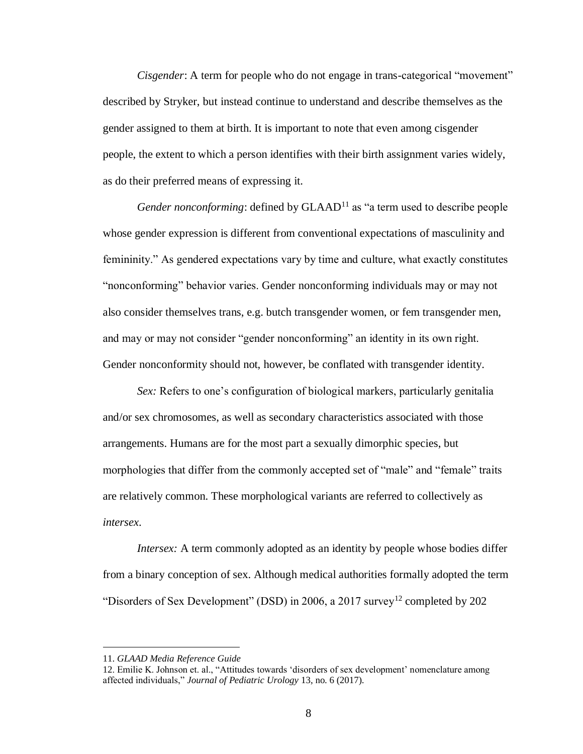*Cisgender*: A term for people who do not engage in trans-categorical "movement" described by Stryker, but instead continue to understand and describe themselves as the gender assigned to them at birth. It is important to note that even among cisgender people, the extent to which a person identifies with their birth assignment varies widely, as do their preferred means of expressing it.

*Gender nonconforming*: defined by GLAAD[11] as "a term used to describe people whose gender expression is different from conventional expectations of masculinity and femininity." As gendered expectations vary by time and culture, what exactly constitutes "nonconforming" behavior varies. Gender nonconforming individuals may or may not also consider themselves trans, e.g. butch transgender women, or fem transgender men, and may or may not consider "gender nonconforming" an identity in its own right. Gender nonconformity should not, however, be conflated with transgender identity.

*Sex:* Refers to one's configuration of biological markers, particularly genitalia and/or sex chromosomes, as well as secondary characteristics associated with those arrangements. Humans are for the most part a sexually dimorphic species, but morphologies that differ from the commonly accepted set of "male" and "female" traits are relatively common. These morphological variants are referred to collectively as *intersex*.

*Intersex:* A term commonly adopted as an identity by people whose bodies differ from a binary conception of sex. Although medical authorities formally adopted the term "Disorders of Sex Development" (DSD) in 2006, a 2017 survey[12] completed by 202

---

11. *GLAAD Media Reference Guide*

12. Emilie K. Johnson et. al., "Attitudes towards 'disorders of sex development' nomenclature among affected individuals," *Journal of Pediatric Urology* 13, no. 6 (2017).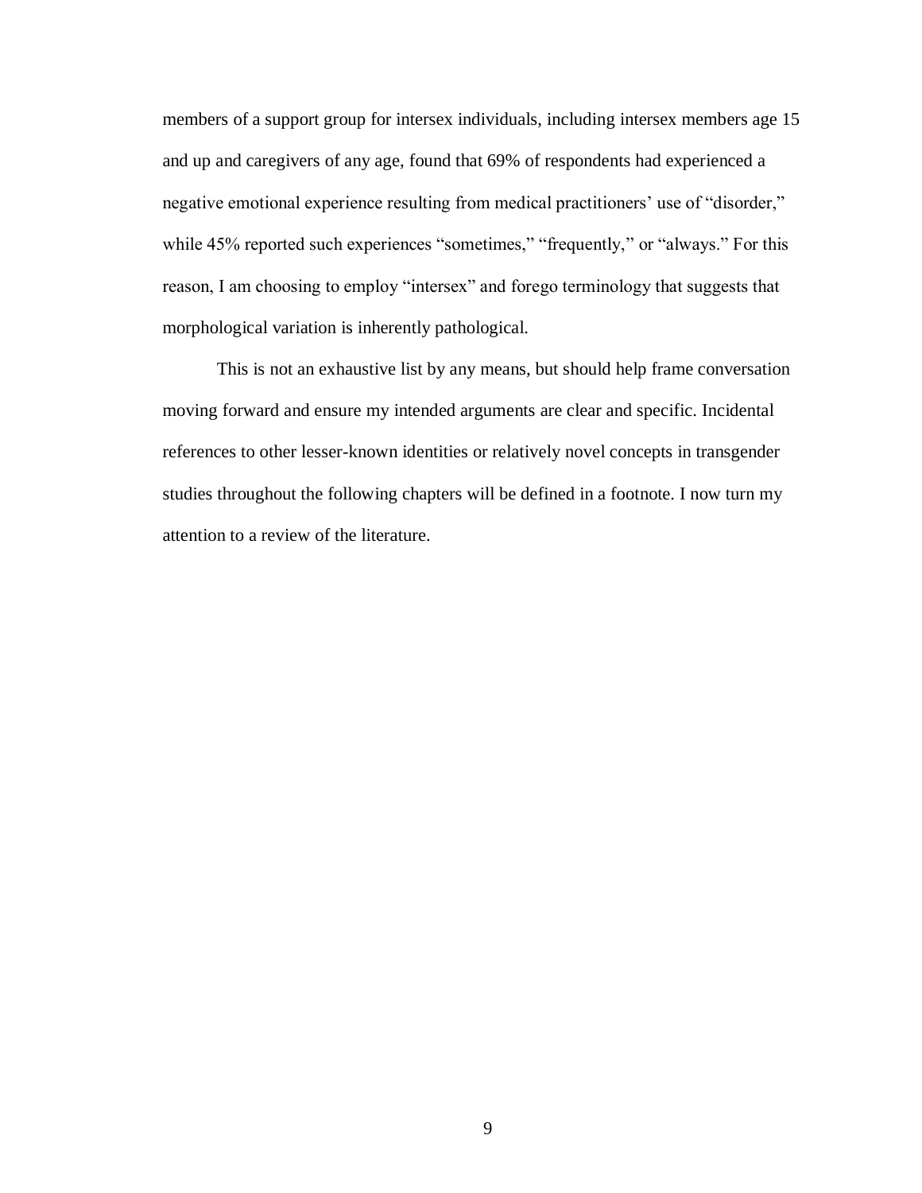members of a support group for intersex individuals, including intersex members age 15 and up and caregivers of any age, found that 69% of respondents had experienced a negative emotional experience resulting from medical practitioners' use of "disorder," while 45% reported such experiences "sometimes," "frequently," or "always." For this reason, I am choosing to employ "intersex" and forego terminology that suggests that morphological variation is inherently pathological.

This is not an exhaustive list by any means, but should help frame conversation moving forward and ensure my intended arguments are clear and specific. Incidental references to other lesser-known identities or relatively novel concepts in transgender studies throughout the following chapters will be defined in a footnote. I now turn my attention to a review of the literature.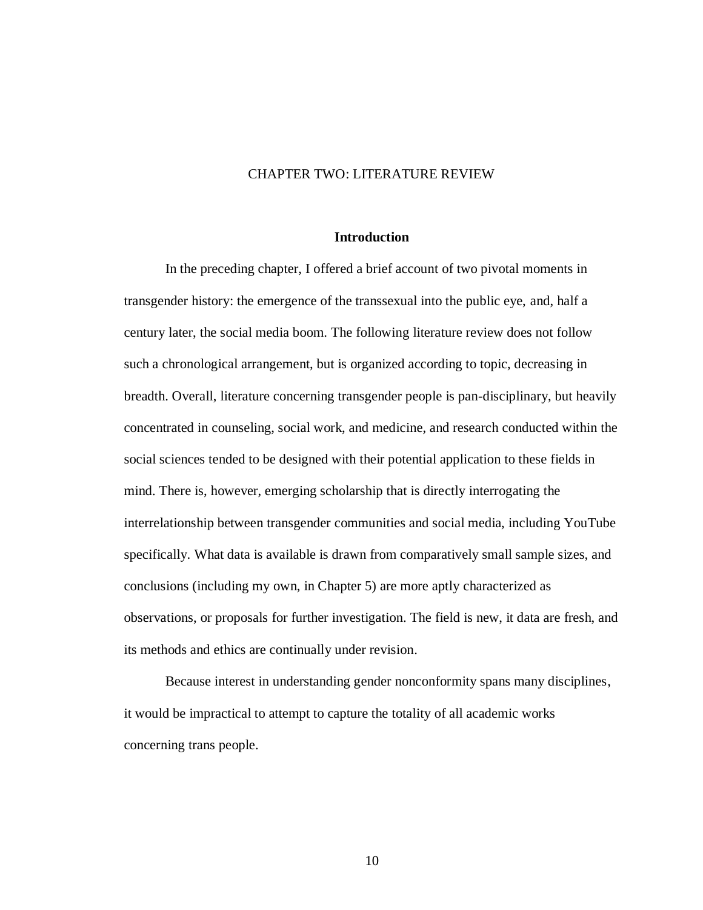# CHAPTER TWO: LITERATURE REVIEW

## Introduction

In the preceding chapter, I offered a brief account of two pivotal moments in transgender history: the emergence of the transsexual into the public eye, and, half a century later, the social media boom. The following literature review does not follow such a chronological arrangement, but is organized according to topic, decreasing in breadth. Overall, literature concerning transgender people is pan-disciplinary, but heavily concentrated in counseling, social work, and medicine, and research conducted within the social sciences tended to be designed with their potential application to these fields in mind. There is, however, emerging scholarship that is directly interrogating the interrelationship between transgender communities and social media, including YouTube specifically. What data is available is drawn from comparatively small sample sizes, and conclusions (including my own, in Chapter 5) are more aptly characterized as observations, or proposals for further investigation. The field is new, it data are fresh, and its methods and ethics are continually under revision.

Because interest in understanding gender nonconformity spans many disciplines, it would be impractical to attempt to capture the totality of all academic works concerning trans people.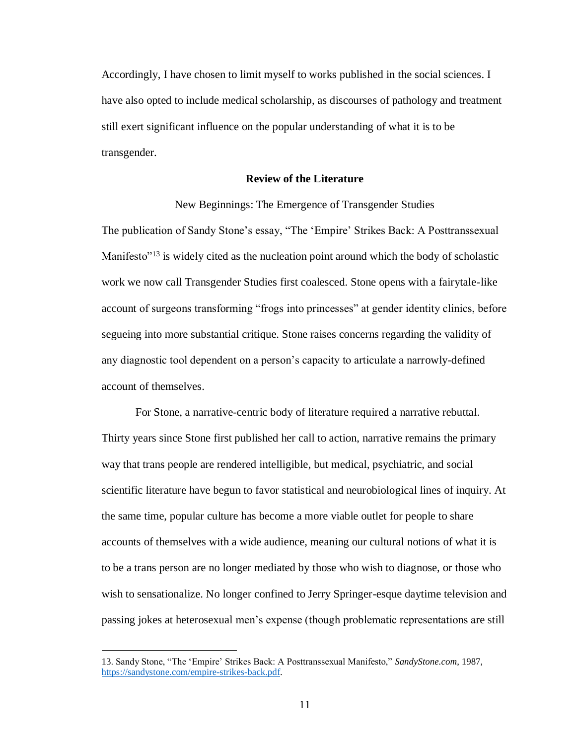Accordingly, I have chosen to limit myself to works published in the social sciences. I have also opted to include medical scholarship, as discourses of pathology and treatment still exert significant influence on the popular understanding of what it is to be transgender.

## Review of the Literature

### New Beginnings: The Emergence of Transgender Studies

The publication of Sandy Stone's essay, "The 'Empire' Strikes Back: A Posttranssexual Manifesto"[13] is widely cited as the nucleation point around which the body of scholastic work we now call Transgender Studies first coalesced. Stone opens with a fairytale-like account of surgeons transforming "frogs into princesses" at gender identity clinics, before segueing into more substantial critique. Stone raises concerns regarding the validity of any diagnostic tool dependent on a person's capacity to articulate a narrowly-defined account of themselves.

For Stone, a narrative-centric body of literature required a narrative rebuttal. Thirty years since Stone first published her call to action, narrative remains the primary way that trans people are rendered intelligible, but medical, psychiatric, and social scientific literature have begun to favor statistical and neurobiological lines of inquiry. At the same time, popular culture has become a more viable outlet for people to share accounts of themselves with a wide audience, meaning our cultural notions of what it is to be a trans person are no longer mediated by those who wish to diagnose, or those who wish to sensationalize. No longer confined to Jerry Springer-esque daytime television and passing jokes at heterosexual men's expense (though problematic representations are still

---

13. Sandy Stone, "The 'Empire' Strikes Back: A Posttranssexual Manifesto," *SandyStone.com*, 1987, https://sandystone.com/empire-strikes-back.pdf.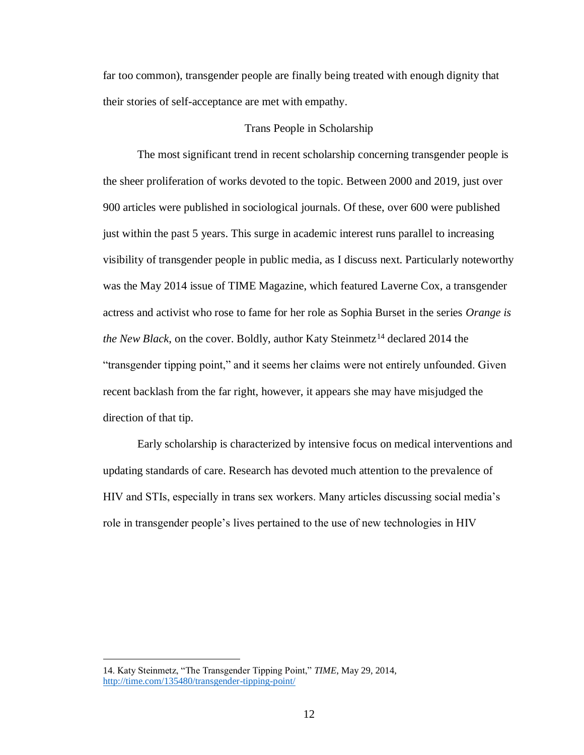far too common), transgender people are finally being treated with enough dignity that their stories of self-acceptance are met with empathy.

## Trans People in Scholarship

The most significant trend in recent scholarship concerning transgender people is the sheer proliferation of works devoted to the topic. Between 2000 and 2019, just over 900 articles were published in sociological journals. Of these, over 600 were published just within the past 5 years. This surge in academic interest runs parallel to increasing visibility of transgender people in public media, as I discuss next. Particularly noteworthy was the May 2014 issue of TIME Magazine, which featured Laverne Cox, a transgender actress and activist who rose to fame for her role as Sophia Burset in the series *Orange is the New Black*, on the cover. Boldly, author Katy Steinmetz[14] declared 2014 the "transgender tipping point," and it seems her claims were not entirely unfounded. Given recent backlash from the far right, however, it appears she may have misjudged the direction of that tip.

Early scholarship is characterized by intensive focus on medical interventions and updating standards of care. Research has devoted much attention to the prevalence of HIV and STIs, especially in trans sex workers. Many articles discussing social media's role in transgender people's lives pertained to the use of new technologies in HIV

---

14. Katy Steinmetz, "The Transgender Tipping Point," *TIME*, May 29, 2014, http://time.com/135480/transgender-tipping-point/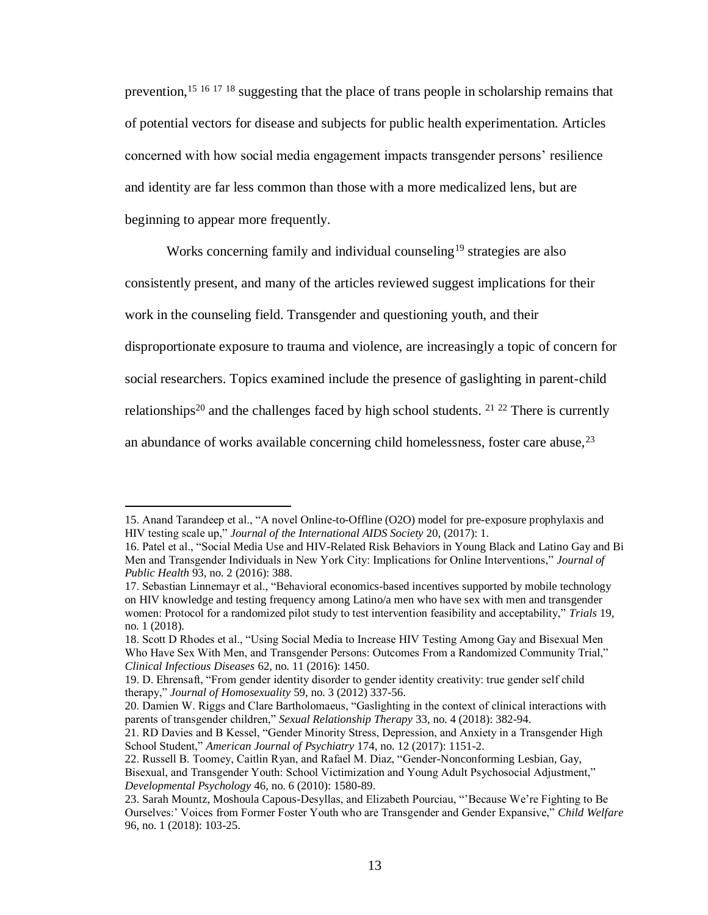prevention,[15] [16] [17] [18] suggesting that the place of trans people in scholarship remains that of potential vectors for disease and subjects for public health experimentation. Articles concerned with how social media engagement impacts transgender persons' resilience and identity are far less common than those with a more medicalized lens, but are beginning to appear more frequently.

Works concerning family and individual counseling[19] strategies are also consistently present, and many of the articles reviewed suggest implications for their work in the counseling field. Transgender and questioning youth, and their disproportionate exposure to trauma and violence, are increasingly a topic of concern for social researchers. Topics examined include the presence of gaslighting in parent-child relationships[20] and the challenges faced by high school students. [21] [22] There is currently an abundance of works available concerning child homelessness, foster care abuse,[23]

---

15. Anand Tarandeep et al., "A novel Online-to-Offline (O2O) model for pre-exposure prophylaxis and HIV testing scale up," *Journal of the International AIDS Society* 20, (2017): 1.

16. Patel et al., "Social Media Use and HIV-Related Risk Behaviors in Young Black and Latino Gay and Bi Men and Transgender Individuals in New York City: Implications for Online Interventions," *Journal of Public Health* 93, no. 2 (2016): 388.

17. Sebastian Linnemayr et al., "Behavioral economics-based incentives supported by mobile technology on HIV knowledge and testing frequency among Latino/a men who have sex with men and transgender women: Protocol for a randomized pilot study to test intervention feasibility and acceptability," *Trials* 19, no. 1 (2018).

18. Scott D Rhodes et al., "Using Social Media to Increase HIV Testing Among Gay and Bisexual Men Who Have Sex With Men, and Transgender Persons: Outcomes From a Randomized Community Trial," *Clinical Infectious Diseases* 62, no. 11 (2016): 1450.

19. D. Ehrensaft, "From gender identity disorder to gender identity creativity: true gender self child therapy," *Journal of Homosexuality* 59, no. 3 (2012) 337-56.

20. Damien W. Riggs and Clare Bartholomaeus, "Gaslighting in the context of clinical interactions with parents of transgender children," *Sexual Relationship Therapy* 33, no. 4 (2018): 382-94.

21. RD Davies and B Kessel, "Gender Minority Stress, Depression, and Anxiety in a Transgender High School Student," *American Journal of Psychiatry* 174, no. 12 (2017): 1151-2.

22. Russell B. Toomey, Caitlin Ryan, and Rafael M. Diaz, "Gender-Nonconforming Lesbian, Gay, Bisexual, and Transgender Youth: School Victimization and Young Adult Psychosocial Adjustment," *Developmental Psychology* 46, no. 6 (2010): 1580-89.

23. Sarah Mountz, Moshoula Capous-Desyllas, and Elizabeth Pourciau, "'Because We're Fighting to Be Ourselves:' Voices from Former Foster Youth who are Transgender and Gender Expansive," *Child Welfare* 96, no. 1 (2018): 103-25.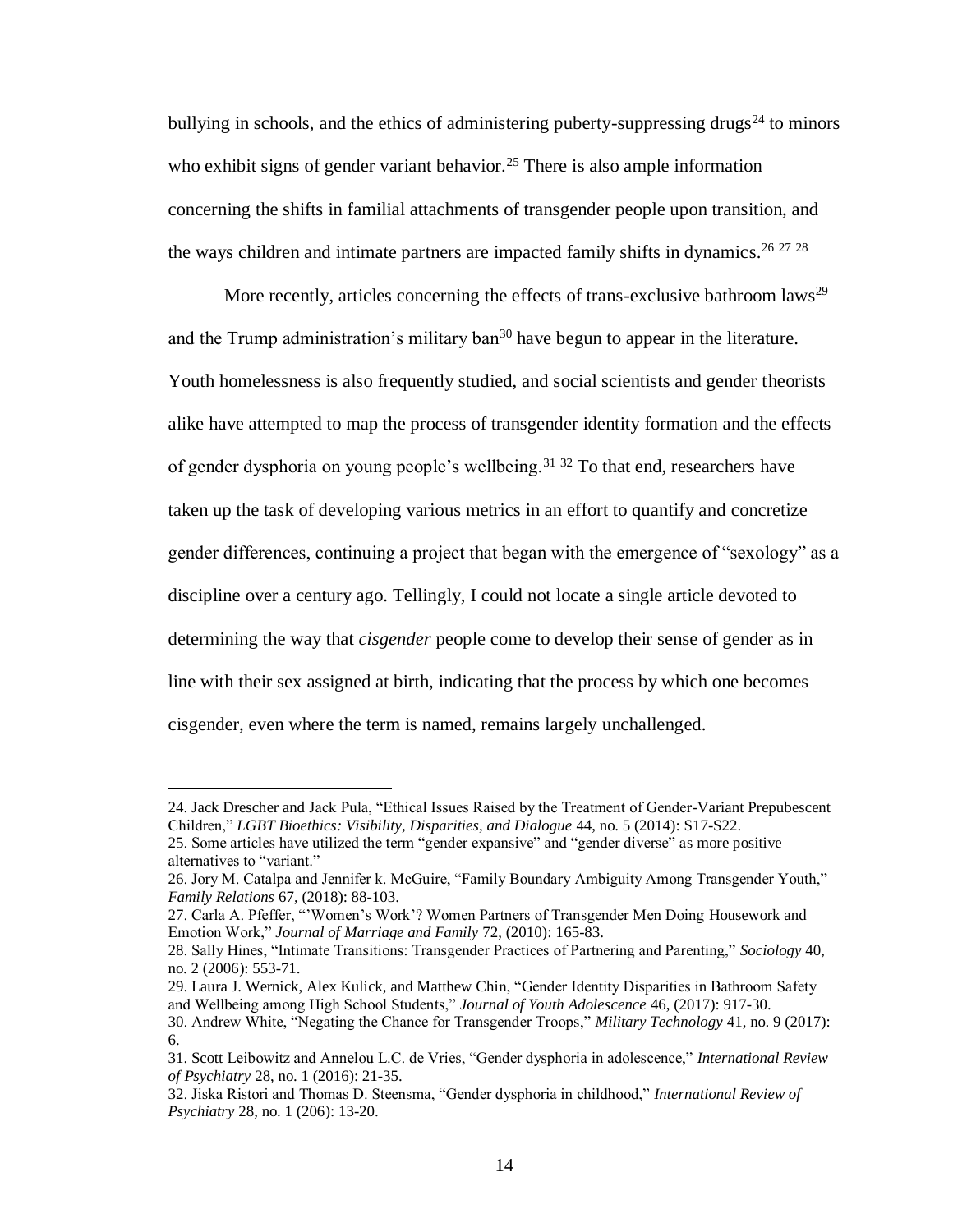bullying in schools, and the ethics of administering puberty-suppressing drugs[24] to minors who exhibit signs of gender variant behavior.[25] There is also ample information concerning the shifts in familial attachments of transgender people upon transition, and the ways children and intimate partners are impacted family shifts in dynamics.[26] [27] [28]

More recently, articles concerning the effects of trans-exclusive bathroom laws[29] and the Trump administration's military ban[30] have begun to appear in the literature. Youth homelessness is also frequently studied, and social scientists and gender theorists alike have attempted to map the process of transgender identity formation and the effects of gender dysphoria on young people's wellbeing.[31] [32] To that end, researchers have taken up the task of developing various metrics in an effort to quantify and concretize gender differences, continuing a project that began with the emergence of "sexology" as a discipline over a century ago. Tellingly, I could not locate a single article devoted to determining the way that *cisgender* people come to develop their sense of gender as in line with their sex assigned at birth, indicating that the process by which one becomes cisgender, even where the term is named, remains largely unchallenged.

---

24. Jack Drescher and Jack Pula, "Ethical Issues Raised by the Treatment of Gender-Variant Prepubescent Children," *LGBT Bioethics: Visibility, Disparities, and Dialogue* 44, no. 5 (2014): S17-S22.
25. Some articles have utilized the term "gender expansive" and "gender diverse" as more positive alternatives to "variant."
26. Jory M. Catalpa and Jennifer k. McGuire, "Family Boundary Ambiguity Among Transgender Youth," *Family Relations* 67, (2018): 88-103.
27. Carla A. Pfeffer, "'Women's Work'? Women Partners of Transgender Men Doing Housework and Emotion Work," *Journal of Marriage and Family* 72, (2010): 165-83.
28. Sally Hines, "Intimate Transitions: Transgender Practices of Partnering and Parenting," *Sociology* 40, no. 2 (2006): 553-71.
29. Laura J. Wernick, Alex Kulick, and Matthew Chin, "Gender Identity Disparities in Bathroom Safety and Wellbeing among High School Students," *Journal of Youth Adolescence* 46, (2017): 917-30.
30. Andrew White, "Negating the Chance for Transgender Troops," *Military Technology* 41, no. 9 (2017): 6.
31. Scott Leibowitz and Annelou L.C. de Vries, "Gender dysphoria in adolescence," *International Review of Psychiatry* 28, no. 1 (2016): 21-35.
32. Jiska Ristori and Thomas D. Steensma, "Gender dysphoria in childhood," *International Review of Psychiatry* 28, no. 1 (206): 13-20.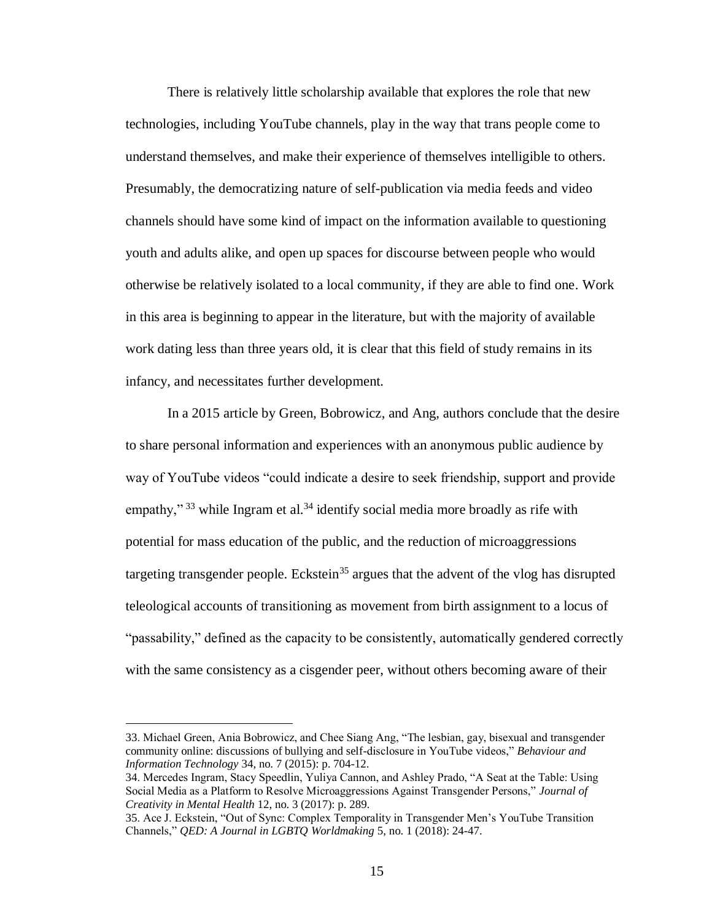There is relatively little scholarship available that explores the role that new technologies, including YouTube channels, play in the way that trans people come to understand themselves, and make their experience of themselves intelligible to others. Presumably, the democratizing nature of self-publication via media feeds and video channels should have some kind of impact on the information available to questioning youth and adults alike, and open up spaces for discourse between people who would otherwise be relatively isolated to a local community, if they are able to find one. Work in this area is beginning to appear in the literature, but with the majority of available work dating less than three years old, it is clear that this field of study remains in its infancy, and necessitates further development.

In a 2015 article by Green, Bobrowicz, and Ang, authors conclude that the desire to share personal information and experiences with an anonymous public audience by way of YouTube videos "could indicate a desire to seek friendship, support and provide empathy,"[33] while Ingram et al.[34] identify social media more broadly as rife with potential for mass education of the public, and the reduction of microaggressions targeting transgender people. Eckstein[35] argues that the advent of the vlog has disrupted teleological accounts of transitioning as movement from birth assignment to a locus of "passability," defined as the capacity to be consistently, automatically gendered correctly with the same consistency as a cisgender peer, without others becoming aware of their

---

33. Michael Green, Ania Bobrowicz, and Chee Siang Ang, "The lesbian, gay, bisexual and transgender community online: discussions of bullying and self-disclosure in YouTube videos," *Behaviour and Information Technology* 34, no. 7 (2015): p. 704-12.
34. Mercedes Ingram, Stacy Speedlin, Yuliya Cannon, and Ashley Prado, "A Seat at the Table: Using Social Media as a Platform to Resolve Microaggressions Against Transgender Persons," *Journal of Creativity in Mental Health* 12, no. 3 (2017): p. 289.
35. Ace J. Eckstein, "Out of Sync: Complex Temporality in Transgender Men's YouTube Transition Channels," *QED: A Journal in LGBTQ Worldmaking* 5, no. 1 (2018): 24-47.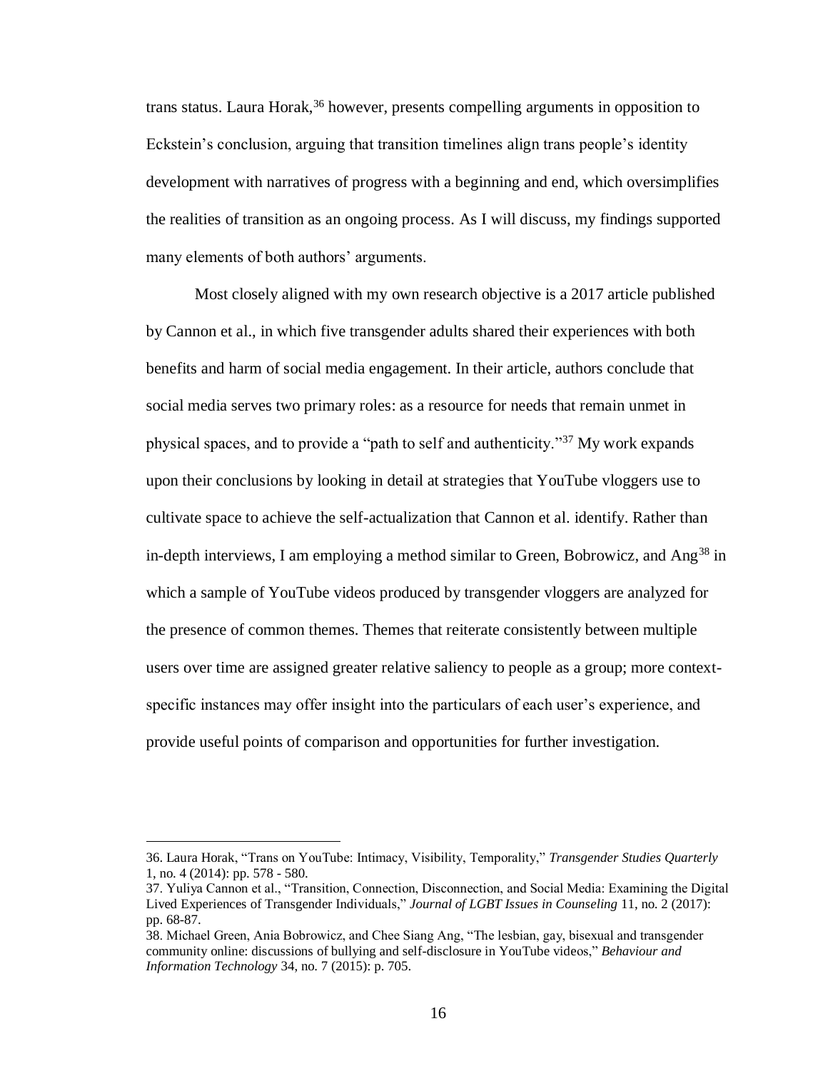trans status. Laura Horak,[36] however, presents compelling arguments in opposition to Eckstein's conclusion, arguing that transition timelines align trans people's identity development with narratives of progress with a beginning and end, which oversimplifies the realities of transition as an ongoing process. As I will discuss, my findings supported many elements of both authors' arguments.

Most closely aligned with my own research objective is a 2017 article published by Cannon et al., in which five transgender adults shared their experiences with both benefits and harm of social media engagement. In their article, authors conclude that social media serves two primary roles: as a resource for needs that remain unmet in physical spaces, and to provide a "path to self and authenticity."[37] My work expands upon their conclusions by looking in detail at strategies that YouTube vloggers use to cultivate space to achieve the self-actualization that Cannon et al. identify. Rather than in-depth interviews, I am employing a method similar to Green, Bobrowicz, and Ang[38] in which a sample of YouTube videos produced by transgender vloggers are analyzed for the presence of common themes. Themes that reiterate consistently between multiple users over time are assigned greater relative saliency to people as a group; more context-specific instances may offer insight into the particulars of each user's experience, and provide useful points of comparison and opportunities for further investigation.

---

36. Laura Horak, "Trans on YouTube: Intimacy, Visibility, Temporality," *Transgender Studies Quarterly* 1, no. 4 (2014): pp. 578 - 580.

37. Yuliya Cannon et al., "Transition, Connection, Disconnection, and Social Media: Examining the Digital Lived Experiences of Transgender Individuals," *Journal of LGBT Issues in Counseling* 11, no. 2 (2017): pp. 68-87.

38. Michael Green, Ania Bobrowicz, and Chee Siang Ang, "The lesbian, gay, bisexual and transgender community online: discussions of bullying and self-disclosure in YouTube videos," *Behaviour and Information Technology* 34, no. 7 (2015): p. 705.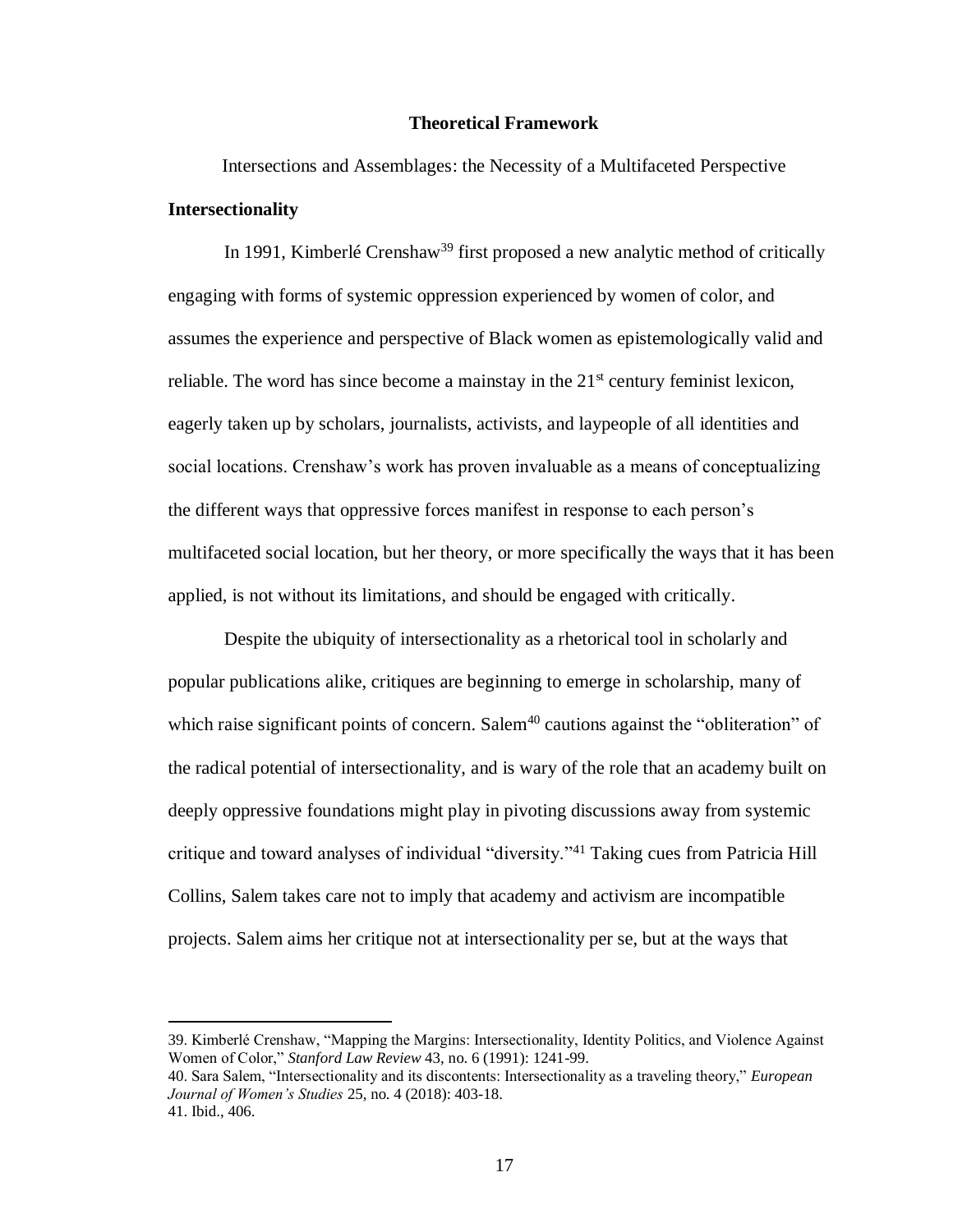## Theoretical Framework

Intersections and Assemblages: the Necessity of a Multifaceted Perspective

### Intersectionality

In 1991, Kimberlé Crenshaw[39] first proposed a new analytic method of critically engaging with forms of systemic oppression experienced by women of color, and assumes the experience and perspective of Black women as epistemologically valid and reliable. The word has since become a mainstay in the 21st century feminist lexicon, eagerly taken up by scholars, journalists, activists, and laypeople of all identities and social locations. Crenshaw's work has proven invaluable as a means of conceptualizing the different ways that oppressive forces manifest in response to each person's multifaceted social location, but her theory, or more specifically the ways that it has been applied, is not without its limitations, and should be engaged with critically.

Despite the ubiquity of intersectionality as a rhetorical tool in scholarly and popular publications alike, critiques are beginning to emerge in scholarship, many of which raise significant points of concern. Salem[40] cautions against the "obliteration" of the radical potential of intersectionality, and is wary of the role that an academy built on deeply oppressive foundations might play in pivoting discussions away from systemic critique and toward analyses of individual "diversity."[41] Taking cues from Patricia Hill Collins, Salem takes care not to imply that academy and activism are incompatible projects. Salem aims her critique not at intersectionality per se, but at the ways that

39. Kimberlé Crenshaw, "Mapping the Margins: Intersectionality, Identity Politics, and Violence Against Women of Color," *Stanford Law Review* 43, no. 6 (1991): 1241-99.

40. Sara Salem, "Intersectionality and its discontents: Intersectionality as a traveling theory," *European Journal of Women's Studies* 25, no. 4 (2018): 403-18.

41. Ibid., 406.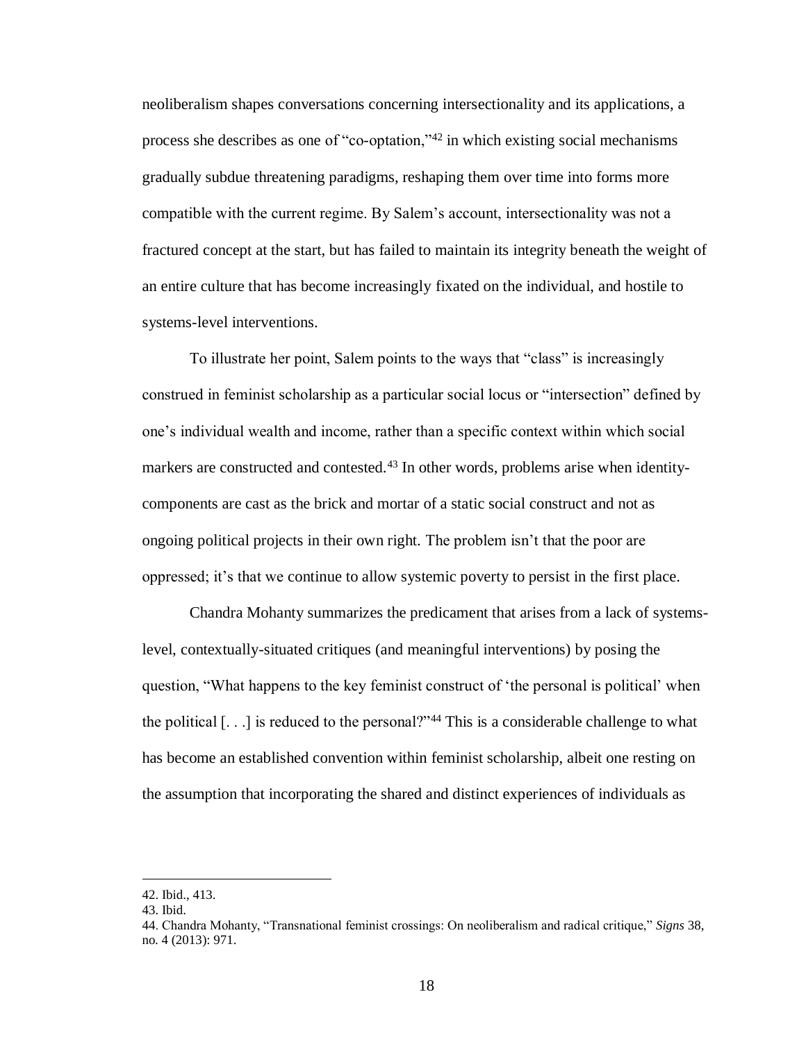neoliberalism shapes conversations concerning intersectionality and its applications, a process she describes as one of "co-optation,"[42] in which existing social mechanisms gradually subdue threatening paradigms, reshaping them over time into forms more compatible with the current regime. By Salem's account, intersectionality was not a fractured concept at the start, but has failed to maintain its integrity beneath the weight of an entire culture that has become increasingly fixated on the individual, and hostile to systems-level interventions.

To illustrate her point, Salem points to the ways that "class" is increasingly construed in feminist scholarship as a particular social locus or "intersection" defined by one's individual wealth and income, rather than a specific context within which social markers are constructed and contested.[43] In other words, problems arise when identity-components are cast as the brick and mortar of a static social construct and not as ongoing political projects in their own right. The problem isn't that the poor are oppressed; it's that we continue to allow systemic poverty to persist in the first place.

Chandra Mohanty summarizes the predicament that arises from a lack of systems-level, contextually-situated critiques (and meaningful interventions) by posing the question, "What happens to the key feminist construct of 'the personal is political' when the political [. . .] is reduced to the personal?"[44] This is a considerable challenge to what has become an established convention within feminist scholarship, albeit one resting on the assumption that incorporating the shared and distinct experiences of individuals as

42. Ibid., 413.
43. Ibid.
44. Chandra Mohanty, "Transnational feminist crossings: On neoliberalism and radical critique," *Signs* 38, no. 4 (2013): 971.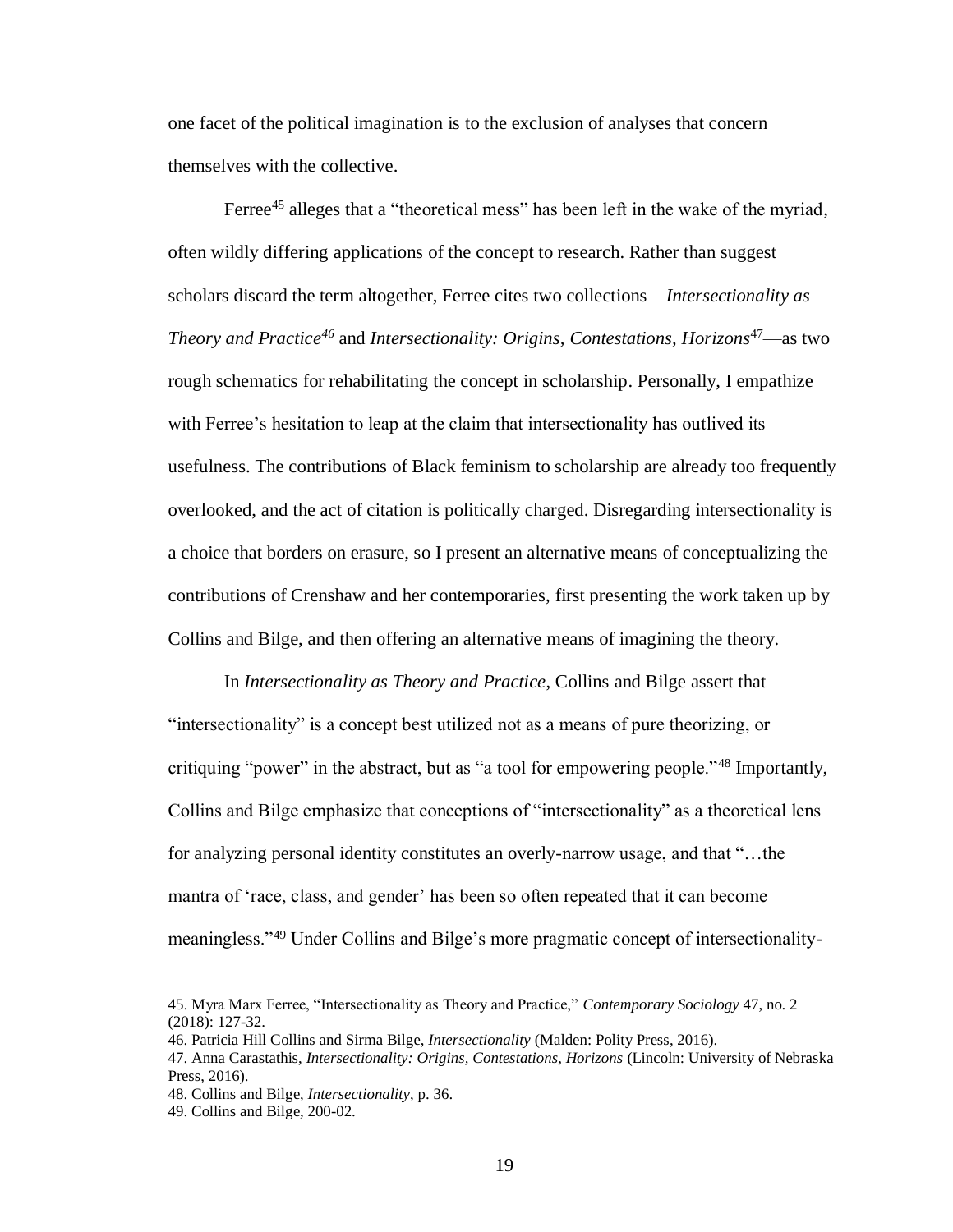one facet of the political imagination is to the exclusion of analyses that concern themselves with the collective.

Ferree[45] alleges that a "theoretical mess" has been left in the wake of the myriad, often wildly differing applications of the concept to research. Rather than suggest scholars discard the term altogether, Ferree cites two collections—*Intersectionality as Theory and Practice*[46] and *Intersectionality: Origins, Contestations, Horizons*[47]—as two rough schematics for rehabilitating the concept in scholarship. Personally, I empathize with Ferree's hesitation to leap at the claim that intersectionality has outlived its usefulness. The contributions of Black feminism to scholarship are already too frequently overlooked, and the act of citation is politically charged. Disregarding intersectionality is a choice that borders on erasure, so I present an alternative means of conceptualizing the contributions of Crenshaw and her contemporaries, first presenting the work taken up by Collins and Bilge, and then offering an alternative means of imagining the theory.

In *Intersectionality as Theory and Practice*, Collins and Bilge assert that "intersectionality" is a concept best utilized not as a means of pure theorizing, or critiquing "power" in the abstract, but as "a tool for empowering people."[48] Importantly, Collins and Bilge emphasize that conceptions of "intersectionality" as a theoretical lens for analyzing personal identity constitutes an overly-narrow usage, and that "…the mantra of 'race, class, and gender' has been so often repeated that it can become meaningless."[49] Under Collins and Bilge's more pragmatic concept of intersectionality-

---

45. Myra Marx Ferree, "Intersectionality as Theory and Practice," *Contemporary Sociology* 47, no. 2 (2018): 127-32.

46. Patricia Hill Collins and Sirma Bilge, *Intersectionality* (Malden: Polity Press, 2016).

47. Anna Carastathis, *Intersectionality: Origins, Contestations, Horizons* (Lincoln: University of Nebraska Press, 2016).

48. Collins and Bilge, *Intersectionality*, p. 36.

49. Collins and Bilge, 200-02.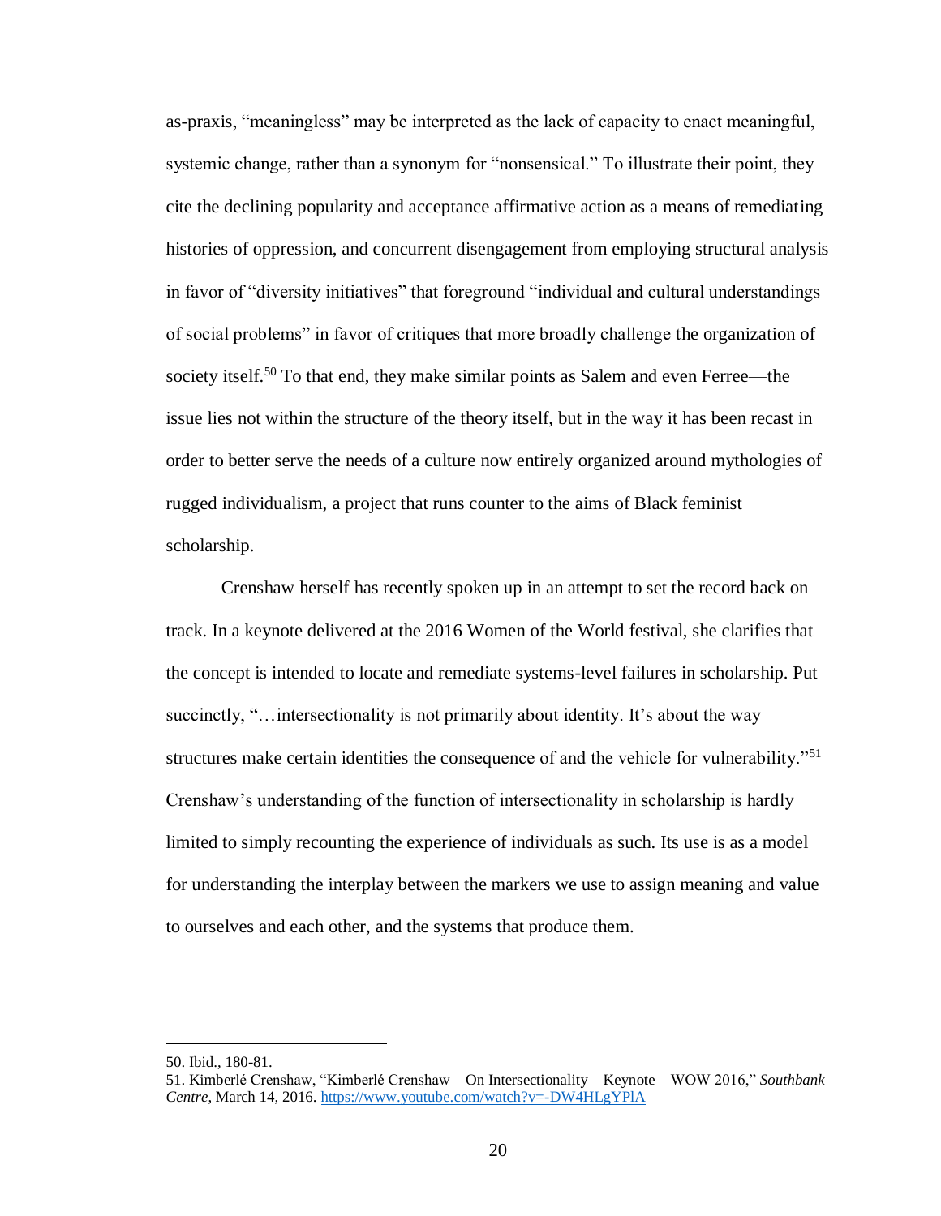as-praxis, "meaningless" may be interpreted as the lack of capacity to enact meaningful, systemic change, rather than a synonym for "nonsensical." To illustrate their point, they cite the declining popularity and acceptance affirmative action as a means of remediating histories of oppression, and concurrent disengagement from employing structural analysis in favor of "diversity initiatives" that foreground "individual and cultural understandings of social problems" in favor of critiques that more broadly challenge the organization of society itself.[50] To that end, they make similar points as Salem and even Ferree—the issue lies not within the structure of the theory itself, but in the way it has been recast in order to better serve the needs of a culture now entirely organized around mythologies of rugged individualism, a project that runs counter to the aims of Black feminist scholarship.

Crenshaw herself has recently spoken up in an attempt to set the record back on track. In a keynote delivered at the 2016 Women of the World festival, she clarifies that the concept is intended to locate and remediate systems-level failures in scholarship. Put succinctly, "…intersectionality is not primarily about identity. It's about the way structures make certain identities the consequence of and the vehicle for vulnerability."[51] Crenshaw's understanding of the function of intersectionality in scholarship is hardly limited to simply recounting the experience of individuals as such. Its use is as a model for understanding the interplay between the markers we use to assign meaning and value to ourselves and each other, and the systems that produce them.

---

50. Ibid., 180-81.

51. Kimberlé Crenshaw, "Kimberlé Crenshaw – On Intersectionality – Keynote – WOW 2016," *Southbank Centre*, March 14, 2016. https://www.youtube.com/watch?v=-DW4HLgYPlA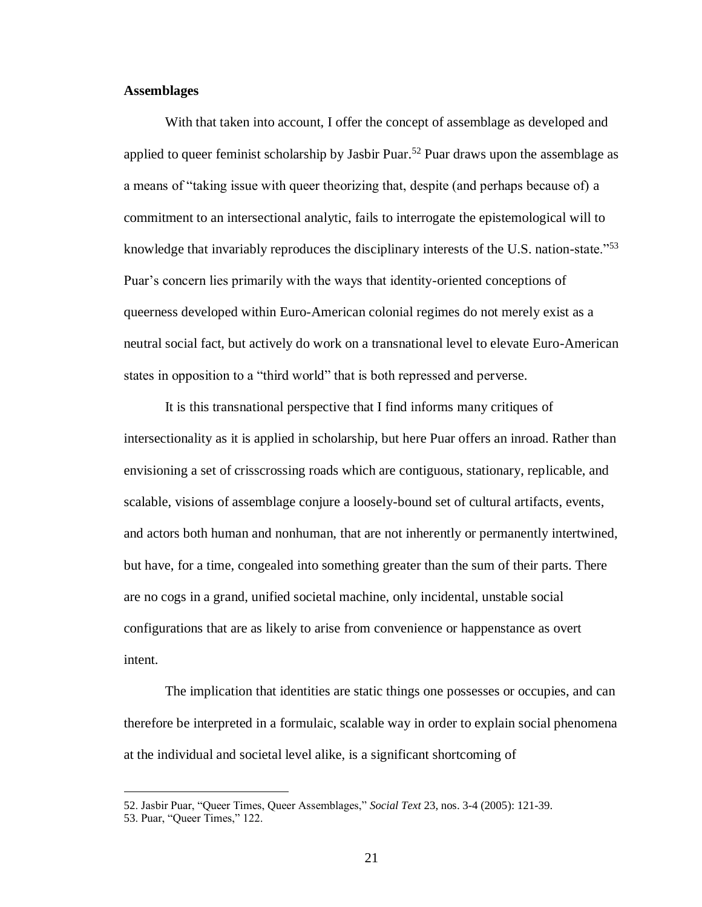### Assemblages

With that taken into account, I offer the concept of assemblage as developed and applied to queer feminist scholarship by Jasbir Puar.[52] Puar draws upon the assemblage as a means of "taking issue with queer theorizing that, despite (and perhaps because of) a commitment to an intersectional analytic, fails to interrogate the epistemological will to knowledge that invariably reproduces the disciplinary interests of the U.S. nation-state."[53] Puar's concern lies primarily with the ways that identity-oriented conceptions of queerness developed within Euro-American colonial regimes do not merely exist as a neutral social fact, but actively do work on a transnational level to elevate Euro-American states in opposition to a "third world" that is both repressed and perverse.

It is this transnational perspective that I find informs many critiques of intersectionality as it is applied in scholarship, but here Puar offers an inroad. Rather than envisioning a set of crisscrossing roads which are contiguous, stationary, replicable, and scalable, visions of assemblage conjure a loosely-bound set of cultural artifacts, events, and actors both human and nonhuman, that are not inherently or permanently intertwined, but have, for a time, congealed into something greater than the sum of their parts. There are no cogs in a grand, unified societal machine, only incidental, unstable social configurations that are as likely to arise from convenience or happenstance as overt intent.

The implication that identities are static things one possesses or occupies, and can therefore be interpreted in a formulaic, scalable way in order to explain social phenomena at the individual and societal level alike, is a significant shortcoming of

52. Jasbir Puar, "Queer Times, Queer Assemblages," *Social Text* 23, nos. 3-4 (2005): 121-39.

53. Puar, "Queer Times," 122.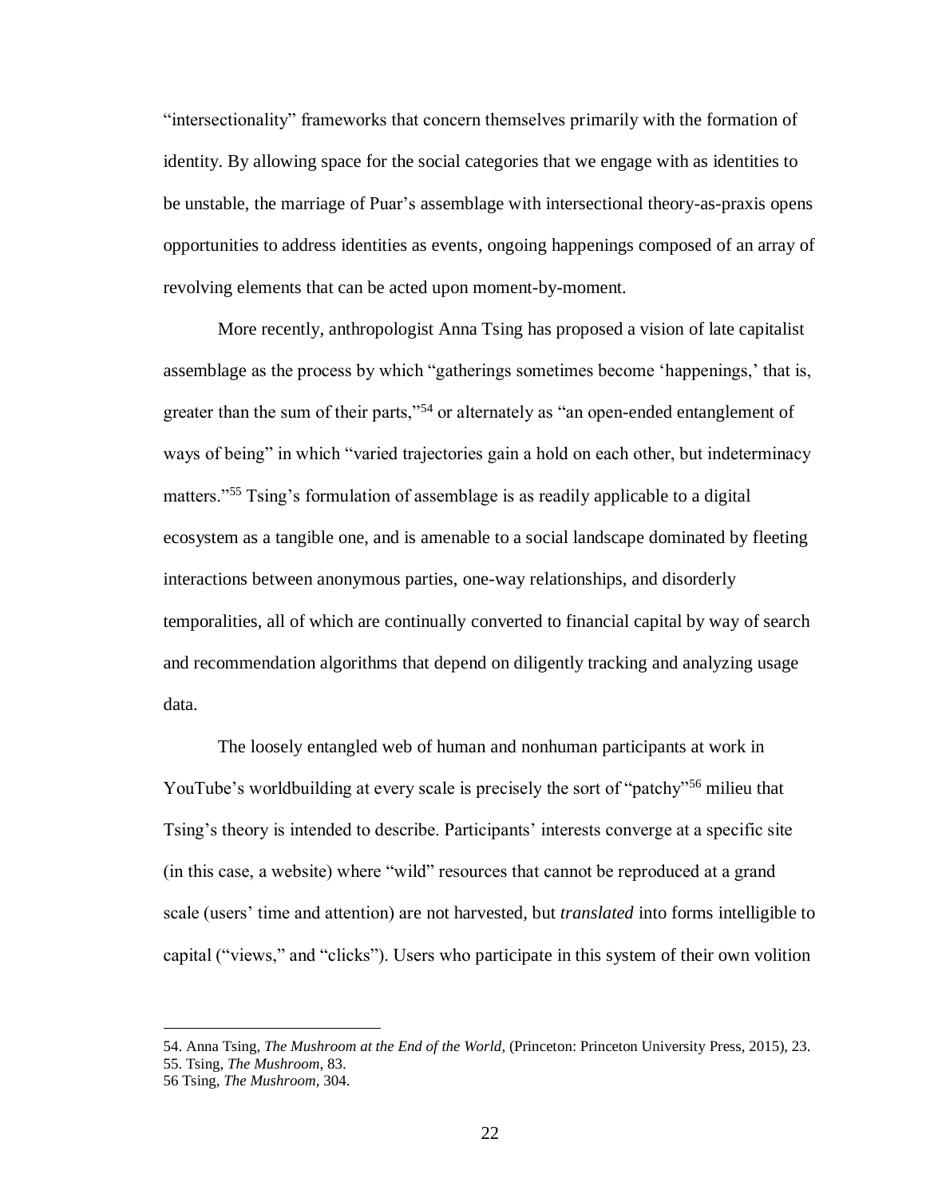“intersectionality” frameworks that concern themselves primarily with the formation of identity. By allowing space for the social categories that we engage with as identities to be unstable, the marriage of Puar’s assemblage with intersectional theory-as-praxis opens opportunities to address identities as events, ongoing happenings composed of an array of revolving elements that can be acted upon moment-by-moment.

More recently, anthropologist Anna Tsing has proposed a vision of late capitalist assemblage as the process by which “gatherings sometimes become ‘happenings,’ that is, greater than the sum of their parts,”[54] or alternately as “an open-ended entanglement of ways of being” in which “varied trajectories gain a hold on each other, but indeterminacy matters.”[55] Tsing’s formulation of assemblage is as readily applicable to a digital ecosystem as a tangible one, and is amenable to a social landscape dominated by fleeting interactions between anonymous parties, one-way relationships, and disorderly temporalities, all of which are continually converted to financial capital by way of search and recommendation algorithms that depend on diligently tracking and analyzing usage data.

The loosely entangled web of human and nonhuman participants at work in YouTube’s worldbuilding at every scale is precisely the sort of “patchy”[56] milieu that Tsing’s theory is intended to describe. Participants’ interests converge at a specific site (in this case, a website) where “wild” resources that cannot be reproduced at a grand scale (users’ time and attention) are not harvested, but *translated* into forms intelligible to capital (“views,” and “clicks”). Users who participate in this system of their own volition

---

54. Anna Tsing, *The Mushroom at the End of the World*, (Princeton: Princeton University Press, 2015), 23.
55. Tsing, *The Mushroom*, 83.
56 Tsing, *The Mushroom*, 304.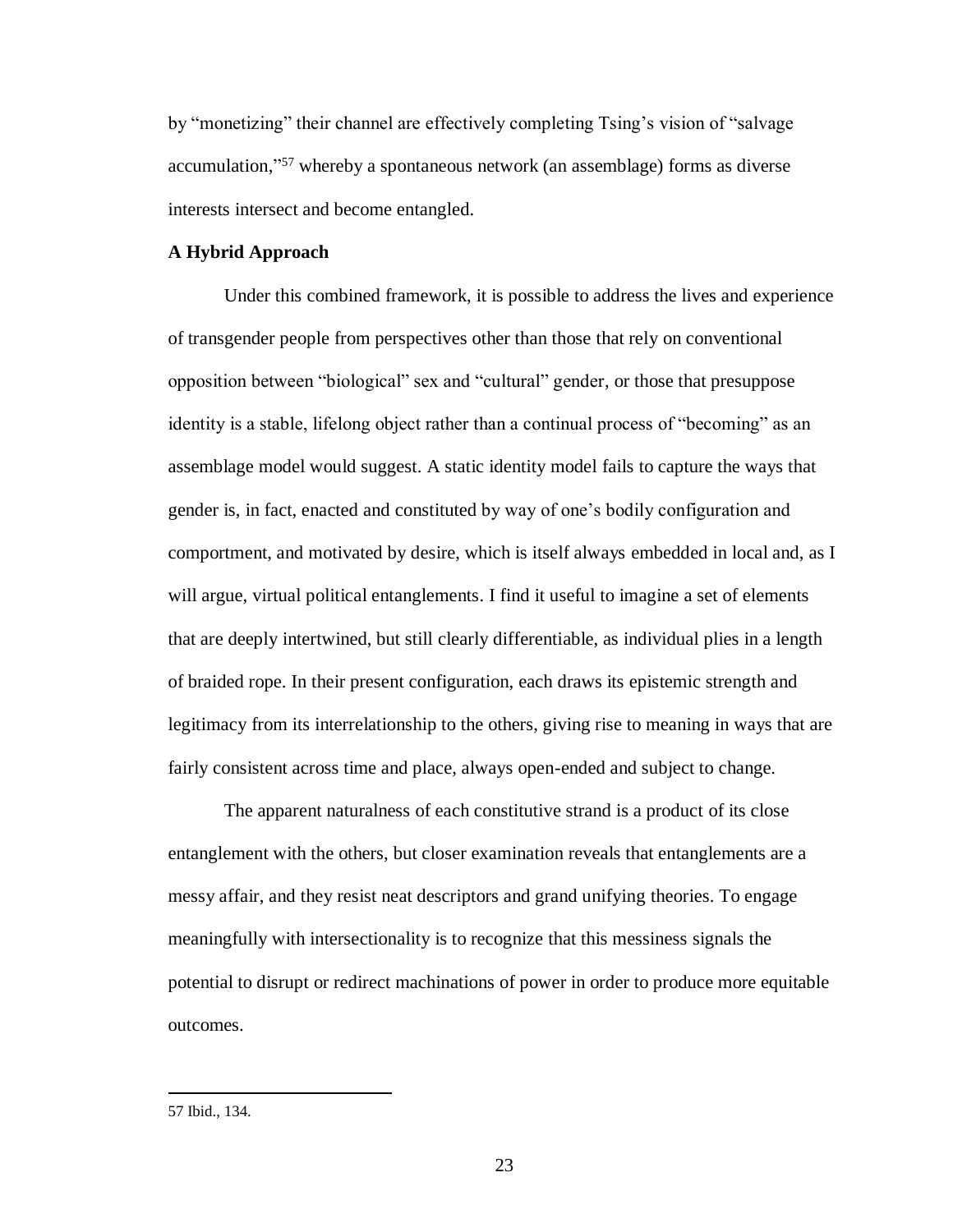by "monetizing" their channel are effectively completing Tsing's vision of "salvage accumulation,"[57] whereby a spontaneous network (an assemblage) forms as diverse interests intersect and become entangled.

**A Hybrid Approach**

Under this combined framework, it is possible to address the lives and experience of transgender people from perspectives other than those that rely on conventional opposition between "biological" sex and "cultural" gender, or those that presuppose identity is a stable, lifelong object rather than a continual process of "becoming" as an assemblage model would suggest. A static identity model fails to capture the ways that gender is, in fact, enacted and constituted by way of one's bodily configuration and comportment, and motivated by desire, which is itself always embedded in local and, as I will argue, virtual political entanglements. I find it useful to imagine a set of elements that are deeply intertwined, but still clearly differentiable, as individual plies in a length of braided rope. In their present configuration, each draws its epistemic strength and legitimacy from its interrelationship to the others, giving rise to meaning in ways that are fairly consistent across time and place, always open-ended and subject to change.

The apparent naturalness of each constitutive strand is a product of its close entanglement with the others, but closer examination reveals that entanglements are a messy affair, and they resist neat descriptors and grand unifying theories. To engage meaningfully with intersectionality is to recognize that this messiness signals the potential to disrupt or redirect machinations of power in order to produce more equitable outcomes.

---

57 Ibid., 134.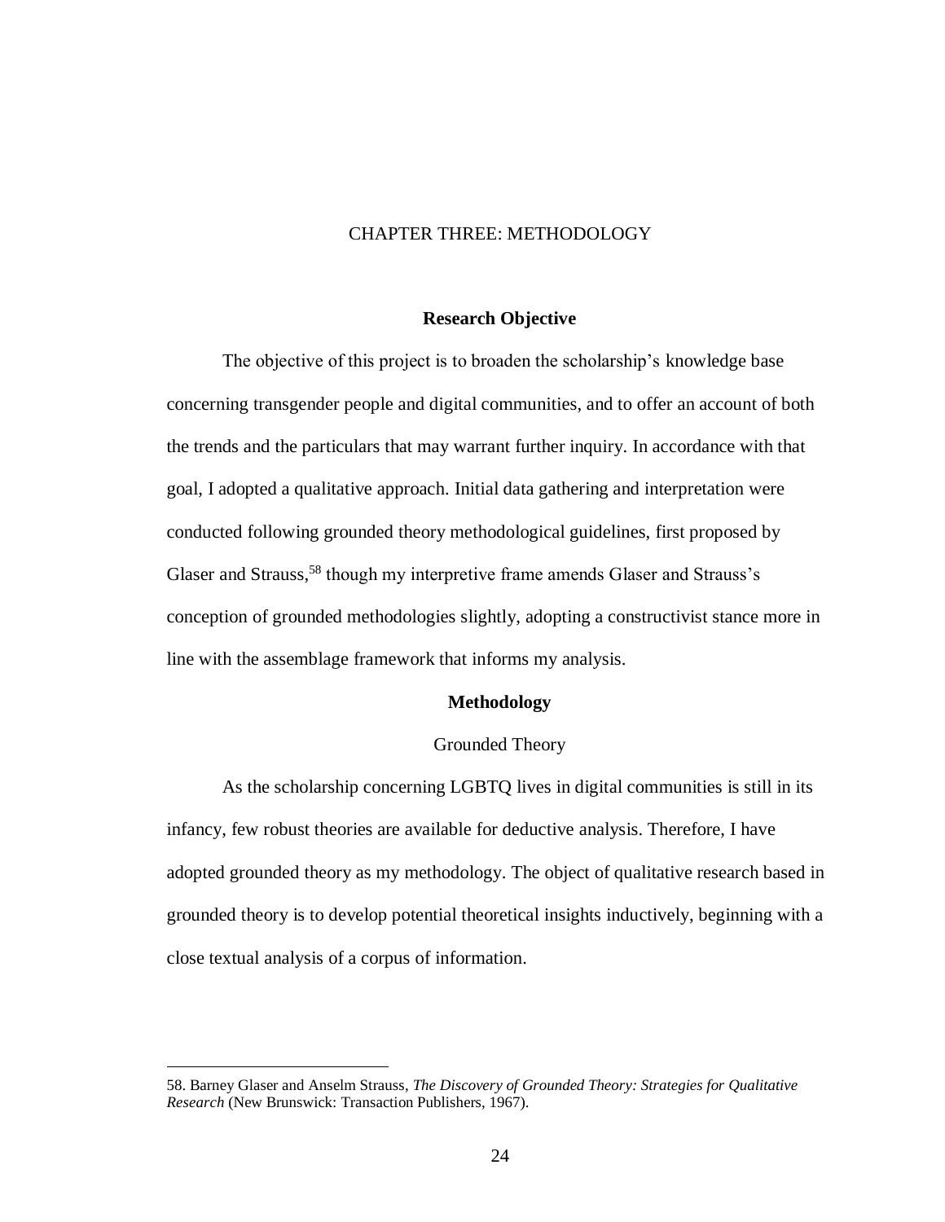# CHAPTER THREE: METHODOLOGY

## Research Objective

The objective of this project is to broaden the scholarship's knowledge base concerning transgender people and digital communities, and to offer an account of both the trends and the particulars that may warrant further inquiry. In accordance with that goal, I adopted a qualitative approach. Initial data gathering and interpretation were conducted following grounded theory methodological guidelines, first proposed by Glaser and Strauss,[58] though my interpretive frame amends Glaser and Strauss's conception of grounded methodologies slightly, adopting a constructivist stance more in line with the assemblage framework that informs my analysis.

## Methodology

### Grounded Theory

As the scholarship concerning LGBTQ lives in digital communities is still in its infancy, few robust theories are available for deductive analysis. Therefore, I have adopted grounded theory as my methodology. The object of qualitative research based in grounded theory is to develop potential theoretical insights inductively, beginning with a close textual analysis of a corpus of information.

---

58. Barney Glaser and Anselm Strauss, *The Discovery of Grounded Theory: Strategies for Qualitative Research* (New Brunswick: Transaction Publishers, 1967).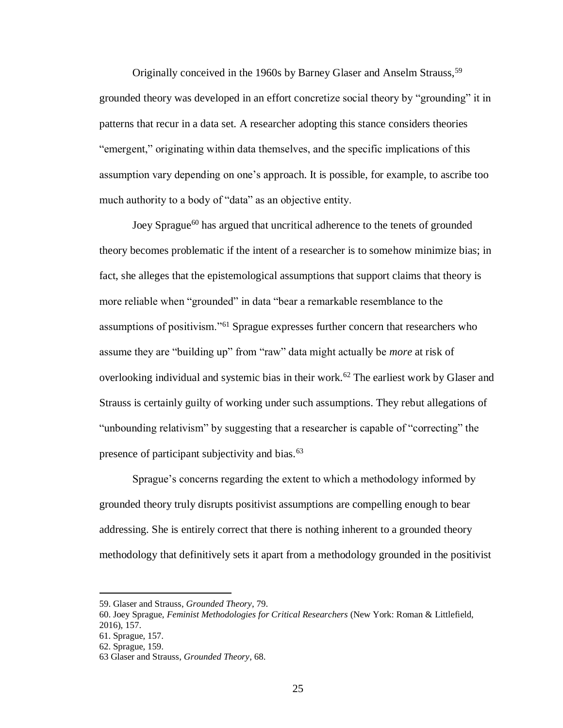Originally conceived in the 1960s by Barney Glaser and Anselm Strauss,[59] grounded theory was developed in an effort concretize social theory by "grounding" it in patterns that recur in a data set. A researcher adopting this stance considers theories "emergent," originating within data themselves, and the specific implications of this assumption vary depending on one's approach. It is possible, for example, to ascribe too much authority to a body of "data" as an objective entity.

Joey Sprague[60] has argued that uncritical adherence to the tenets of grounded theory becomes problematic if the intent of a researcher is to somehow minimize bias; in fact, she alleges that the epistemological assumptions that support claims that theory is more reliable when "grounded" in data "bear a remarkable resemblance to the assumptions of positivism."[61] Sprague expresses further concern that researchers who assume they are "building up" from "raw" data might actually be *more* at risk of overlooking individual and systemic bias in their work.[62] The earliest work by Glaser and Strauss is certainly guilty of working under such assumptions. They rebut allegations of "unbounding relativism" by suggesting that a researcher is capable of "correcting" the presence of participant subjectivity and bias.[63]

Sprague's concerns regarding the extent to which a methodology informed by grounded theory truly disrupts positivist assumptions are compelling enough to bear addressing. She is entirely correct that there is nothing inherent to a grounded theory methodology that definitively sets it apart from a methodology grounded in the positivist

---

59. Glaser and Strauss, *Grounded Theory*, 79.
60. Joey Sprague, *Feminist Methodologies for Critical Researchers* (New York: Roman & Littlefield, 2016), 157.
61. Sprague, 157.
62. Sprague, 159.
63 Glaser and Strauss, *Grounded Theory*, 68.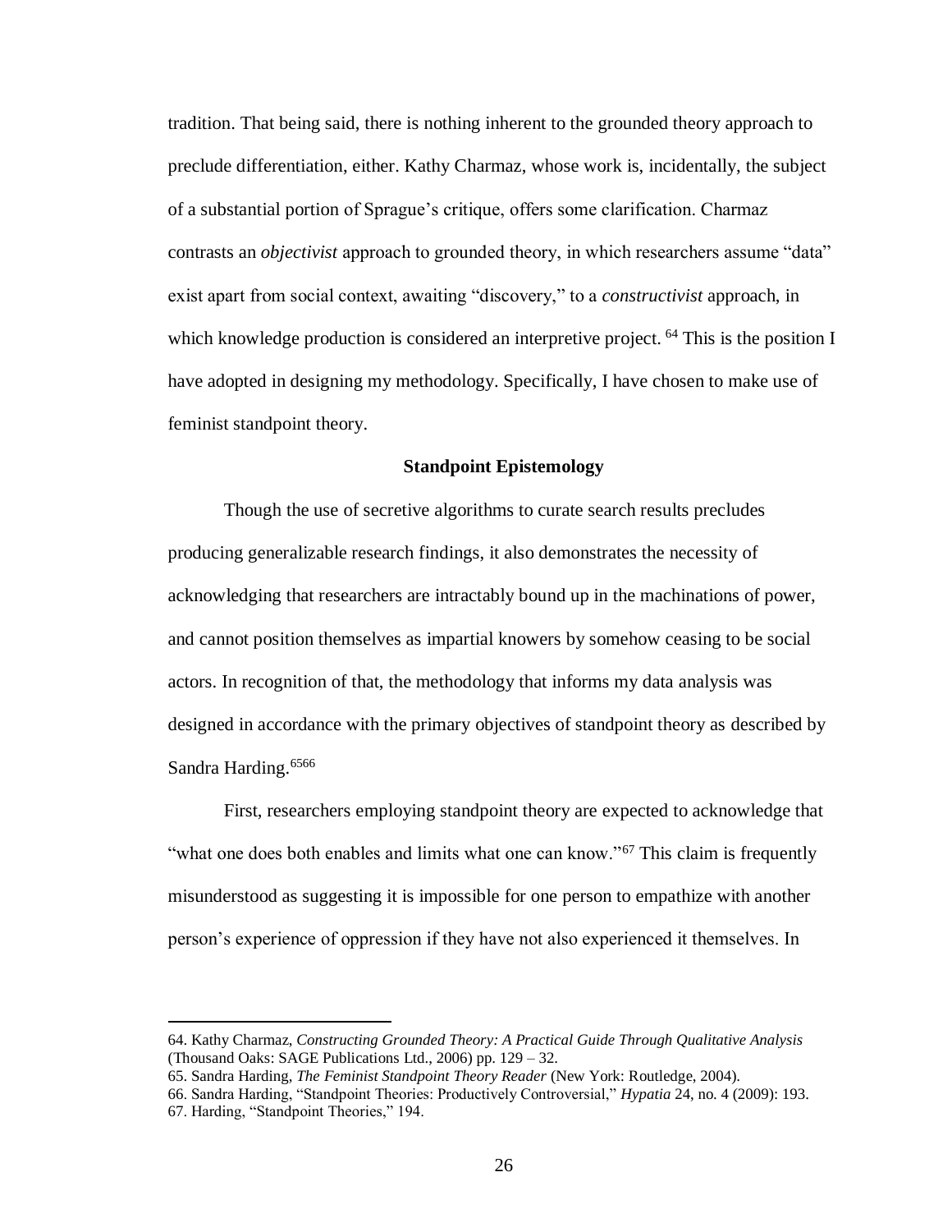tradition. That being said, there is nothing inherent to the grounded theory approach to preclude differentiation, either. Kathy Charmaz, whose work is, incidentally, the subject of a substantial portion of Sprague's critique, offers some clarification. Charmaz contrasts an *objectivist* approach to grounded theory, in which researchers assume "data" exist apart from social context, awaiting "discovery," to a *constructivist* approach, in which knowledge production is considered an interpretive project. [64] This is the position I have adopted in designing my methodology. Specifically, I have chosen to make use of feminist standpoint theory.

## Standpoint Epistemology

Though the use of secretive algorithms to curate search results precludes producing generalizable research findings, it also demonstrates the necessity of acknowledging that researchers are intractably bound up in the machinations of power, and cannot position themselves as impartial knowers by somehow ceasing to be social actors. In recognition of that, the methodology that informs my data analysis was designed in accordance with the primary objectives of standpoint theory as described by Sandra Harding.[65][66]

First, researchers employing standpoint theory are expected to acknowledge that "what one does both enables and limits what one can know."[67] This claim is frequently misunderstood as suggesting it is impossible for one person to empathize with another person's experience of oppression if they have not also experienced it themselves. In

---

64. Kathy Charmaz, *Constructing Grounded Theory: A Practical Guide Through Qualitative Analysis* (Thousand Oaks: SAGE Publications Ltd., 2006) pp. 129 – 32.
65. Sandra Harding, *The Feminist Standpoint Theory Reader* (New York: Routledge, 2004).
66. Sandra Harding, "Standpoint Theories: Productively Controversial," *Hypatia* 24, no. 4 (2009): 193.
67. Harding, "Standpoint Theories," 194.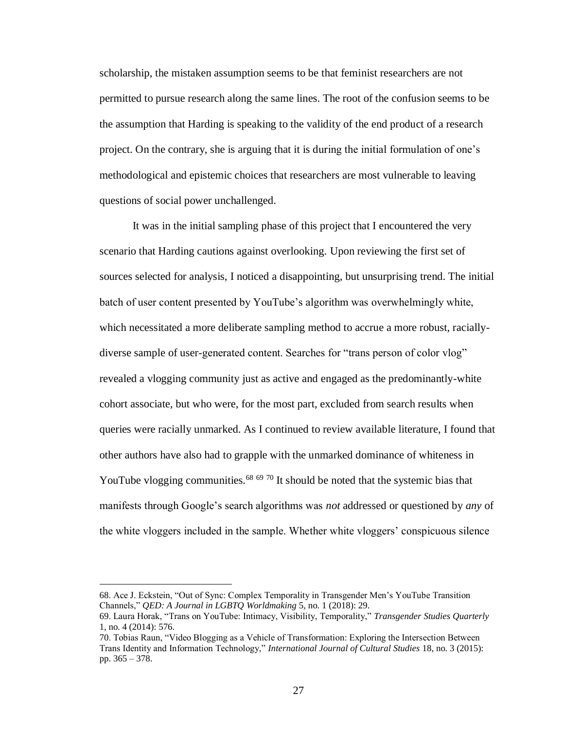scholarship, the mistaken assumption seems to be that feminist researchers are not permitted to pursue research along the same lines. The root of the confusion seems to be the assumption that Harding is speaking to the validity of the end product of a research project. On the contrary, she is arguing that it is during the initial formulation of one's methodological and epistemic choices that researchers are most vulnerable to leaving questions of social power unchallenged.

It was in the initial sampling phase of this project that I encountered the very scenario that Harding cautions against overlooking. Upon reviewing the first set of sources selected for analysis, I noticed a disappointing, but unsurprising trend. The initial batch of user content presented by YouTube's algorithm was overwhelmingly white, which necessitated a more deliberate sampling method to accrue a more robust, racially-diverse sample of user-generated content. Searches for "trans person of color vlog" revealed a vlogging community just as active and engaged as the predominantly-white cohort associate, but who were, for the most part, excluded from search results when queries were racially unmarked. As I continued to review available literature, I found that other authors have also had to grapple with the unmarked dominance of whiteness in YouTube vlogging communities.[68] [69] [70] It should be noted that the systemic bias that manifests through Google's search algorithms was *not* addressed or questioned by *any* of the white vloggers included in the sample. Whether white vloggers' conspicuous silence

---

68. Ace J. Eckstein, "Out of Sync: Complex Temporality in Transgender Men's YouTube Transition Channels," *QED: A Journal in LGBTQ Worldmaking* 5, no. 1 (2018): 29.

69. Laura Horak, "Trans on YouTube: Intimacy, Visibility, Temporality," *Transgender Studies Quarterly* 1, no. 4 (2014): 576.

70. Tobias Raun, "Video Blogging as a Vehicle of Transformation: Exploring the Intersection Between Trans Identity and Information Technology," *International Journal of Cultural Studies* 18, no. 3 (2015): pp. 365 – 378.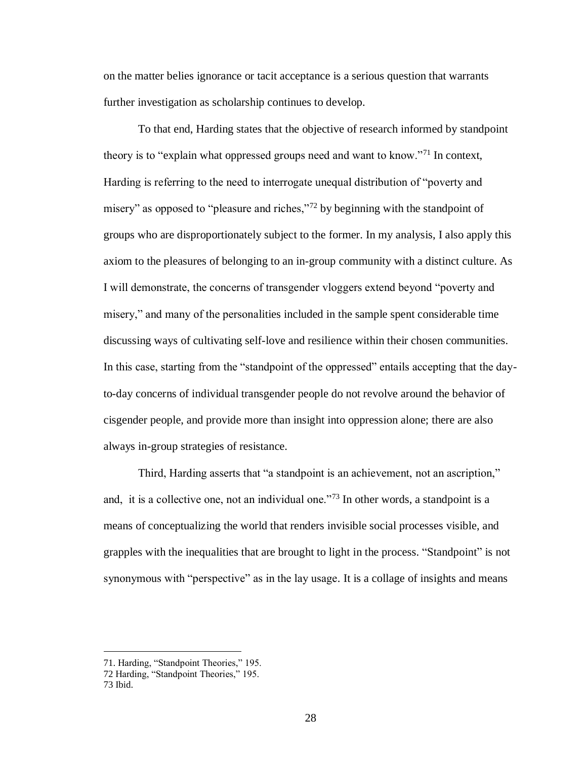on the matter belies ignorance or tacit acceptance is a serious question that warrants further investigation as scholarship continues to develop.

To that end, Harding states that the objective of research informed by standpoint theory is to "explain what oppressed groups need and want to know."[71] In context, Harding is referring to the need to interrogate unequal distribution of "poverty and misery" as opposed to "pleasure and riches,"[72] by beginning with the standpoint of groups who are disproportionately subject to the former. In my analysis, I also apply this axiom to the pleasures of belonging to an in-group community with a distinct culture. As I will demonstrate, the concerns of transgender vloggers extend beyond "poverty and misery," and many of the personalities included in the sample spent considerable time discussing ways of cultivating self-love and resilience within their chosen communities. In this case, starting from the "standpoint of the oppressed" entails accepting that the day-to-day concerns of individual transgender people do not revolve around the behavior of cisgender people, and provide more than insight into oppression alone; there are also always in-group strategies of resistance.

Third, Harding asserts that "a standpoint is an achievement, not an ascription," and, it is a collective one, not an individual one."[73] In other words, a standpoint is a means of conceptualizing the world that renders invisible social processes visible, and grapples with the inequalities that are brought to light in the process. "Standpoint" is not synonymous with "perspective" as in the lay usage. It is a collage of insights and means

---

71. Harding, "Standpoint Theories," 195.
72 Harding, "Standpoint Theories," 195.
73 Ibid.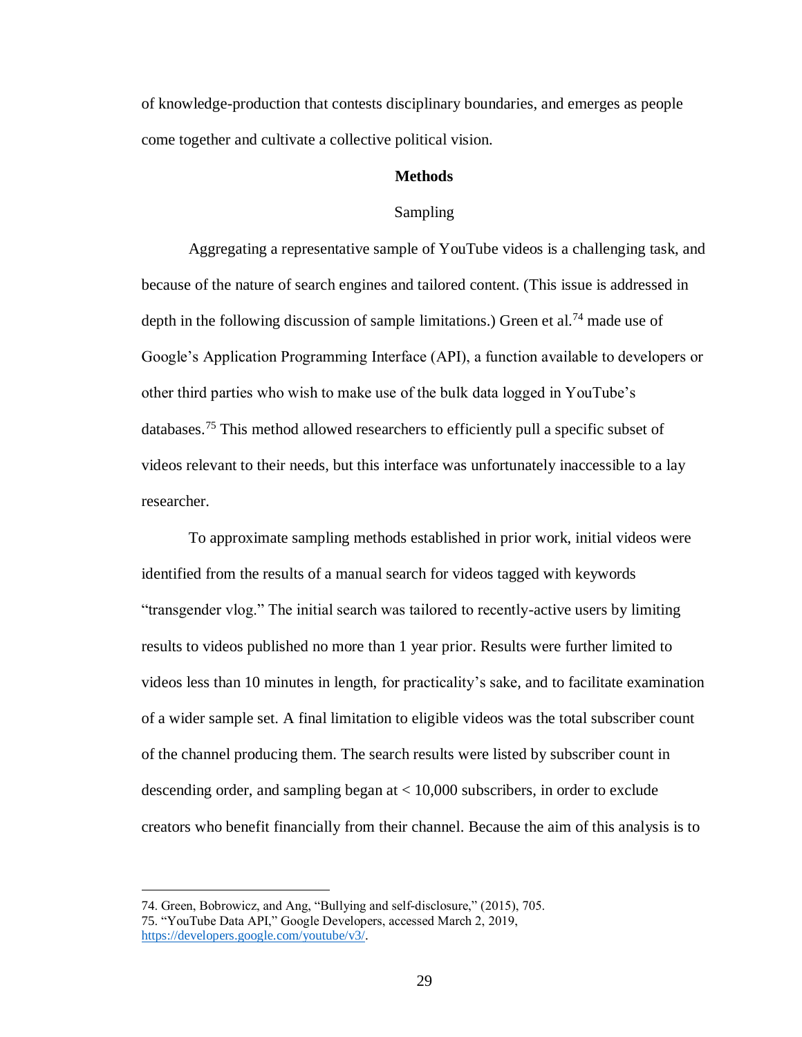of knowledge-production that contests disciplinary boundaries, and emerges as people come together and cultivate a collective political vision.

## Methods

### Sampling

Aggregating a representative sample of YouTube videos is a challenging task, and because of the nature of search engines and tailored content. (This issue is addressed in depth in the following discussion of sample limitations.) Green et al.[74] made use of Google's Application Programming Interface (API), a function available to developers or other third parties who wish to make use of the bulk data logged in YouTube's databases.[75] This method allowed researchers to efficiently pull a specific subset of videos relevant to their needs, but this interface was unfortunately inaccessible to a lay researcher.

To approximate sampling methods established in prior work, initial videos were identified from the results of a manual search for videos tagged with keywords "transgender vlog." The initial search was tailored to recently-active users by limiting results to videos published no more than 1 year prior. Results were further limited to videos less than 10 minutes in length, for practicality's sake, and to facilitate examination of a wider sample set. A final limitation to eligible videos was the total subscriber count of the channel producing them. The search results were listed by subscriber count in descending order, and sampling began at < 10,000 subscribers, in order to exclude creators who benefit financially from their channel. Because the aim of this analysis is to

---

74. Green, Bobrowicz, and Ang, "Bullying and self-disclosure," (2015), 705.
75. "YouTube Data API," Google Developers, accessed March 2, 2019, https://developers.google.com/youtube/v3/.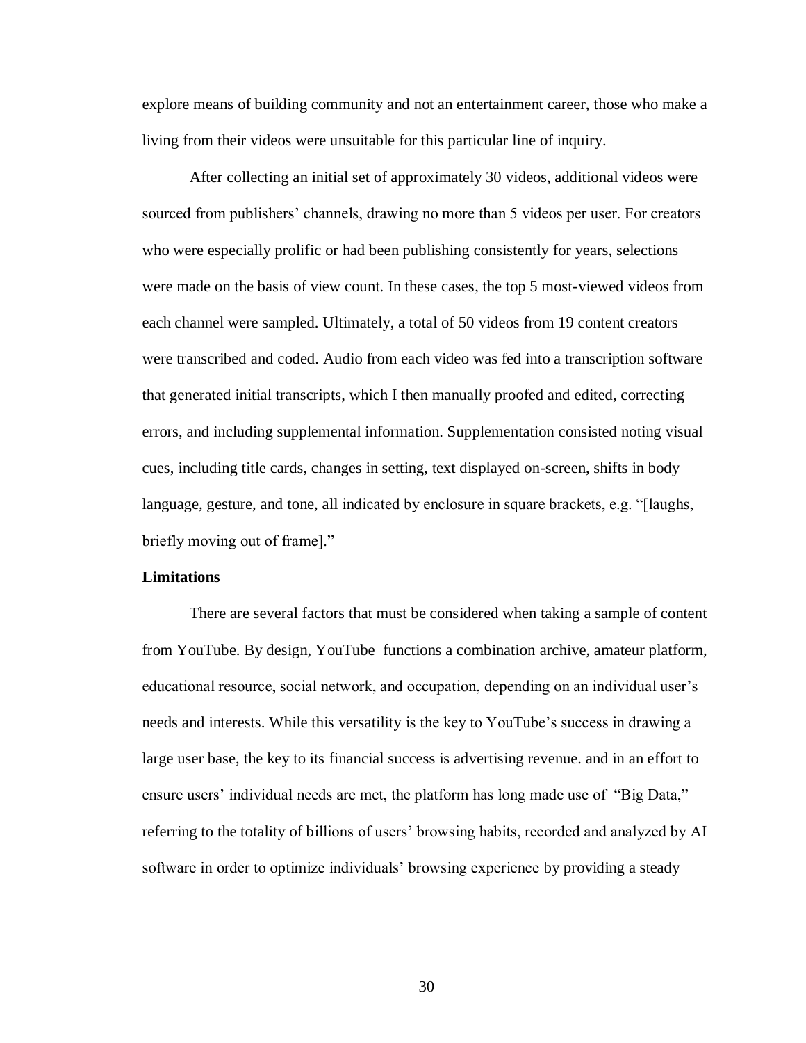explore means of building community and not an entertainment career, those who make a living from their videos were unsuitable for this particular line of inquiry.

After collecting an initial set of approximately 30 videos, additional videos were sourced from publishers' channels, drawing no more than 5 videos per user. For creators who were especially prolific or had been publishing consistently for years, selections were made on the basis of view count. In these cases, the top 5 most-viewed videos from each channel were sampled. Ultimately, a total of 50 videos from 19 content creators were transcribed and coded. Audio from each video was fed into a transcription software that generated initial transcripts, which I then manually proofed and edited, correcting errors, and including supplemental information. Supplementation consisted noting visual cues, including title cards, changes in setting, text displayed on-screen, shifts in body language, gesture, and tone, all indicated by enclosure in square brackets, e.g. "[laughs, briefly moving out of frame]."

**Limitations**

There are several factors that must be considered when taking a sample of content from YouTube. By design, YouTube functions a combination archive, amateur platform, educational resource, social network, and occupation, depending on an individual user's needs and interests. While this versatility is the key to YouTube's success in drawing a large user base, the key to its financial success is advertising revenue. and in an effort to ensure users' individual needs are met, the platform has long made use of "Big Data," referring to the totality of billions of users' browsing habits, recorded and analyzed by AI software in order to optimize individuals' browsing experience by providing a steady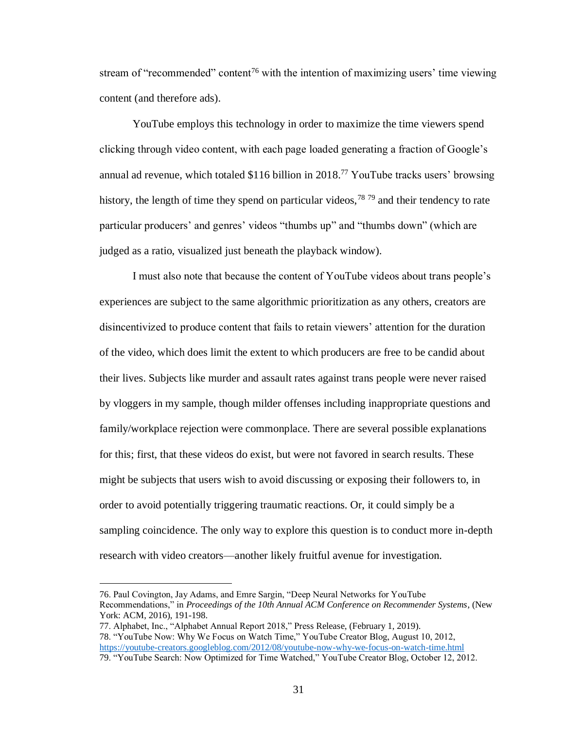stream of "recommended" content[76] with the intention of maximizing users' time viewing content (and therefore ads).

YouTube employs this technology in order to maximize the time viewers spend clicking through video content, with each page loaded generating a fraction of Google's annual ad revenue, which totaled $116 billion in 2018.[77] YouTube tracks users' browsing history, the length of time they spend on particular videos,[78] [79] and their tendency to rate particular producers' and genres' videos "thumbs up" and "thumbs down" (which are judged as a ratio, visualized just beneath the playback window).

I must also note that because the content of YouTube videos about trans people's experiences are subject to the same algorithmic prioritization as any others, creators are disincentivized to produce content that fails to retain viewers' attention for the duration of the video, which does limit the extent to which producers are free to be candid about their lives. Subjects like murder and assault rates against trans people were never raised by vloggers in my sample, though milder offenses including inappropriate questions and family/workplace rejection were commonplace. There are several possible explanations for this; first, that these videos do exist, but were not favored in search results. These might be subjects that users wish to avoid discussing or exposing their followers to, in order to avoid potentially triggering traumatic reactions. Or, it could simply be a sampling coincidence. The only way to explore this question is to conduct more in-depth research with video creators—another likely fruitful avenue for investigation.

---

76. Paul Covington, Jay Adams, and Emre Sargin, "Deep Neural Networks for YouTube Recommendations," in *Proceedings of the 10th Annual ACM Conference on Recommender Systems*, (New York: ACM, 2016), 191-198.

77. Alphabet, Inc., "Alphabet Annual Report 2018," Press Release, (February 1, 2019).

78. "YouTube Now: Why We Focus on Watch Time," YouTube Creator Blog, August 10, 2012, https://youtube-creators.googleblog.com/2012/08/youtube-now-why-we-focus-on-watch-time.html

79. "YouTube Search: Now Optimized for Time Watched," YouTube Creator Blog, October 12, 2012.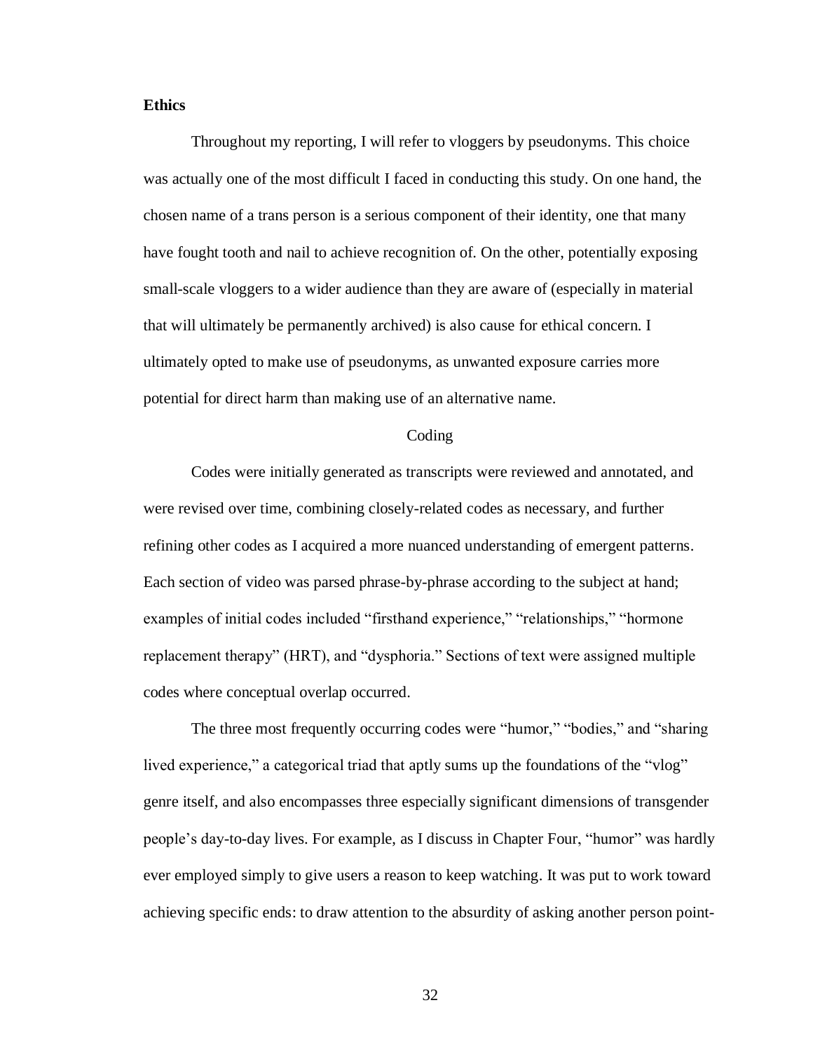**Ethics**

Throughout my reporting, I will refer to vloggers by pseudonyms. This choice was actually one of the most difficult I faced in conducting this study. On one hand, the chosen name of a trans person is a serious component of their identity, one that many have fought tooth and nail to achieve recognition of. On the other, potentially exposing small-scale vloggers to a wider audience than they are aware of (especially in material that will ultimately be permanently archived) is also cause for ethical concern. I ultimately opted to make use of pseudonyms, as unwanted exposure carries more potential for direct harm than making use of an alternative name.

## Coding

Codes were initially generated as transcripts were reviewed and annotated, and were revised over time, combining closely-related codes as necessary, and further refining other codes as I acquired a more nuanced understanding of emergent patterns. Each section of video was parsed phrase-by-phrase according to the subject at hand; examples of initial codes included "firsthand experience," "relationships," "hormone replacement therapy" (HRT), and "dysphoria." Sections of text were assigned multiple codes where conceptual overlap occurred.

The three most frequently occurring codes were "humor," "bodies," and "sharing lived experience," a categorical triad that aptly sums up the foundations of the "vlog" genre itself, and also encompasses three especially significant dimensions of transgender people's day-to-day lives. For example, as I discuss in Chapter Four, "humor" was hardly ever employed simply to give users a reason to keep watching. It was put to work toward achieving specific ends: to draw attention to the absurdity of asking another person point-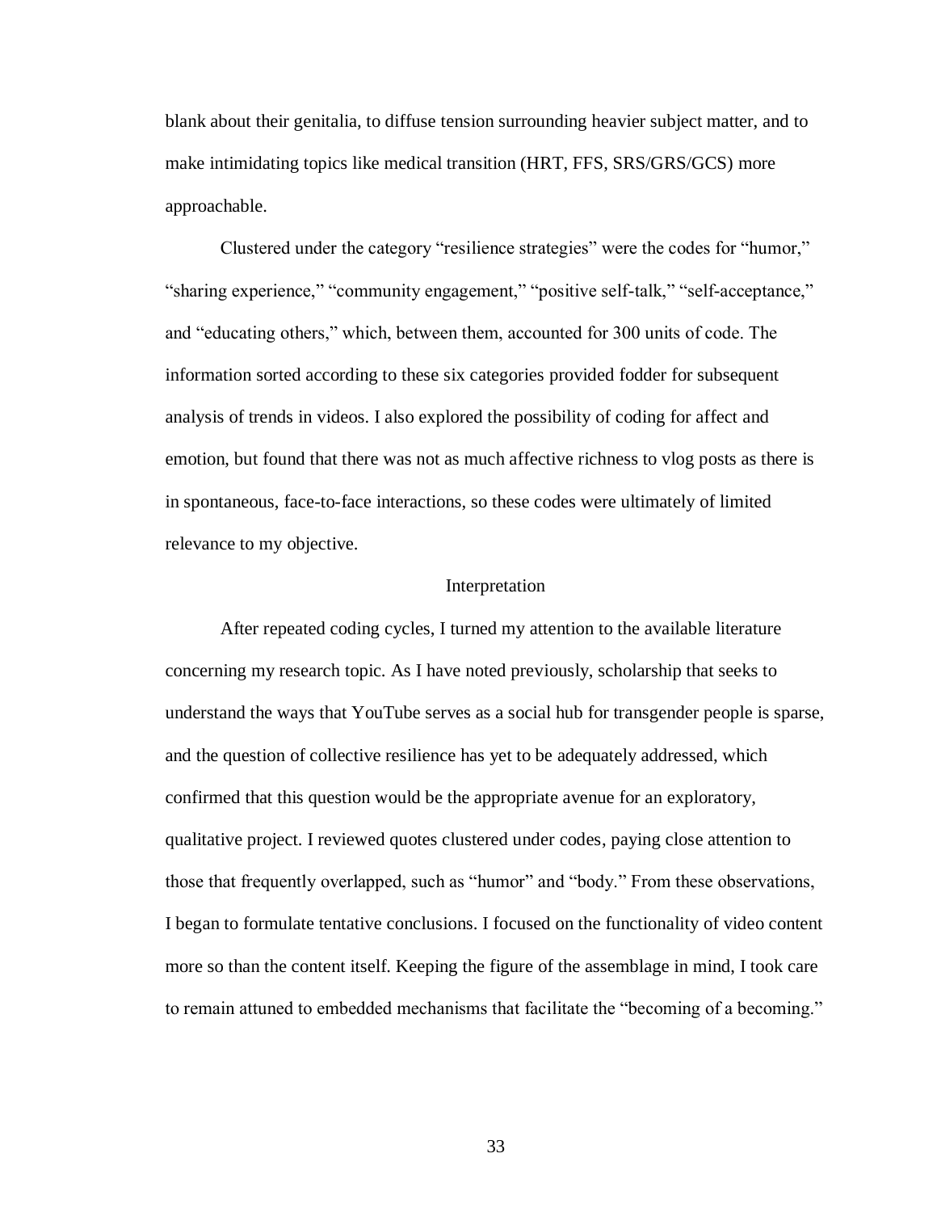blank about their genitalia, to diffuse tension surrounding heavier subject matter, and to make intimidating topics like medical transition (HRT, FFS, SRS/GRS/GCS) more approachable.

Clustered under the category "resilience strategies" were the codes for "humor," "sharing experience," "community engagement," "positive self-talk," "self-acceptance," and "educating others," which, between them, accounted for 300 units of code. The information sorted according to these six categories provided fodder for subsequent analysis of trends in videos. I also explored the possibility of coding for affect and emotion, but found that there was not as much affective richness to vlog posts as there is in spontaneous, face-to-face interactions, so these codes were ultimately of limited relevance to my objective.

## Interpretation

After repeated coding cycles, I turned my attention to the available literature concerning my research topic. As I have noted previously, scholarship that seeks to understand the ways that YouTube serves as a social hub for transgender people is sparse, and the question of collective resilience has yet to be adequately addressed, which confirmed that this question would be the appropriate avenue for an exploratory, qualitative project. I reviewed quotes clustered under codes, paying close attention to those that frequently overlapped, such as "humor" and "body." From these observations, I began to formulate tentative conclusions. I focused on the functionality of video content more so than the content itself. Keeping the figure of the assemblage in mind, I took care to remain attuned to embedded mechanisms that facilitate the "becoming of a becoming."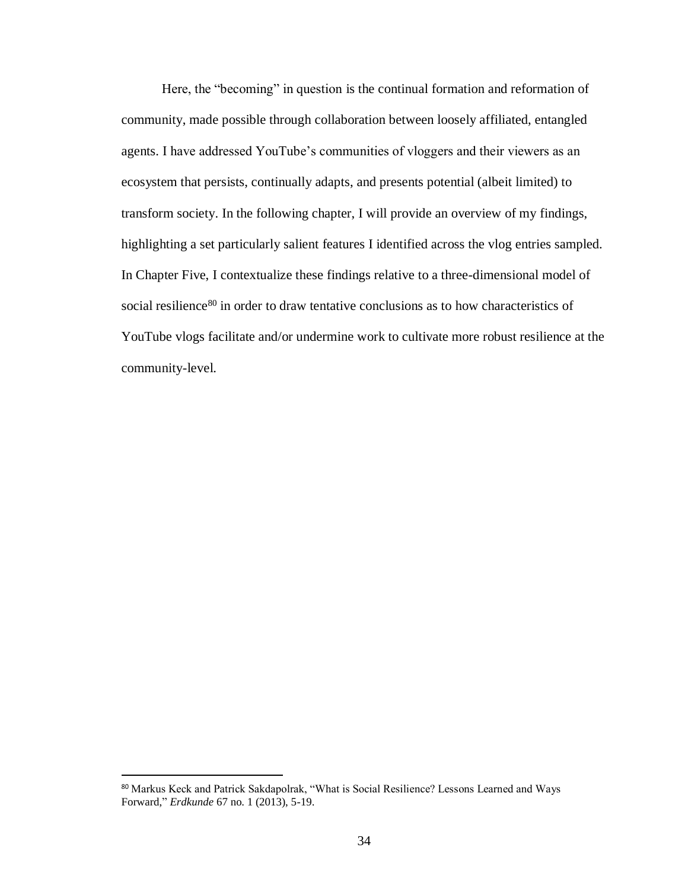Here, the "becoming" in question is the continual formation and reformation of community, made possible through collaboration between loosely affiliated, entangled agents. I have addressed YouTube's communities of vloggers and their viewers as an ecosystem that persists, continually adapts, and presents potential (albeit limited) to transform society. In the following chapter, I will provide an overview of my findings, highlighting a set particularly salient features I identified across the vlog entries sampled. In Chapter Five, I contextualize these findings relative to a three-dimensional model of social resilience[80] in order to draw tentative conclusions as to how characteristics of YouTube vlogs facilitate and/or undermine work to cultivate more robust resilience at the community-level.

---

[80] Markus Keck and Patrick Sakdapolrak, "What is Social Resilience? Lessons Learned and Ways Forward," *Erdkunde* 67 no. 1 (2013), 5-19.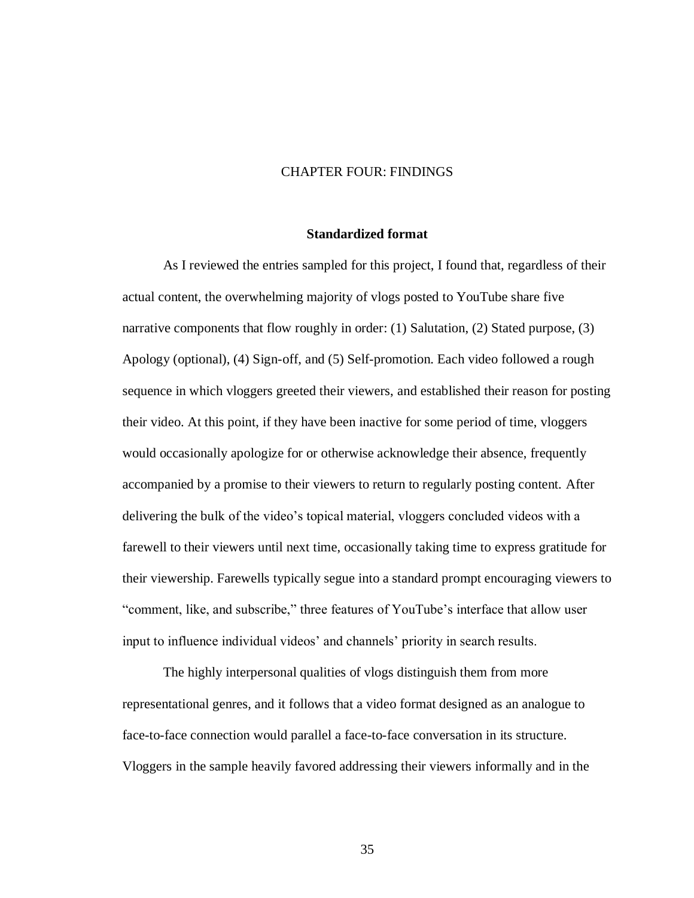# CHAPTER FOUR: FINDINGS

## Standardized format

As I reviewed the entries sampled for this project, I found that, regardless of their actual content, the overwhelming majority of vlogs posted to YouTube share five narrative components that flow roughly in order: (1) Salutation, (2) Stated purpose, (3) Apology (optional), (4) Sign-off, and (5) Self-promotion. Each video followed a rough sequence in which vloggers greeted their viewers, and established their reason for posting their video. At this point, if they have been inactive for some period of time, vloggers would occasionally apologize for or otherwise acknowledge their absence, frequently accompanied by a promise to their viewers to return to regularly posting content. After delivering the bulk of the video's topical material, vloggers concluded videos with a farewell to their viewers until next time, occasionally taking time to express gratitude for their viewership. Farewells typically segue into a standard prompt encouraging viewers to "comment, like, and subscribe," three features of YouTube's interface that allow user input to influence individual videos' and channels' priority in search results.

The highly interpersonal qualities of vlogs distinguish them from more representational genres, and it follows that a video format designed as an analogue to face-to-face connection would parallel a face-to-face conversation in its structure. Vloggers in the sample heavily favored addressing their viewers informally and in the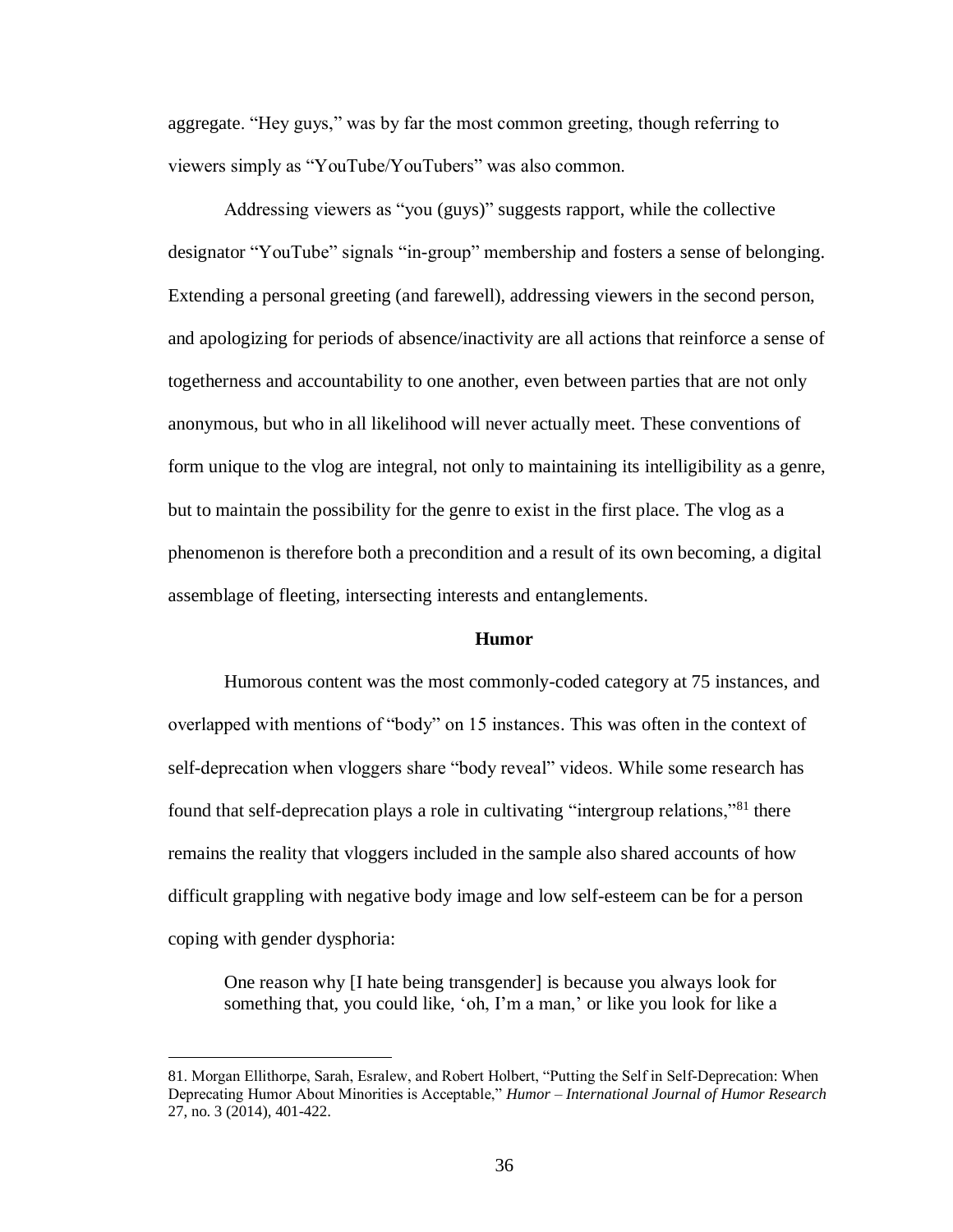aggregate. "Hey guys," was by far the most common greeting, though referring to viewers simply as "YouTube/YouTubers" was also common.

Addressing viewers as "you (guys)" suggests rapport, while the collective designator "YouTube" signals "in-group" membership and fosters a sense of belonging. Extending a personal greeting (and farewell), addressing viewers in the second person, and apologizing for periods of absence/inactivity are all actions that reinforce a sense of togetherness and accountability to one another, even between parties that are not only anonymous, but who in all likelihood will never actually meet. These conventions of form unique to the vlog are integral, not only to maintaining its intelligibility as a genre, but to maintain the possibility for the genre to exist in the first place. The vlog as a phenomenon is therefore both a precondition and a result of its own becoming, a digital assemblage of fleeting, intersecting interests and entanglements.

## Humor

Humorous content was the most commonly-coded category at 75 instances, and overlapped with mentions of "body" on 15 instances. This was often in the context of self-deprecation when vloggers share "body reveal" videos. While some research has found that self-deprecation plays a role in cultivating "intergroup relations,"[81] there remains the reality that vloggers included in the sample also shared accounts of how difficult grappling with negative body image and low self-esteem can be for a person coping with gender dysphoria:

> One reason why [I hate being transgender] is because you always look for something that, you could like, 'oh, I'm a man,' or like you look for like a

---

81. Morgan Ellithorpe, Sarah, Esralew, and Robert Holbert, "Putting the Self in Self-Deprecation: When Deprecating Humor About Minorities is Acceptable," *Humor – International Journal of Humor Research* 27, no. 3 (2014), 401-422.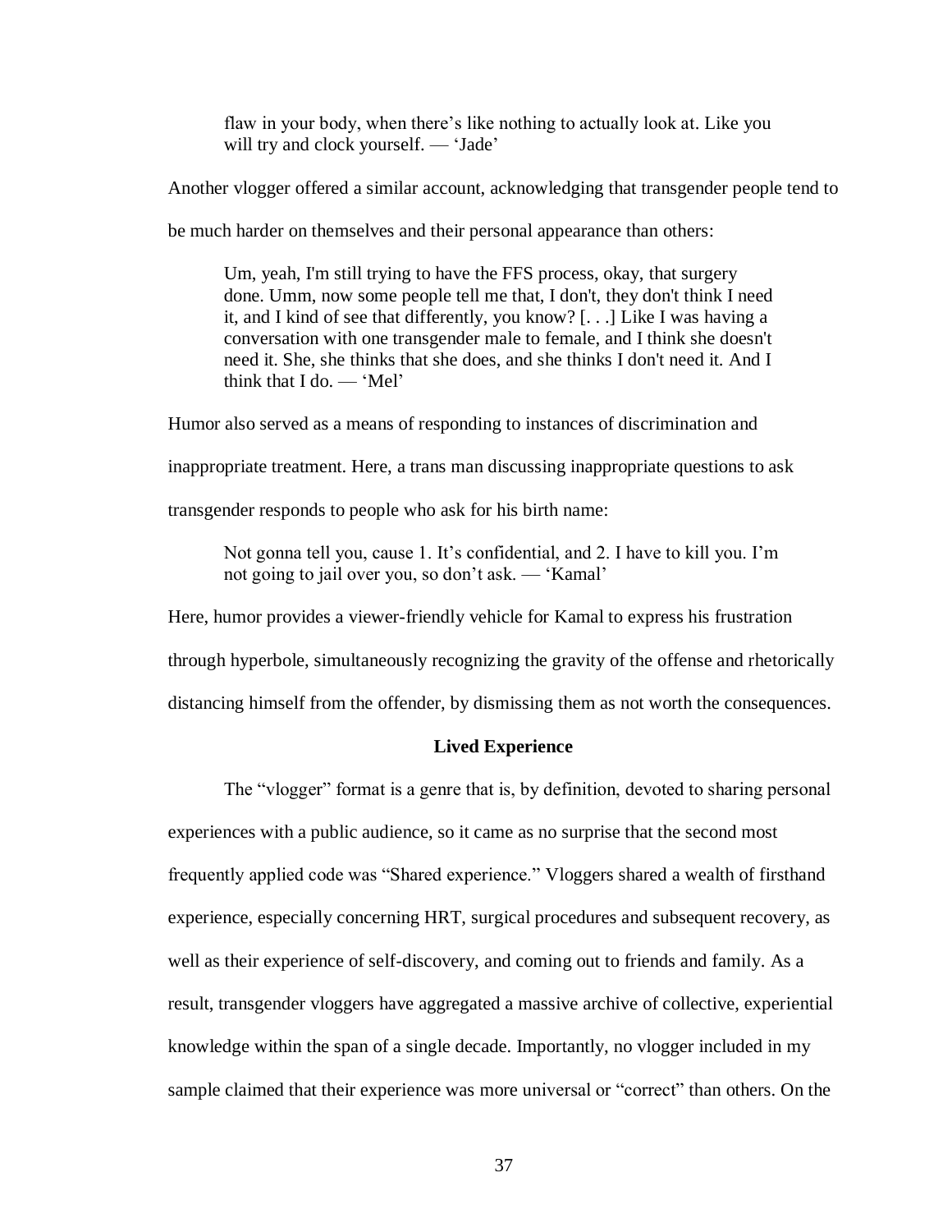> flaw in your body, when there's like nothing to actually look at. Like you will try and clock yourself. — 'Jade'

Another vlogger offered a similar account, acknowledging that transgender people tend to be much harder on themselves and their personal appearance than others:

> Um, yeah, I'm still trying to have the FFS process, okay, that surgery done. Umm, now some people tell me that, I don't, they don't think I need it, and I kind of see that differently, you know? [. . .] Like I was having a conversation with one transgender male to female, and I think she doesn't need it. She, she thinks that she does, and she thinks I don't need it. And I think that I do. — 'Mel'

Humor also served as a means of responding to instances of discrimination and inappropriate treatment. Here, a trans man discussing inappropriate questions to ask transgender responds to people who ask for his birth name:

> Not gonna tell you, cause 1. It's confidential, and 2. I have to kill you. I'm not going to jail over you, so don't ask. — 'Kamal'

Here, humor provides a viewer-friendly vehicle for Kamal to express his frustration through hyperbole, simultaneously recognizing the gravity of the offense and rhetorically distancing himself from the offender, by dismissing them as not worth the consequences.

## Lived Experience

The "vlogger" format is a genre that is, by definition, devoted to sharing personal experiences with a public audience, so it came as no surprise that the second most frequently applied code was "Shared experience." Vloggers shared a wealth of firsthand experience, especially concerning HRT, surgical procedures and subsequent recovery, as well as their experience of self-discovery, and coming out to friends and family. As a result, transgender vloggers have aggregated a massive archive of collective, experiential knowledge within the span of a single decade. Importantly, no vlogger included in my sample claimed that their experience was more universal or "correct" than others. On the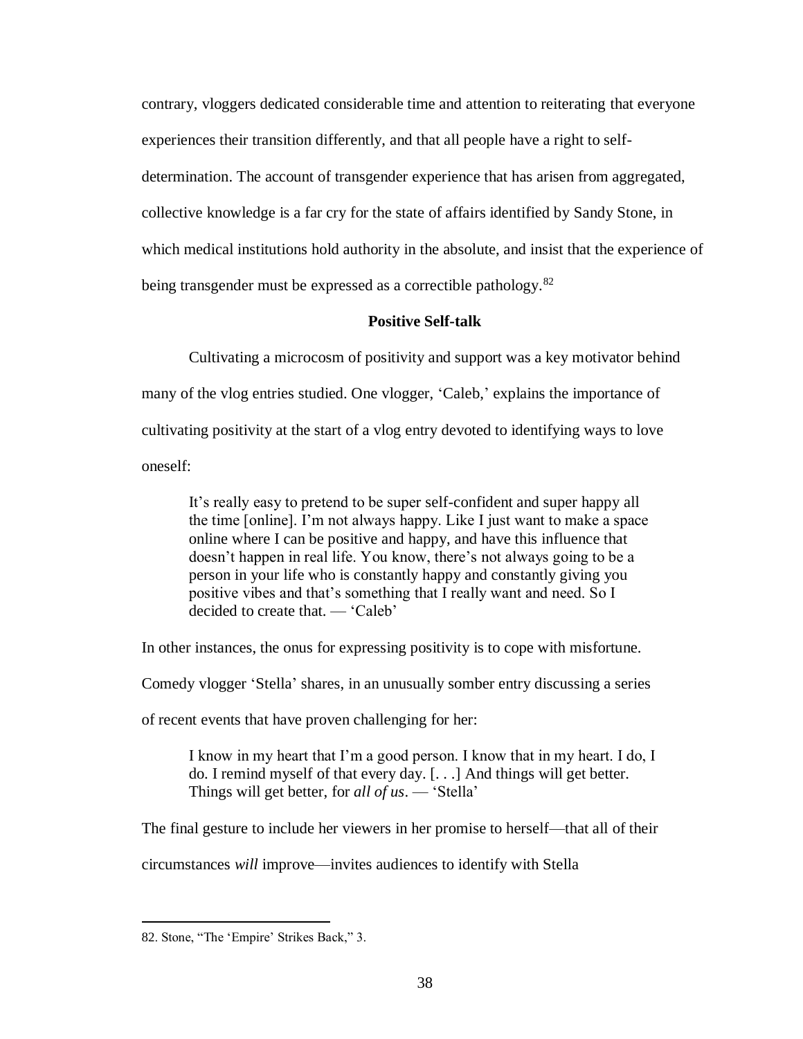contrary, vloggers dedicated considerable time and attention to reiterating that everyone experiences their transition differently, and that all people have a right to self-determination. The account of transgender experience that has arisen from aggregated, collective knowledge is a far cry for the state of affairs identified by Sandy Stone, in which medical institutions hold authority in the absolute, and insist that the experience of being transgender must be expressed as a correctible pathology.[82]

### Positive Self-talk

Cultivating a microcosm of positivity and support was a key motivator behind many of the vlog entries studied. One vlogger, 'Caleb,' explains the importance of cultivating positivity at the start of a vlog entry devoted to identifying ways to love oneself:

> It's really easy to pretend to be super self-confident and super happy all the time [online]. I'm not always happy. Like I just want to make a space online where I can be positive and happy, and have this influence that doesn't happen in real life. You know, there's not always going to be a person in your life who is constantly happy and constantly giving you positive vibes and that's something that I really want and need. So I decided to create that. — 'Caleb'

In other instances, the onus for expressing positivity is to cope with misfortune. Comedy vlogger 'Stella' shares, in an unusually somber entry discussing a series of recent events that have proven challenging for her:

> I know in my heart that I'm a good person. I know that in my heart. I do, I do. I remind myself of that every day. [. . .] And things will get better. Things will get better, for *all of us*. — 'Stella'

The final gesture to include her viewers in her promise to herself—that all of their circumstances *will* improve—invites audiences to identify with Stella

---

82. Stone, "The 'Empire' Strikes Back," 3.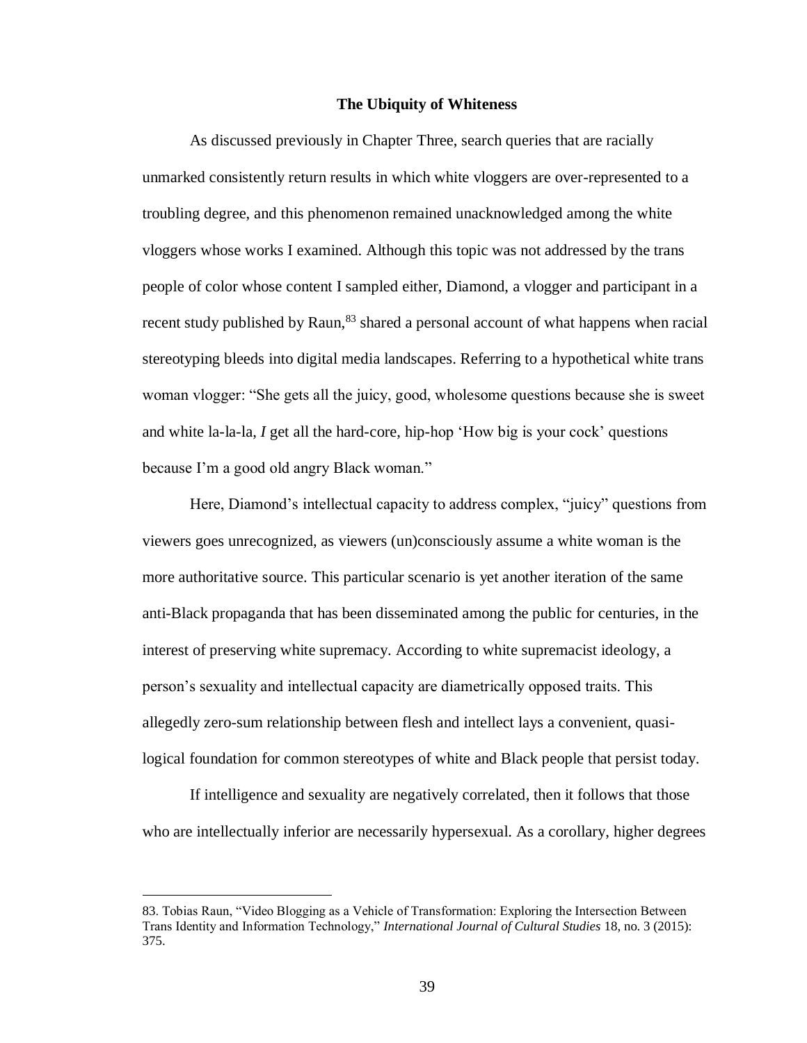## The Ubiquity of Whiteness

As discussed previously in Chapter Three, search queries that are racially unmarked consistently return results in which white vloggers are over-represented to a troubling degree, and this phenomenon remained unacknowledged among the white vloggers whose works I examined. Although this topic was not addressed by the trans people of color whose content I sampled either, Diamond, a vlogger and participant in a recent study published by Raun,[83] shared a personal account of what happens when racial stereotyping bleeds into digital media landscapes. Referring to a hypothetical white trans woman vlogger: "She gets all the juicy, good, wholesome questions because she is sweet and white la-la-la, *I* get all the hard-core, hip-hop 'How big is your cock' questions because I'm a good old angry Black woman."

Here, Diamond's intellectual capacity to address complex, "juicy" questions from viewers goes unrecognized, as viewers (un)consciously assume a white woman is the more authoritative source. This particular scenario is yet another iteration of the same anti-Black propaganda that has been disseminated among the public for centuries, in the interest of preserving white supremacy. According to white supremacist ideology, a person's sexuality and intellectual capacity are diametrically opposed traits. This allegedly zero-sum relationship between flesh and intellect lays a convenient, quasi-logical foundation for common stereotypes of white and Black people that persist today.

If intelligence and sexuality are negatively correlated, then it follows that those who are intellectually inferior are necessarily hypersexual. As a corollary, higher degrees

---

83. Tobias Raun, "Video Blogging as a Vehicle of Transformation: Exploring the Intersection Between Trans Identity and Information Technology," *International Journal of Cultural Studies* 18, no. 3 (2015): 375.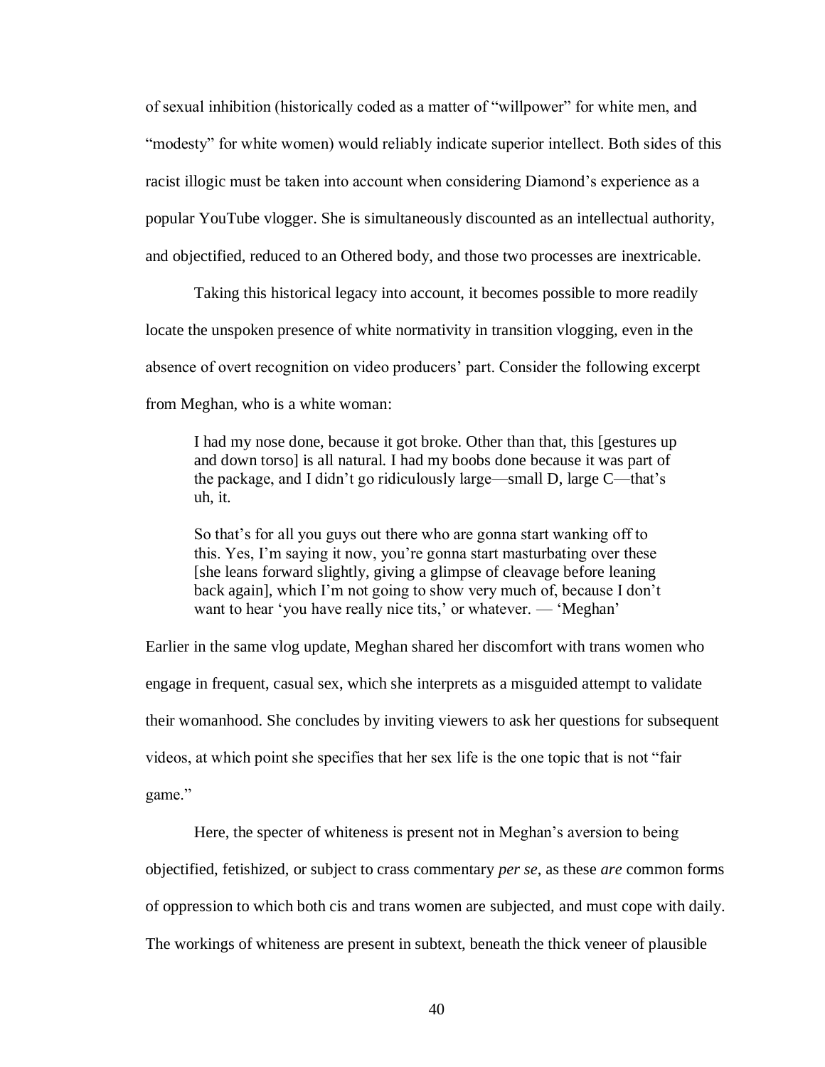of sexual inhibition (historically coded as a matter of "willpower" for white men, and "modesty" for white women) would reliably indicate superior intellect. Both sides of this racist illogic must be taken into account when considering Diamond's experience as a popular YouTube vlogger. She is simultaneously discounted as an intellectual authority, and objectified, reduced to an Othered body, and those two processes are inextricable.

Taking this historical legacy into account, it becomes possible to more readily locate the unspoken presence of white normativity in transition vlogging, even in the absence of overt recognition on video producers' part. Consider the following excerpt from Meghan, who is a white woman:

> I had my nose done, because it got broke. Other than that, this [gestures up and down torso] is all natural. I had my boobs done because it was part of the package, and I didn't go ridiculously large—small D, large C—that's uh, it.
>
> So that's for all you guys out there who are gonna start wanking off to this. Yes, I'm saying it now, you're gonna start masturbating over these [she leans forward slightly, giving a glimpse of cleavage before leaning back again], which I'm not going to show very much of, because I don't want to hear 'you have really nice tits,' or whatever. — 'Meghan'

Earlier in the same vlog update, Meghan shared her discomfort with trans women who engage in frequent, casual sex, which she interprets as a misguided attempt to validate their womanhood. She concludes by inviting viewers to ask her questions for subsequent videos, at which point she specifies that her sex life is the one topic that is not "fair game."

Here, the specter of whiteness is present not in Meghan's aversion to being objectified, fetishized, or subject to crass commentary *per se*, as these *are* common forms of oppression to which both cis and trans women are subjected, and must cope with daily. The workings of whiteness are present in subtext, beneath the thick veneer of plausible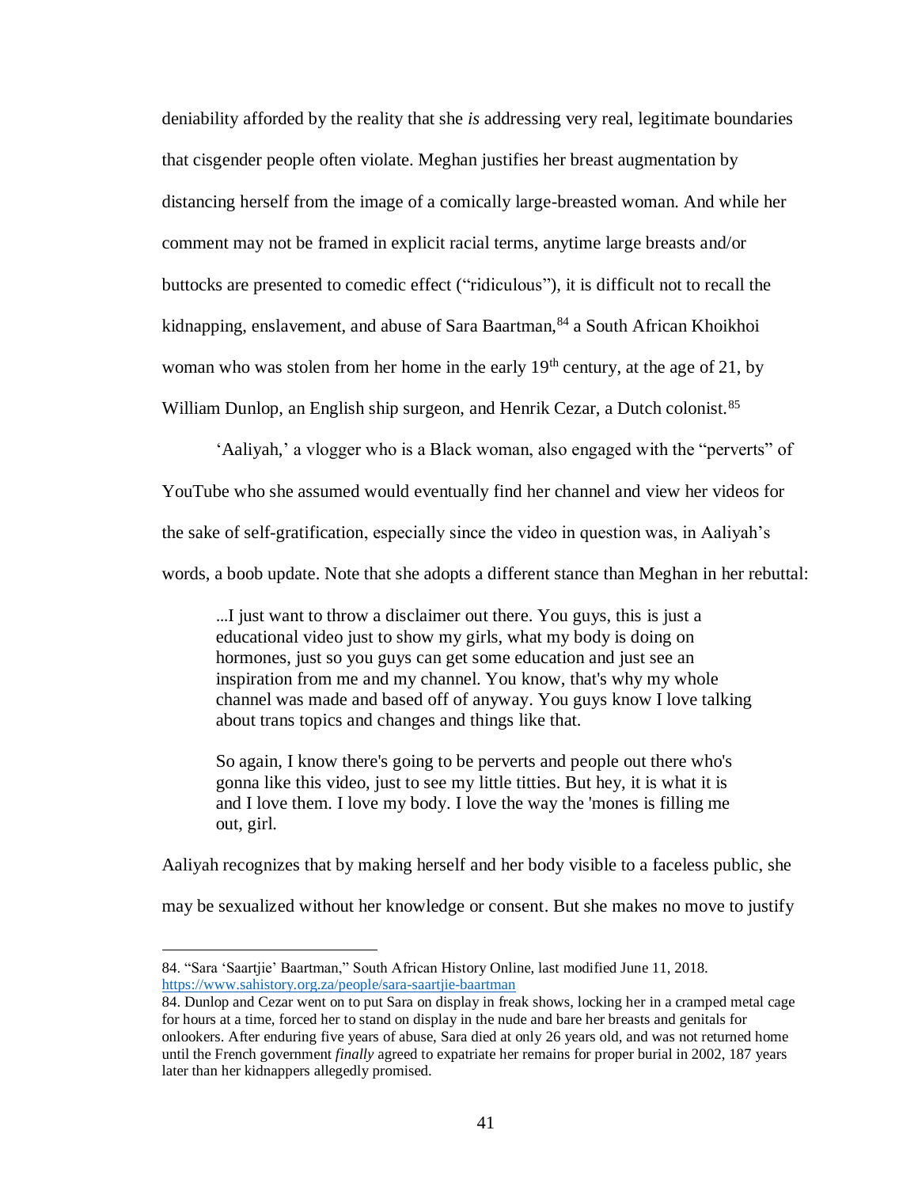deniability afforded by the reality that she *is* addressing very real, legitimate boundaries that cisgender people often violate. Meghan justifies her breast augmentation by distancing herself from the image of a comically large-breasted woman. And while her comment may not be framed in explicit racial terms, anytime large breasts and/or buttocks are presented to comedic effect ("ridiculous"), it is difficult not to recall the kidnapping, enslavement, and abuse of Sara Baartman,[84] a South African Khoikhoi woman who was stolen from her home in the early 19th century, at the age of 21, by William Dunlop, an English ship surgeon, and Henrik Cezar, a Dutch colonist.[85]

'Aaliyah,' a vlogger who is a Black woman, also engaged with the "perverts" of YouTube who she assumed would eventually find her channel and view her videos for the sake of self-gratification, especially since the video in question was, in Aaliyah's words, a boob update. Note that she adopts a different stance than Meghan in her rebuttal:

> ...I just want to throw a disclaimer out there. You guys, this is just a educational video just to show my girls, what my body is doing on hormones, just so you guys can get some education and just see an inspiration from me and my channel. You know, that's why my whole channel was made and based off of anyway. You guys know I love talking about trans topics and changes and things like that.
>
> So again, I know there's going to be perverts and people out there who's gonna like this video, just to see my little titties. But hey, it is what it is and I love them. I love my body. I love the way the 'mones is filling me out, girl.

Aaliyah recognizes that by making herself and her body visible to a faceless public, she may be sexualized without her knowledge or consent. But she makes no move to justify

---

84. "Sara 'Saartjie' Baartman," South African History Online, last modified June 11, 2018. https://www.sahistory.org.za/people/sara-saartjie-baartman

84. Dunlop and Cezar went on to put Sara on display in freak shows, locking her in a cramped metal cage for hours at a time, forced her to stand on display in the nude and bare her breasts and genitals for onlookers. After enduring five years of abuse, Sara died at only 26 years old, and was not returned home until the French government *finally* agreed to expatriate her remains for proper burial in 2002, 187 years later than her kidnappers allegedly promised.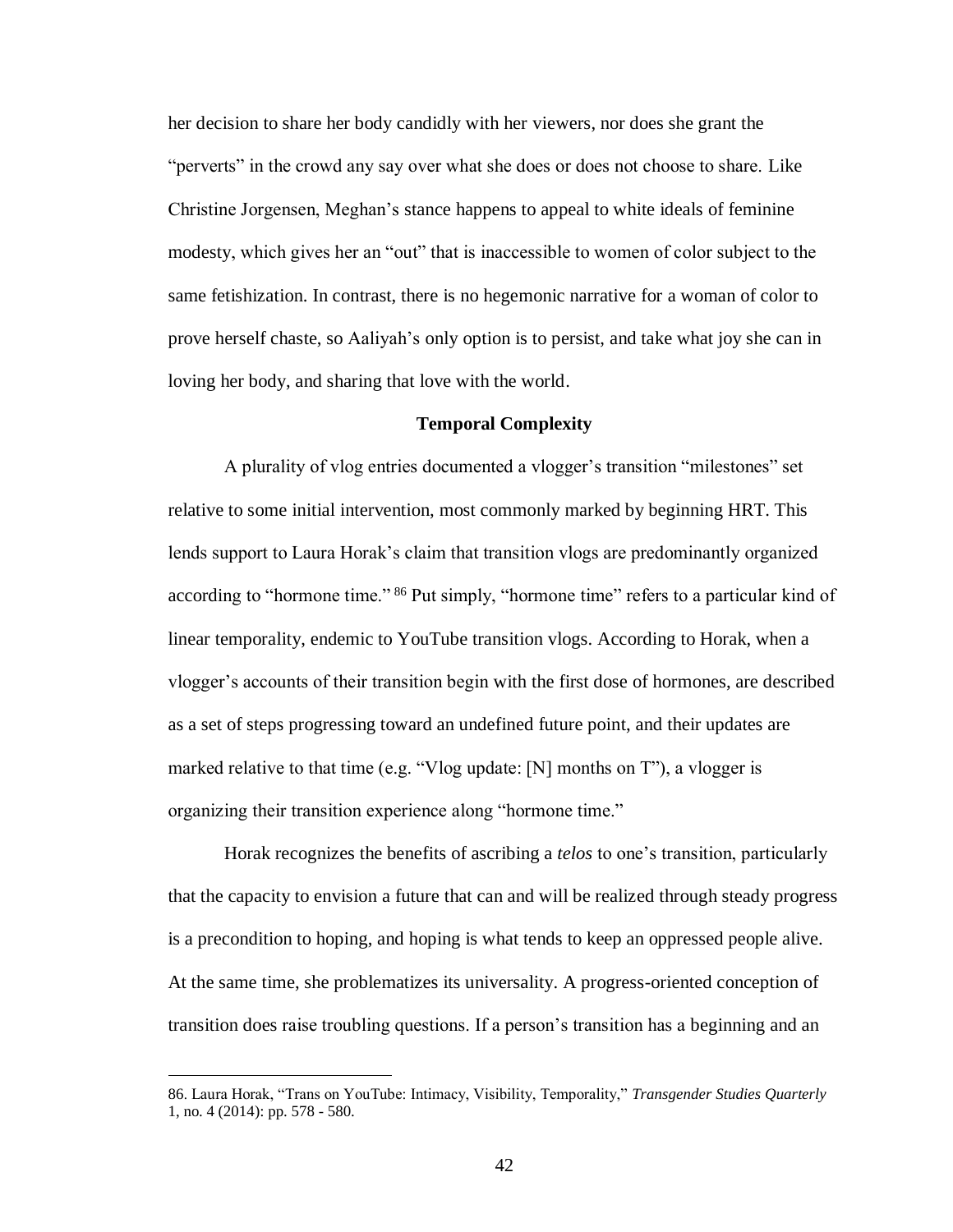her decision to share her body candidly with her viewers, nor does she grant the "perverts" in the crowd any say over what she does or does not choose to share. Like Christine Jorgensen, Meghan's stance happens to appeal to white ideals of feminine modesty, which gives her an "out" that is inaccessible to women of color subject to the same fetishization. In contrast, there is no hegemonic narrative for a woman of color to prove herself chaste, so Aaliyah's only option is to persist, and take what joy she can in loving her body, and sharing that love with the world.

## Temporal Complexity

A plurality of vlog entries documented a vlogger's transition "milestones" set relative to some initial intervention, most commonly marked by beginning HRT. This lends support to Laura Horak's claim that transition vlogs are predominantly organized according to "hormone time."[86] Put simply, "hormone time" refers to a particular kind of linear temporality, endemic to YouTube transition vlogs. According to Horak, when a vlogger's accounts of their transition begin with the first dose of hormones, are described as a set of steps progressing toward an undefined future point, and their updates are marked relative to that time (e.g. "Vlog update: [N] months on T"), a vlogger is organizing their transition experience along "hormone time."

Horak recognizes the benefits of ascribing a *telos* to one's transition, particularly that the capacity to envision a future that can and will be realized through steady progress is a precondition to hoping, and hoping is what tends to keep an oppressed people alive. At the same time, she problematizes its universality. A progress-oriented conception of transition does raise troubling questions. If a person's transition has a beginning and an

---

86. Laura Horak, "Trans on YouTube: Intimacy, Visibility, Temporality," *Transgender Studies Quarterly* 1, no. 4 (2014): pp. 578 - 580.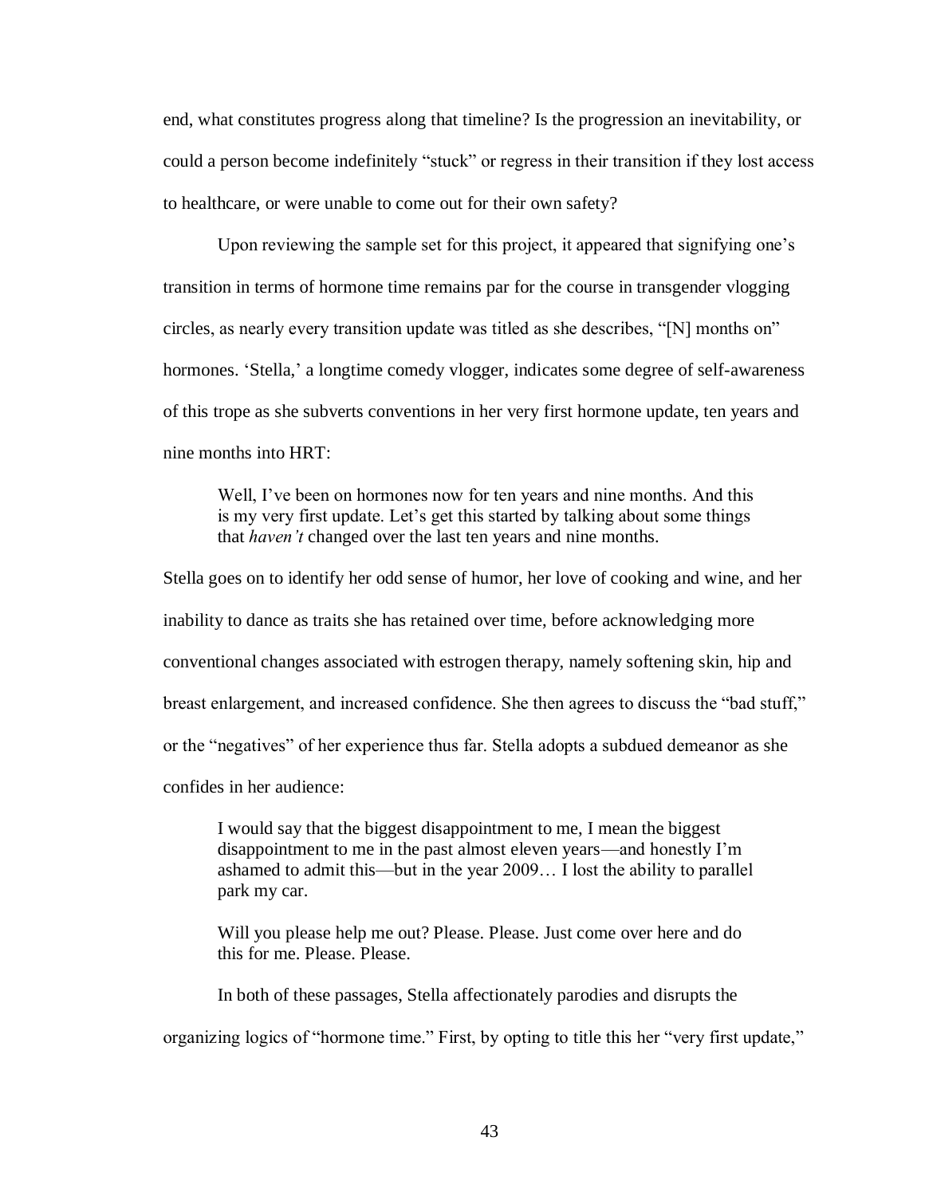end, what constitutes progress along that timeline? Is the progression an inevitability, or could a person become indefinitely "stuck" or regress in their transition if they lost access to healthcare, or were unable to come out for their own safety?

Upon reviewing the sample set for this project, it appeared that signifying one's transition in terms of hormone time remains par for the course in transgender vlogging circles, as nearly every transition update was titled as she describes, "[N] months on" hormones. 'Stella,' a longtime comedy vlogger, indicates some degree of self-awareness of this trope as she subverts conventions in her very first hormone update, ten years and nine months into HRT:

> Well, I've been on hormones now for ten years and nine months. And this is my very first update. Let's get this started by talking about some things that *haven't* changed over the last ten years and nine months.

Stella goes on to identify her odd sense of humor, her love of cooking and wine, and her inability to dance as traits she has retained over time, before acknowledging more conventional changes associated with estrogen therapy, namely softening skin, hip and breast enlargement, and increased confidence. She then agrees to discuss the "bad stuff," or the "negatives" of her experience thus far. Stella adopts a subdued demeanor as she confides in her audience:

> I would say that the biggest disappointment to me, I mean the biggest disappointment to me in the past almost eleven years—and honestly I'm ashamed to admit this—but in the year 2009… I lost the ability to parallel park my car.
>
> Will you please help me out? Please. Please. Just come over here and do this for me. Please. Please.

In both of these passages, Stella affectionately parodies and disrupts the organizing logics of "hormone time." First, by opting to title this her "very first update,"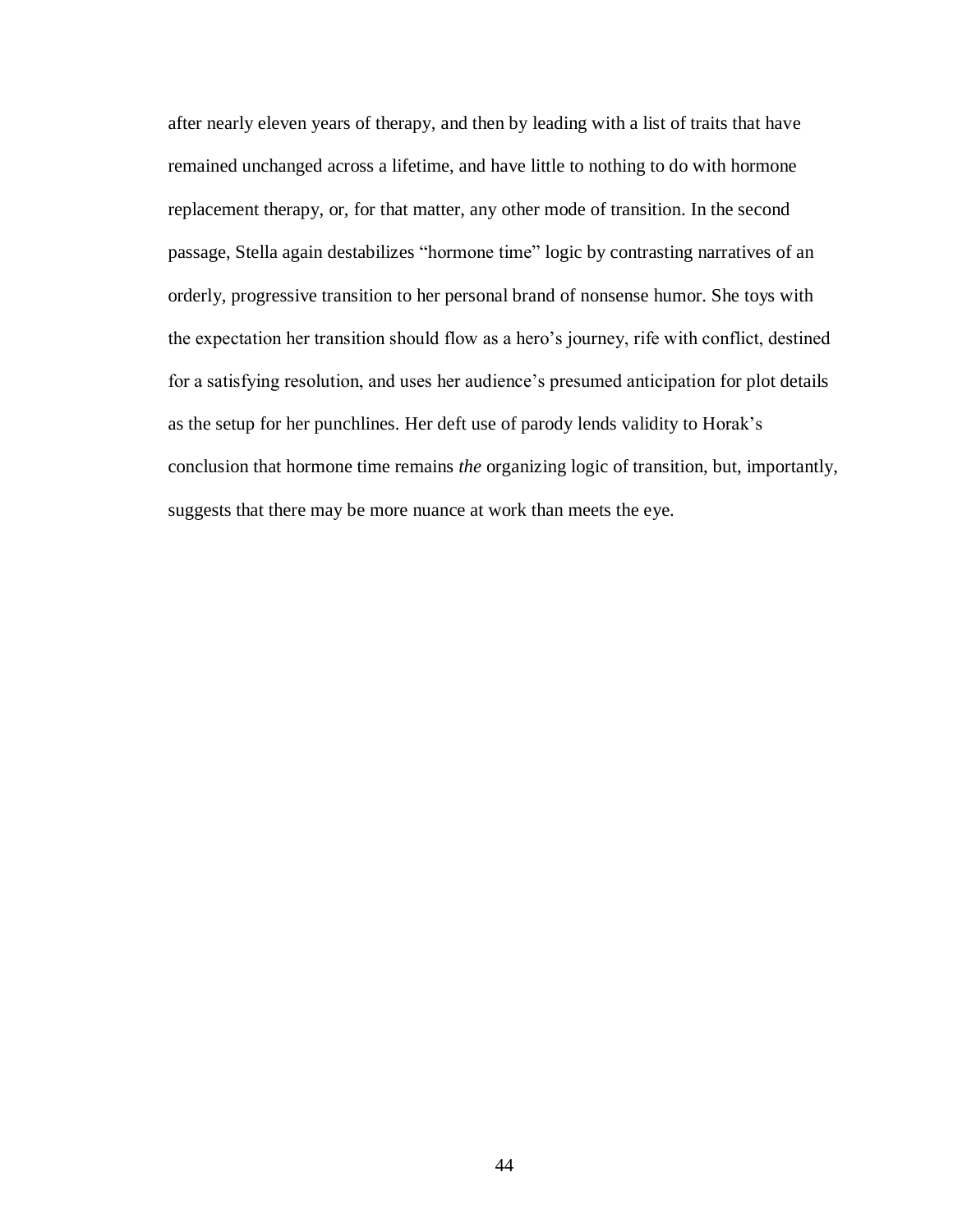after nearly eleven years of therapy, and then by leading with a list of traits that have remained unchanged across a lifetime, and have little to nothing to do with hormone replacement therapy, or, for that matter, any other mode of transition. In the second passage, Stella again destabilizes "hormone time" logic by contrasting narratives of an orderly, progressive transition to her personal brand of nonsense humor. She toys with the expectation her transition should flow as a hero's journey, rife with conflict, destined for a satisfying resolution, and uses her audience's presumed anticipation for plot details as the setup for her punchlines. Her deft use of parody lends validity to Horak's conclusion that hormone time remains *the* organizing logic of transition, but, importantly, suggests that there may be more nuance at work than meets the eye.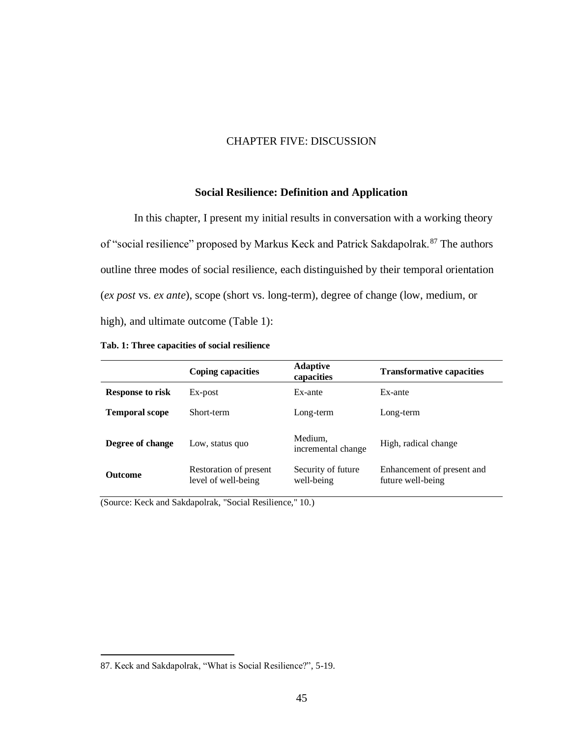# CHAPTER FIVE: DISCUSSION

## Social Resilience: Definition and Application

In this chapter, I present my initial results in conversation with a working theory of "social resilience" proposed by Markus Keck and Patrick Sakdapolrak.[87] The authors outline three modes of social resilience, each distinguished by their temporal orientation (*ex post* vs. *ex ante*), scope (short vs. long-term), degree of change (low, medium, or high), and ultimate outcome (Table 1):

**Tab. 1: Three capacities of social resilience**

| | Coping capacities | Adaptive capacities | Transformative capacities |
|---|---|---|---|
| **Response to risk** | Ex-post | Ex-ante | Ex-ante |
| **Temporal scope** | Short-term | Long-term | Long-term |
| **Degree of change** | Low, status quo | Medium, incremental change | High, radical change |
| **Outcome** | Restoration of present level of well-being | Security of future well-being | Enhancement of present and future well-being |

(Source: Keck and Sakdapolrak, "Social Resilience," 10.)

87. Keck and Sakdapolrak, "What is Social Resilience?", 5-19.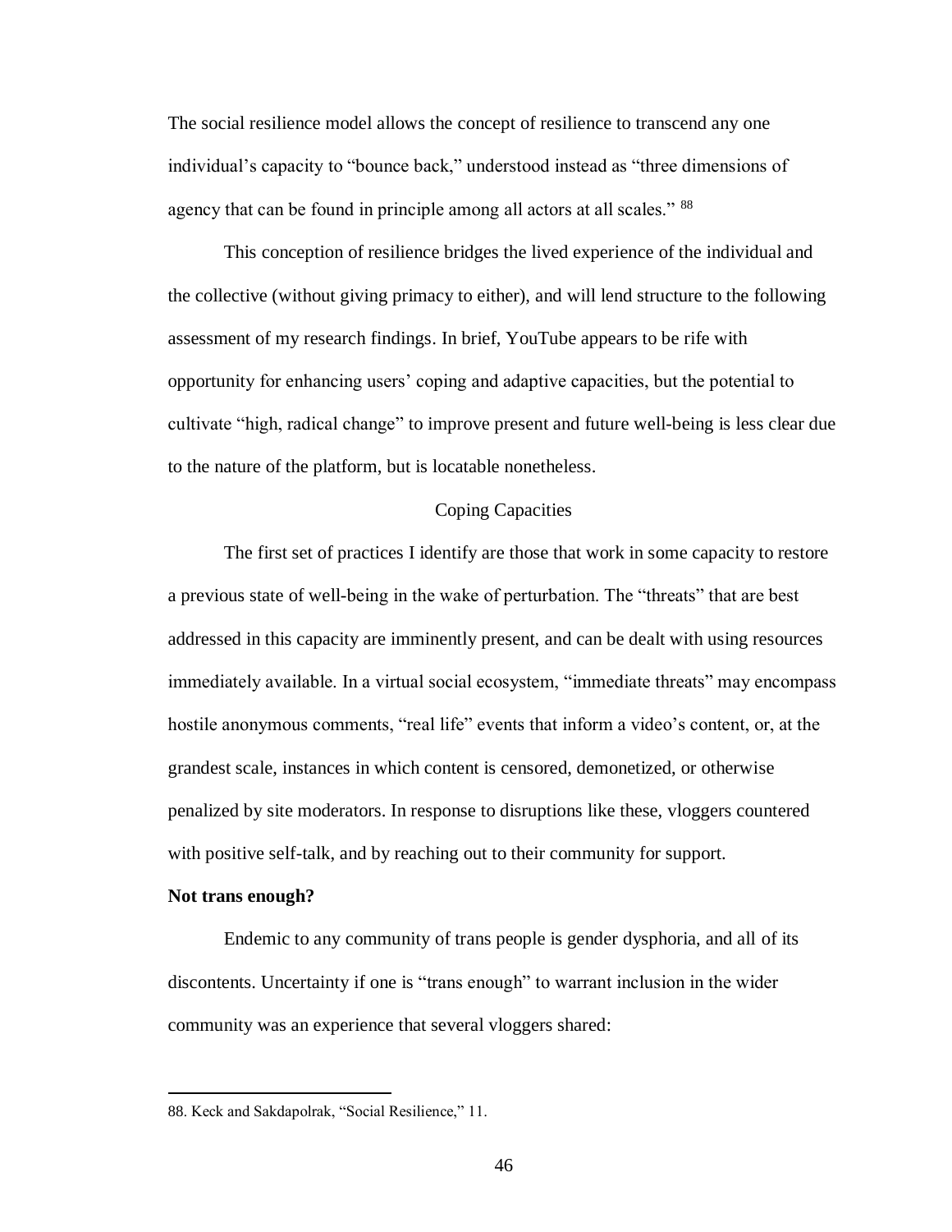The social resilience model allows the concept of resilience to transcend any one individual's capacity to "bounce back," understood instead as "three dimensions of agency that can be found in principle among all actors at all scales." [88]

This conception of resilience bridges the lived experience of the individual and the collective (without giving primacy to either), and will lend structure to the following assessment of my research findings. In brief, YouTube appears to be rife with opportunity for enhancing users' coping and adaptive capacities, but the potential to cultivate "high, radical change" to improve present and future well-being is less clear due to the nature of the platform, but is locatable nonetheless.

## Coping Capacities

The first set of practices I identify are those that work in some capacity to restore a previous state of well-being in the wake of perturbation. The "threats" that are best addressed in this capacity are imminently present, and can be dealt with using resources immediately available. In a virtual social ecosystem, "immediate threats" may encompass hostile anonymous comments, "real life" events that inform a video's content, or, at the grandest scale, instances in which content is censored, demonetized, or otherwise penalized by site moderators. In response to disruptions like these, vloggers countered with positive self-talk, and by reaching out to their community for support.

### Not trans enough?

Endemic to any community of trans people is gender dysphoria, and all of its discontents. Uncertainty if one is "trans enough" to warrant inclusion in the wider community was an experience that several vloggers shared:

---

88. Keck and Sakdapolrak, "Social Resilience," 11.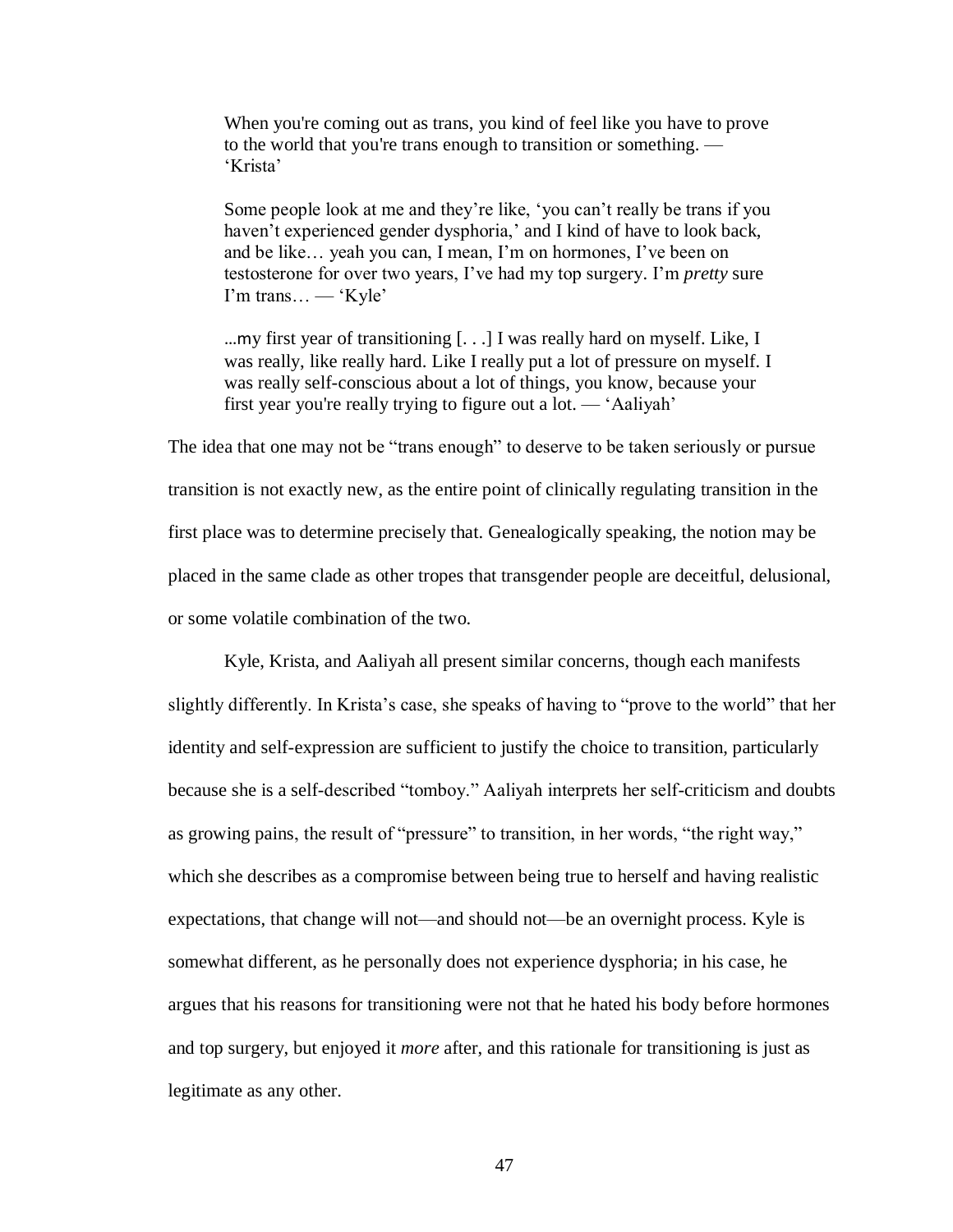> When you're coming out as trans, you kind of feel like you have to prove to the world that you're trans enough to transition or something. — 'Krista'

> Some people look at me and they're like, 'you can't really be trans if you haven't experienced gender dysphoria,' and I kind of have to look back, and be like… yeah you can, I mean, I'm on hormones, I've been on testosterone for over two years, I've had my top surgery. I'm *pretty* sure I'm trans… — 'Kyle'

> ...my first year of transitioning [. . .] I was really hard on myself. Like, I was really, like really hard. Like I really put a lot of pressure on myself. I was really self-conscious about a lot of things, you know, because your first year you're really trying to figure out a lot. — 'Aaliyah'

The idea that one may not be "trans enough" to deserve to be taken seriously or pursue transition is not exactly new, as the entire point of clinically regulating transition in the first place was to determine precisely that. Genealogically speaking, the notion may be placed in the same clade as other tropes that transgender people are deceitful, delusional, or some volatile combination of the two.

Kyle, Krista, and Aaliyah all present similar concerns, though each manifests slightly differently. In Krista's case, she speaks of having to "prove to the world" that her identity and self-expression are sufficient to justify the choice to transition, particularly because she is a self-described "tomboy." Aaliyah interprets her self-criticism and doubts as growing pains, the result of "pressure" to transition, in her words, "the right way," which she describes as a compromise between being true to herself and having realistic expectations, that change will not—and should not—be an overnight process. Kyle is somewhat different, as he personally does not experience dysphoria; in his case, he argues that his reasons for transitioning were not that he hated his body before hormones and top surgery, but enjoyed it *more* after, and this rationale for transitioning is just as legitimate as any other.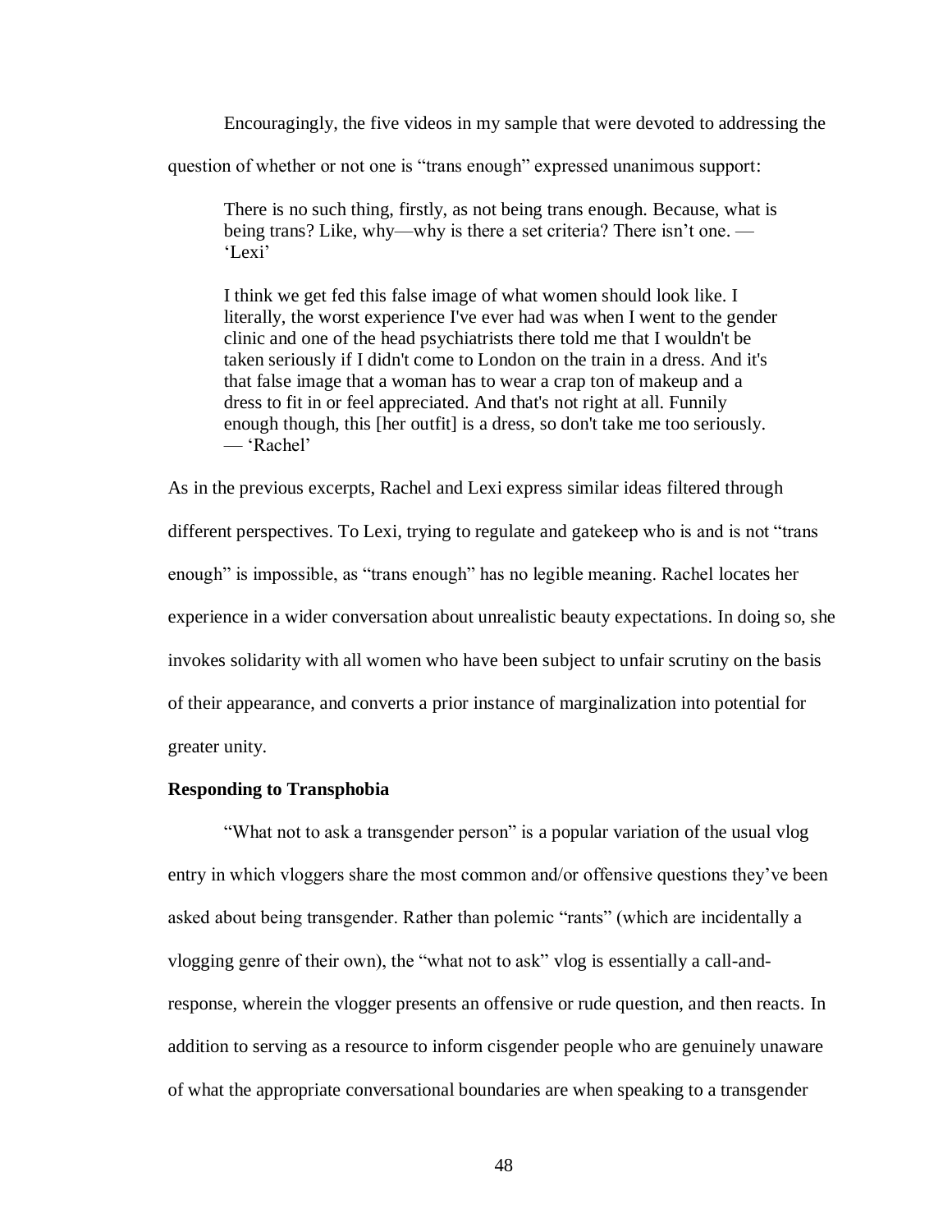Encouragingly, the five videos in my sample that were devoted to addressing the question of whether or not one is “trans enough” expressed unanimous support:

> There is no such thing, firstly, as not being trans enough. Because, what is being trans? Like, why—why is there a set criteria? There isn’t one. — ‘Lexi’

> I think we get fed this false image of what women should look like. I literally, the worst experience I've ever had was when I went to the gender clinic and one of the head psychiatrists there told me that I wouldn't be taken seriously if I didn't come to London on the train in a dress. And it's that false image that a woman has to wear a crap ton of makeup and a dress to fit in or feel appreciated. And that's not right at all. Funnily enough though, this [her outfit] is a dress, so don't take me too seriously. — ‘Rachel’

As in the previous excerpts, Rachel and Lexi express similar ideas filtered through different perspectives. To Lexi, trying to regulate and gatekeep who is and is not “trans enough” is impossible, as “trans enough” has no legible meaning. Rachel locates her experience in a wider conversation about unrealistic beauty expectations. In doing so, she invokes solidarity with all women who have been subject to unfair scrutiny on the basis of their appearance, and converts a prior instance of marginalization into potential for greater unity.

**Responding to Transphobia**

“What not to ask a transgender person” is a popular variation of the usual vlog entry in which vloggers share the most common and/or offensive questions they’ve been asked about being transgender. Rather than polemic “rants” (which are incidentally a vlogging genre of their own), the “what not to ask” vlog is essentially a call-and-response, wherein the vlogger presents an offensive or rude question, and then reacts. In addition to serving as a resource to inform cisgender people who are genuinely unaware of what the appropriate conversational boundaries are when speaking to a transgender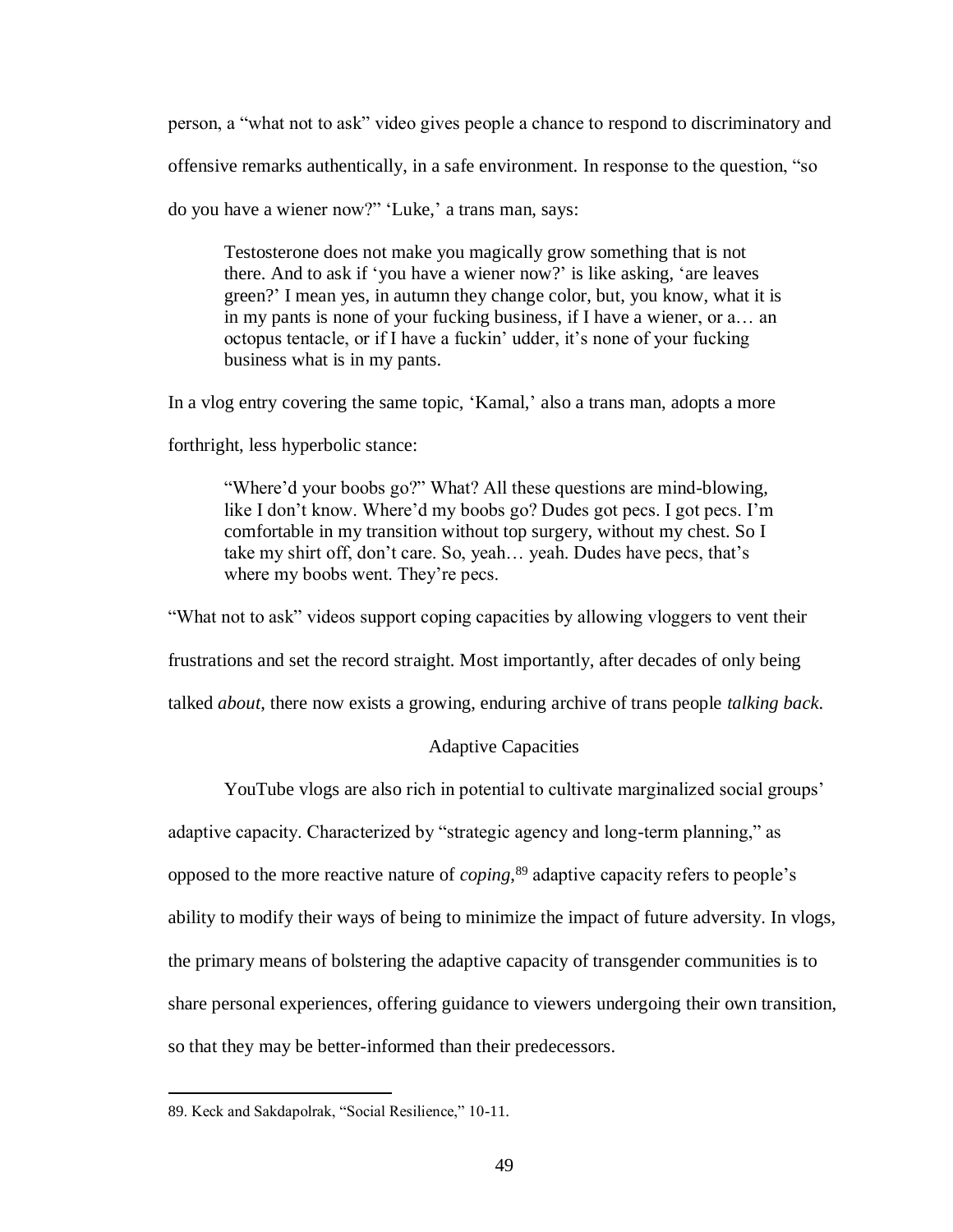person, a "what not to ask" video gives people a chance to respond to discriminatory and offensive remarks authentically, in a safe environment. In response to the question, "so do you have a wiener now?" 'Luke,' a trans man, says:

> Testosterone does not make you magically grow something that is not there. And to ask if 'you have a wiener now?' is like asking, 'are leaves green?' I mean yes, in autumn they change color, but, you know, what it is in my pants is none of your fucking business, if I have a wiener, or a… an octopus tentacle, or if I have a fuckin' udder, it's none of your fucking business what is in my pants.

In a vlog entry covering the same topic, 'Kamal,' also a trans man, adopts a more forthright, less hyperbolic stance:

> "Where'd your boobs go?" What? All these questions are mind-blowing, like I don't know. Where'd my boobs go? Dudes got pecs. I got pecs. I'm comfortable in my transition without top surgery, without my chest. So I take my shirt off, don't care. So, yeah… yeah. Dudes have pecs, that's where my boobs went. They're pecs.

"What not to ask" videos support coping capacities by allowing vloggers to vent their frustrations and set the record straight. Most importantly, after decades of only being talked *about*, there now exists a growing, enduring archive of trans people *talking back*.

## Adaptive Capacities

YouTube vlogs are also rich in potential to cultivate marginalized social groups' adaptive capacity. Characterized by "strategic agency and long-term planning," as opposed to the more reactive nature of *coping*,[89] adaptive capacity refers to people's ability to modify their ways of being to minimize the impact of future adversity. In vlogs, the primary means of bolstering the adaptive capacity of transgender communities is to share personal experiences, offering guidance to viewers undergoing their own transition, so that they may be better-informed than their predecessors.

---

89. Keck and Sakdapolrak, "Social Resilience," 10-11.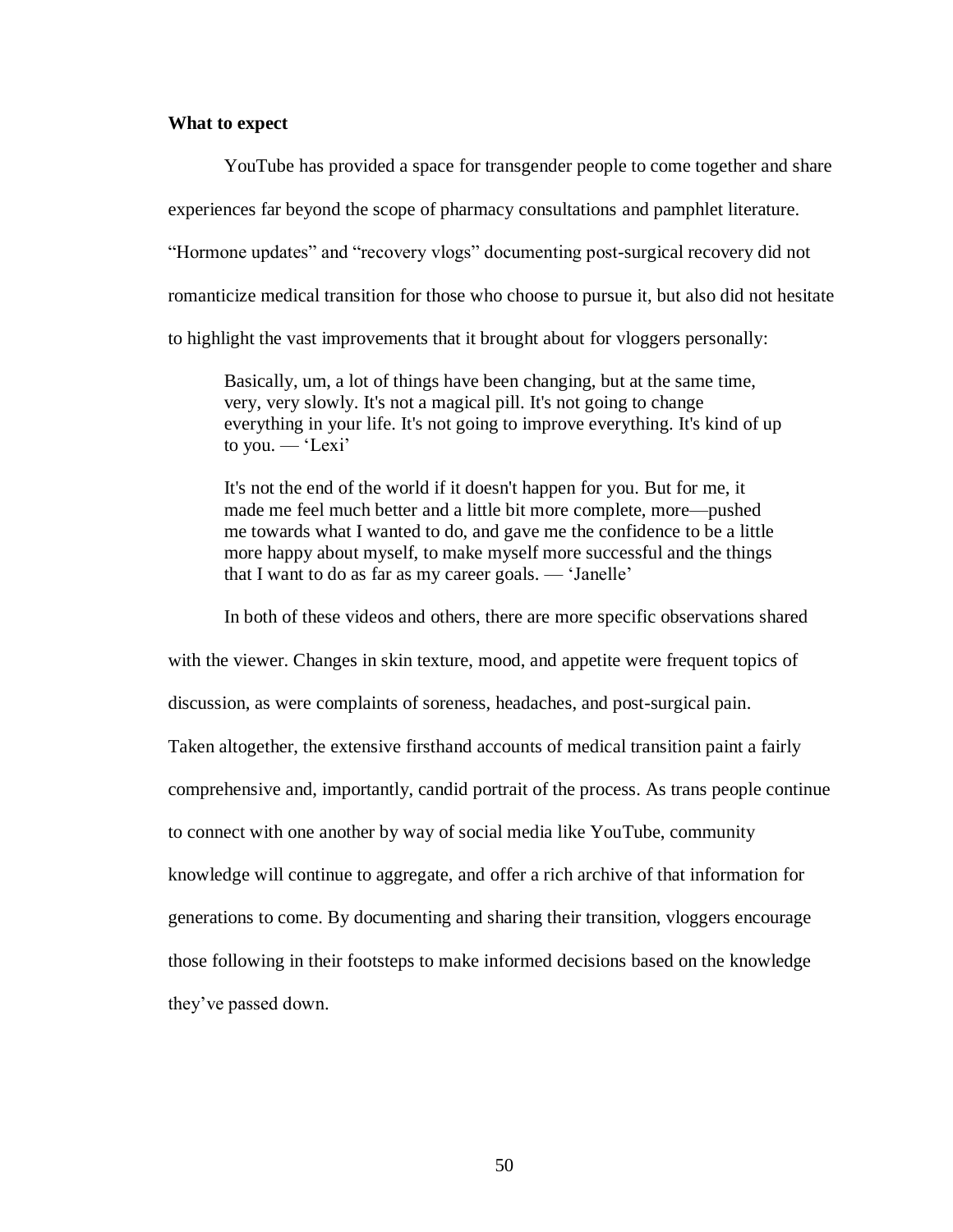**What to expect**

YouTube has provided a space for transgender people to come together and share experiences far beyond the scope of pharmacy consultations and pamphlet literature. “Hormone updates” and “recovery vlogs” documenting post-surgical recovery did not romanticize medical transition for those who choose to pursue it, but also did not hesitate to highlight the vast improvements that it brought about for vloggers personally:

> Basically, um, a lot of things have been changing, but at the same time, very, very slowly. It's not a magical pill. It's not going to change everything in your life. It's not going to improve everything. It's kind of up to you. — ‘Lexi’

> It's not the end of the world if it doesn't happen for you. But for me, it made me feel much better and a little bit more complete, more—pushed me towards what I wanted to do, and gave me the confidence to be a little more happy about myself, to make myself more successful and the things that I want to do as far as my career goals. — ‘Janelle’

In both of these videos and others, there are more specific observations shared with the viewer. Changes in skin texture, mood, and appetite were frequent topics of discussion, as were complaints of soreness, headaches, and post-surgical pain. Taken altogether, the extensive firsthand accounts of medical transition paint a fairly comprehensive and, importantly, candid portrait of the process. As trans people continue to connect with one another by way of social media like YouTube, community knowledge will continue to aggregate, and offer a rich archive of that information for generations to come. By documenting and sharing their transition, vloggers encourage those following in their footsteps to make informed decisions based on the knowledge they’ve passed down.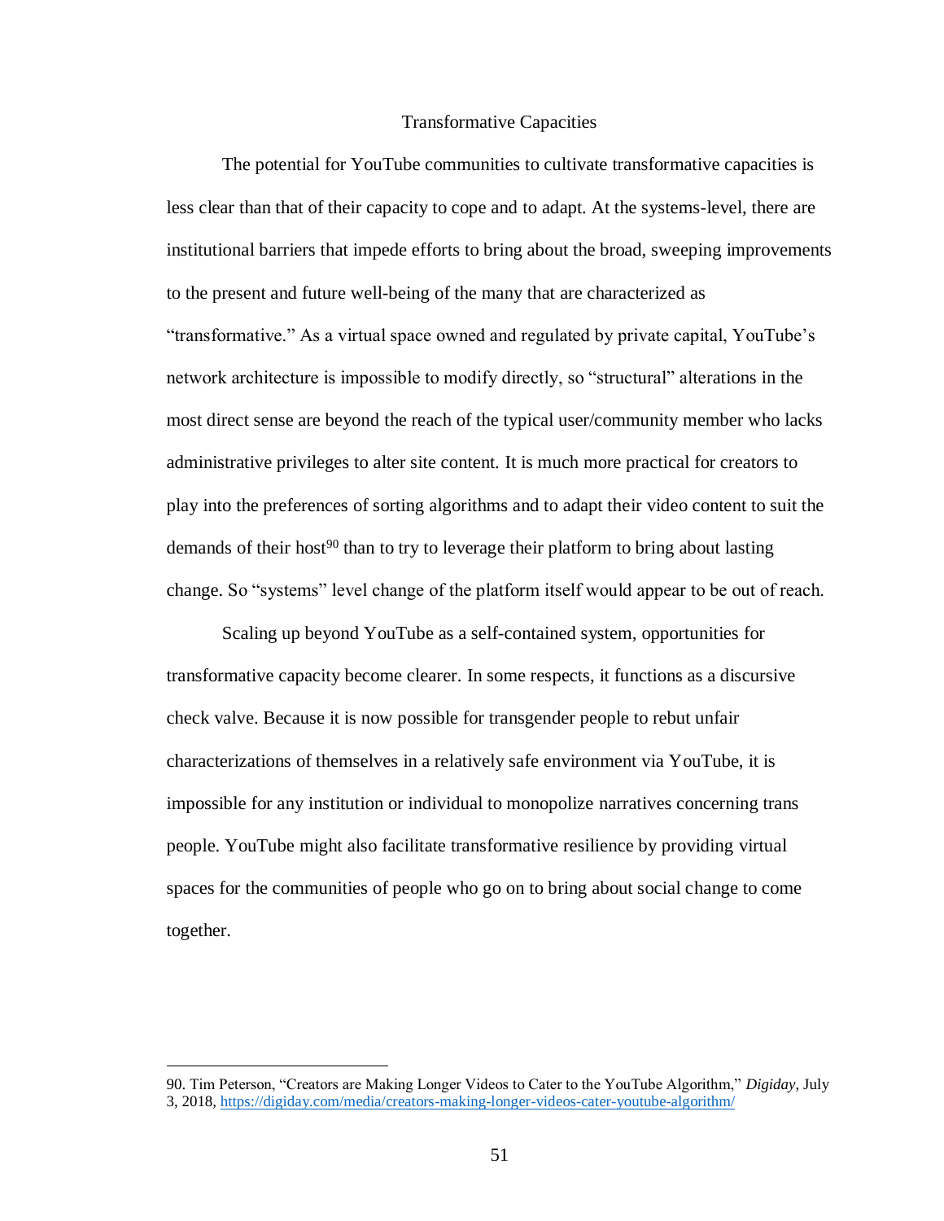## Transformative Capacities

The potential for YouTube communities to cultivate transformative capacities is less clear than that of their capacity to cope and to adapt. At the systems-level, there are institutional barriers that impede efforts to bring about the broad, sweeping improvements to the present and future well-being of the many that are characterized as "transformative." As a virtual space owned and regulated by private capital, YouTube's network architecture is impossible to modify directly, so "structural" alterations in the most direct sense are beyond the reach of the typical user/community member who lacks administrative privileges to alter site content. It is much more practical for creators to play into the preferences of sorting algorithms and to adapt their video content to suit the demands of their host[90] than to try to leverage their platform to bring about lasting change. So "systems" level change of the platform itself would appear to be out of reach.

Scaling up beyond YouTube as a self-contained system, opportunities for transformative capacity become clearer. In some respects, it functions as a discursive check valve. Because it is now possible for transgender people to rebut unfair characterizations of themselves in a relatively safe environment via YouTube, it is impossible for any institution or individual to monopolize narratives concerning trans people. YouTube might also facilitate transformative resilience by providing virtual spaces for the communities of people who go on to bring about social change to come together.

---

90. Tim Peterson, "Creators are Making Longer Videos to Cater to the YouTube Algorithm," *Digiday*, July 3, 2018, https://digiday.com/media/creators-making-longer-videos-cater-youtube-algorithm/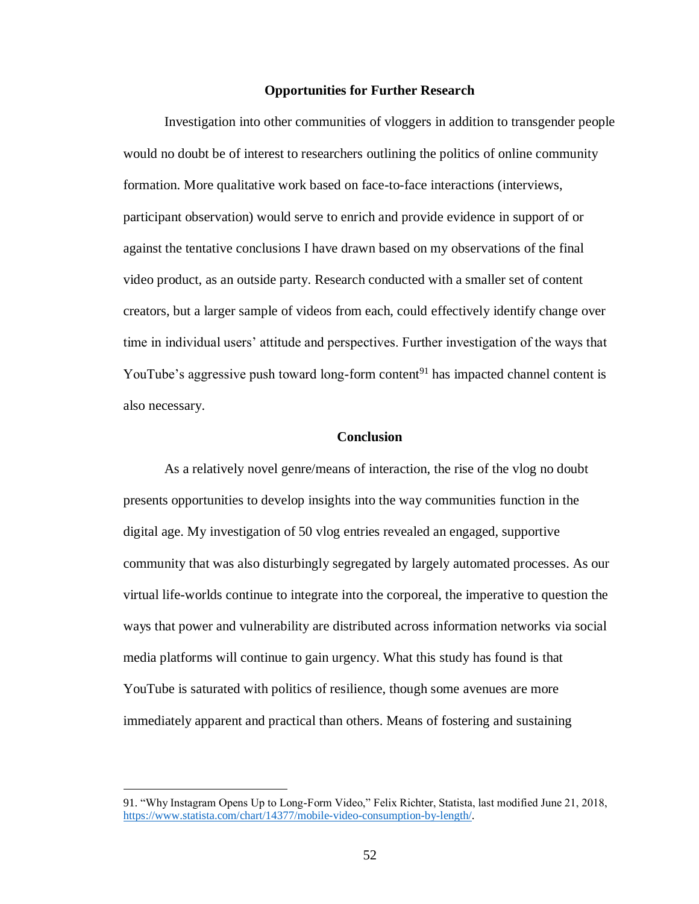## Opportunities for Further Research

Investigation into other communities of vloggers in addition to transgender people would no doubt be of interest to researchers outlining the politics of online community formation. More qualitative work based on face-to-face interactions (interviews, participant observation) would serve to enrich and provide evidence in support of or against the tentative conclusions I have drawn based on my observations of the final video product, as an outside party. Research conducted with a smaller set of content creators, but a larger sample of videos from each, could effectively identify change over time in individual users' attitude and perspectives. Further investigation of the ways that YouTube's aggressive push toward long-form content[91] has impacted channel content is also necessary.

## Conclusion

As a relatively novel genre/means of interaction, the rise of the vlog no doubt presents opportunities to develop insights into the way communities function in the digital age. My investigation of 50 vlog entries revealed an engaged, supportive community that was also disturbingly segregated by largely automated processes. As our virtual life-worlds continue to integrate into the corporeal, the imperative to question the ways that power and vulnerability are distributed across information networks via social media platforms will continue to gain urgency. What this study has found is that YouTube is saturated with politics of resilience, though some avenues are more immediately apparent and practical than others. Means of fostering and sustaining

---

91. "Why Instagram Opens Up to Long-Form Video," Felix Richter, Statista, last modified June 21, 2018, https://www.statista.com/chart/14377/mobile-video-consumption-by-length/.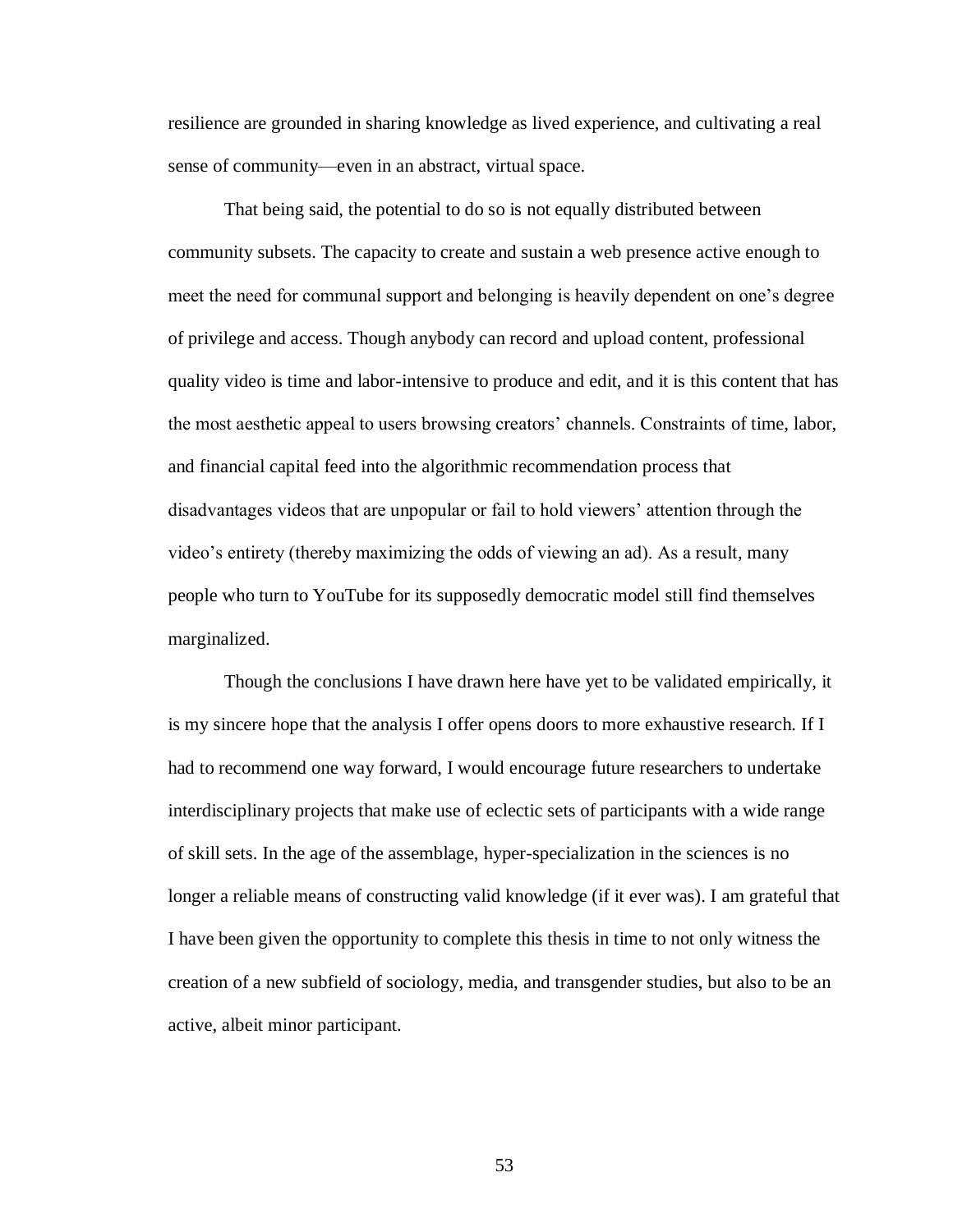resilience are grounded in sharing knowledge as lived experience, and cultivating a real sense of community—even in an abstract, virtual space.

That being said, the potential to do so is not equally distributed between community subsets. The capacity to create and sustain a web presence active enough to meet the need for communal support and belonging is heavily dependent on one's degree of privilege and access. Though anybody can record and upload content, professional quality video is time and labor-intensive to produce and edit, and it is this content that has the most aesthetic appeal to users browsing creators' channels. Constraints of time, labor, and financial capital feed into the algorithmic recommendation process that disadvantages videos that are unpopular or fail to hold viewers' attention through the video's entirety (thereby maximizing the odds of viewing an ad). As a result, many people who turn to YouTube for its supposedly democratic model still find themselves marginalized.

Though the conclusions I have drawn here have yet to be validated empirically, it is my sincere hope that the analysis I offer opens doors to more exhaustive research. If I had to recommend one way forward, I would encourage future researchers to undertake interdisciplinary projects that make use of eclectic sets of participants with a wide range of skill sets. In the age of the assemblage, hyper-specialization in the sciences is no longer a reliable means of constructing valid knowledge (if it ever was). I am grateful that I have been given the opportunity to complete this thesis in time to not only witness the creation of a new subfield of sociology, media, and transgender studies, but also to be an active, albeit minor participant.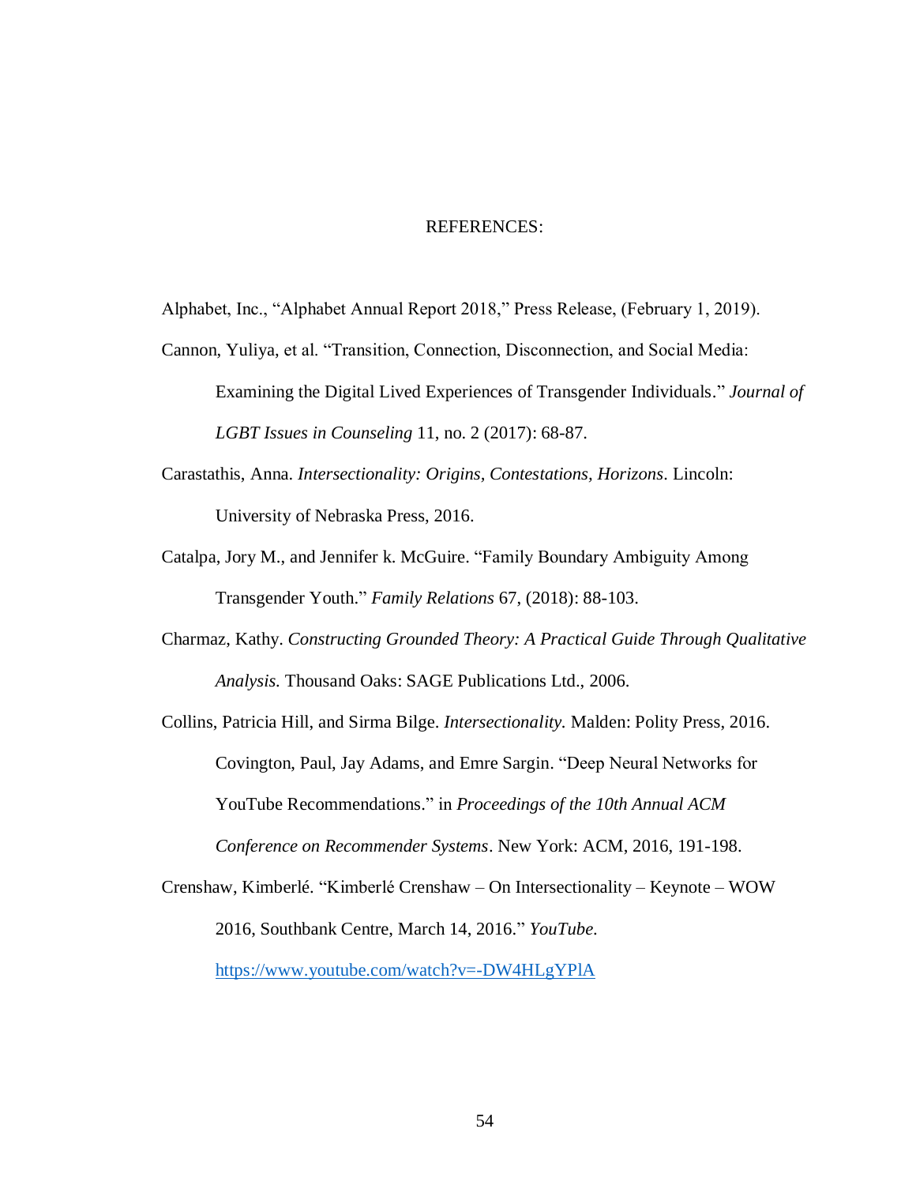# REFERENCES:

Alphabet, Inc., "Alphabet Annual Report 2018," Press Release, (February 1, 2019).

Cannon, Yuliya, et al. "Transition, Connection, Disconnection, and Social Media: Examining the Digital Lived Experiences of Transgender Individuals." *Journal of LGBT Issues in Counseling* 11, no. 2 (2017): 68-87.

Carastathis, Anna. *Intersectionality: Origins, Contestations, Horizons*. Lincoln: University of Nebraska Press, 2016.

Catalpa, Jory M., and Jennifer k. McGuire. "Family Boundary Ambiguity Among Transgender Youth." *Family Relations* 67, (2018): 88-103.

Charmaz, Kathy. *Constructing Grounded Theory: A Practical Guide Through Qualitative Analysis.* Thousand Oaks: SAGE Publications Ltd., 2006.

Collins, Patricia Hill, and Sirma Bilge. *Intersectionality.* Malden: Polity Press, 2016.

Covington, Paul, Jay Adams, and Emre Sargin. "Deep Neural Networks for YouTube Recommendations." in *Proceedings of the 10th Annual ACM Conference on Recommender Systems*. New York: ACM, 2016, 191-198.

Crenshaw, Kimberlé. "Kimberlé Crenshaw – On Intersectionality – Keynote – WOW 2016, Southbank Centre, March 14, 2016." *YouTube.* https://www.youtube.com/watch?v=-DW4HLgYPlA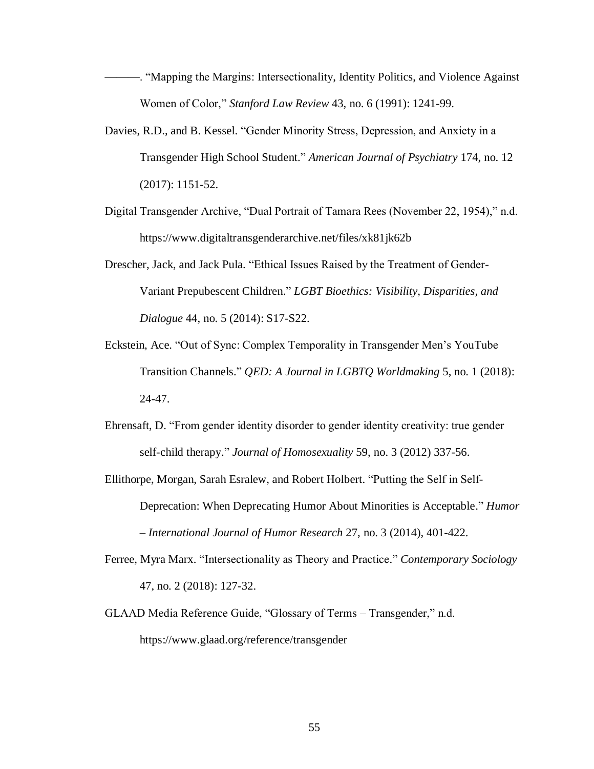———. “Mapping the Margins: Intersectionality, Identity Politics, and Violence Against Women of Color,” *Stanford Law Review* 43, no. 6 (1991): 1241-99.

Davies, R.D., and B. Kessel. “Gender Minority Stress, Depression, and Anxiety in a Transgender High School Student.” *American Journal of Psychiatry* 174, no. 12 (2017): 1151-52.

Digital Transgender Archive, “Dual Portrait of Tamara Rees (November 22, 1954),” n.d. https://www.digitaltransgenderarchive.net/files/xk81jk62b

Drescher, Jack, and Jack Pula. “Ethical Issues Raised by the Treatment of Gender-Variant Prepubescent Children.” *LGBT Bioethics: Visibility, Disparities, and Dialogue* 44, no. 5 (2014): S17-S22.

Eckstein, Ace. “Out of Sync: Complex Temporality in Transgender Men’s YouTube Transition Channels.” *QED: A Journal in LGBTQ Worldmaking* 5, no. 1 (2018): 24-47.

Ehrensaft, D. “From gender identity disorder to gender identity creativity: true gender self-child therapy.” *Journal of Homosexuality* 59, no. 3 (2012) 337-56.

Ellithorpe, Morgan, Sarah Esralew, and Robert Holbert. “Putting the Self in Self-Deprecation: When Deprecating Humor About Minorities is Acceptable.” *Humor – International Journal of Humor Research* 27, no. 3 (2014), 401-422.

Ferree, Myra Marx. “Intersectionality as Theory and Practice.” *Contemporary Sociology* 47, no. 2 (2018): 127-32.

GLAAD Media Reference Guide, “Glossary of Terms – Transgender,” n.d. https://www.glaad.org/reference/transgender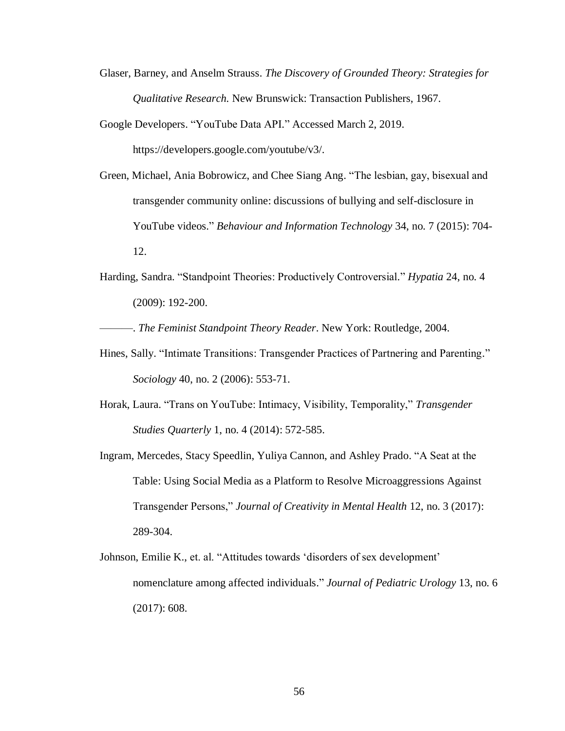Glaser, Barney, and Anselm Strauss. *The Discovery of Grounded Theory: Strategies for Qualitative Research.* New Brunswick: Transaction Publishers, 1967.

Google Developers. "YouTube Data API." Accessed March 2, 2019. https://developers.google.com/youtube/v3/.

Green, Michael, Ania Bobrowicz, and Chee Siang Ang. "The lesbian, gay, bisexual and transgender community online: discussions of bullying and self-disclosure in YouTube videos." *Behaviour and Information Technology* 34, no. 7 (2015): 704-12.

Harding, Sandra. "Standpoint Theories: Productively Controversial." *Hypatia* 24, no. 4 (2009): 192-200.

———. *The Feminist Standpoint Theory Reader*. New York: Routledge, 2004.

Hines, Sally. "Intimate Transitions: Transgender Practices of Partnering and Parenting." *Sociology* 40, no. 2 (2006): 553-71.

Horak, Laura. "Trans on YouTube: Intimacy, Visibility, Temporality," *Transgender Studies Quarterly* 1, no. 4 (2014): 572-585.

Ingram, Mercedes, Stacy Speedlin, Yuliya Cannon, and Ashley Prado. "A Seat at the Table: Using Social Media as a Platform to Resolve Microaggressions Against Transgender Persons," *Journal of Creativity in Mental Health* 12, no. 3 (2017): 289-304.

Johnson, Emilie K., et. al. "Attitudes towards 'disorders of sex development' nomenclature among affected individuals." *Journal of Pediatric Urology* 13, no. 6 (2017): 608.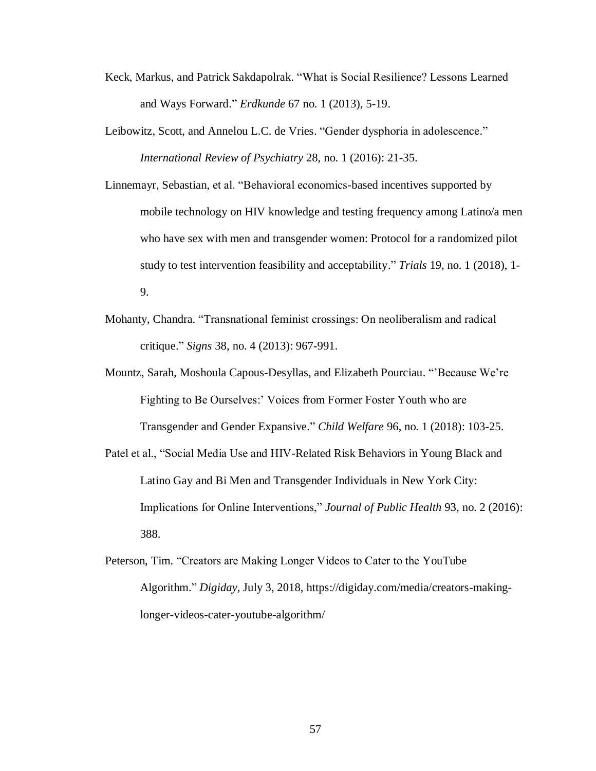Keck, Markus, and Patrick Sakdapolrak. "What is Social Resilience? Lessons Learned and Ways Forward." *Erdkunde* 67 no. 1 (2013), 5-19.

Leibowitz, Scott, and Annelou L.C. de Vries. "Gender dysphoria in adolescence." *International Review of Psychiatry* 28, no. 1 (2016): 21-35.

Linnemayr, Sebastian, et al. "Behavioral economics-based incentives supported by mobile technology on HIV knowledge and testing frequency among Latino/a men who have sex with men and transgender women: Protocol for a randomized pilot study to test intervention feasibility and acceptability." *Trials* 19, no. 1 (2018), 1-9.

Mohanty, Chandra. "Transnational feminist crossings: On neoliberalism and radical critique." *Signs* 38, no. 4 (2013): 967-991.

Mountz, Sarah, Moshoula Capous-Desyllas, and Elizabeth Pourciau. "'Because We're Fighting to Be Ourselves:' Voices from Former Foster Youth who are Transgender and Gender Expansive." *Child Welfare* 96, no. 1 (2018): 103-25.

Patel et al., "Social Media Use and HIV-Related Risk Behaviors in Young Black and Latino Gay and Bi Men and Transgender Individuals in New York City: Implications for Online Interventions," *Journal of Public Health* 93, no. 2 (2016): 388.

Peterson, Tim. "Creators are Making Longer Videos to Cater to the YouTube Algorithm." *Digiday*, July 3, 2018, https://digiday.com/media/creators-making-longer-videos-cater-youtube-algorithm/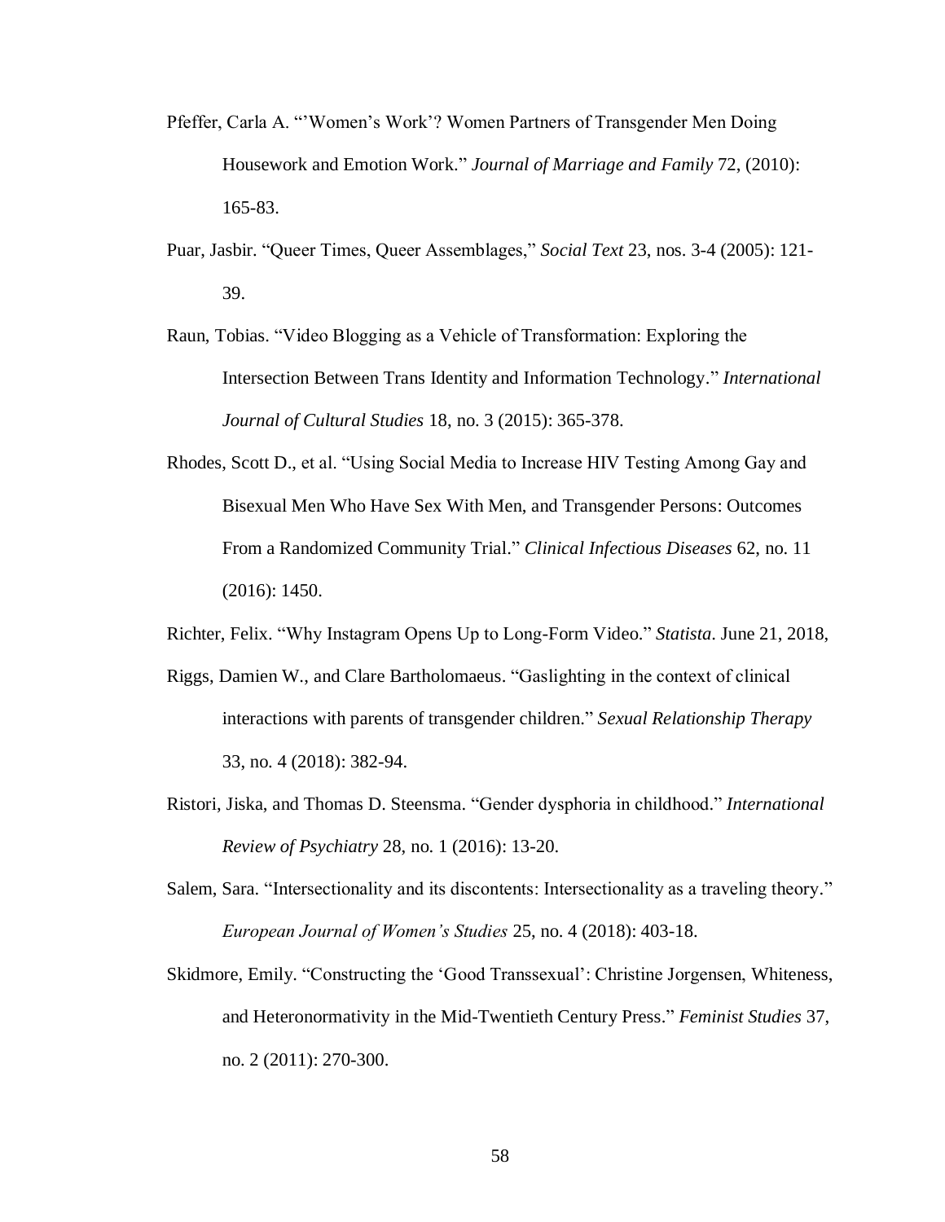Pfeffer, Carla A. "'Women's Work'? Women Partners of Transgender Men Doing Housework and Emotion Work." *Journal of Marriage and Family* 72, (2010): 165-83.

Puar, Jasbir. "Queer Times, Queer Assemblages," *Social Text* 23, nos. 3-4 (2005): 121-39.

Raun, Tobias. "Video Blogging as a Vehicle of Transformation: Exploring the Intersection Between Trans Identity and Information Technology." *International Journal of Cultural Studies* 18, no. 3 (2015): 365-378.

Rhodes, Scott D., et al. "Using Social Media to Increase HIV Testing Among Gay and Bisexual Men Who Have Sex With Men, and Transgender Persons: Outcomes From a Randomized Community Trial." *Clinical Infectious Diseases* 62, no. 11 (2016): 1450.

Richter, Felix. "Why Instagram Opens Up to Long-Form Video." *Statista*. June 21, 2018,

Riggs, Damien W., and Clare Bartholomaeus. "Gaslighting in the context of clinical interactions with parents of transgender children." *Sexual Relationship Therapy* 33, no. 4 (2018): 382-94.

Ristori, Jiska, and Thomas D. Steensma. "Gender dysphoria in childhood." *International Review of Psychiatry* 28, no. 1 (2016): 13-20.

Salem, Sara. "Intersectionality and its discontents: Intersectionality as a traveling theory." *European Journal of Women's Studies* 25, no. 4 (2018): 403-18.

Skidmore, Emily. "Constructing the 'Good Transsexual': Christine Jorgensen, Whiteness, and Heteronormativity in the Mid-Twentieth Century Press." *Feminist Studies* 37, no. 2 (2011): 270-300.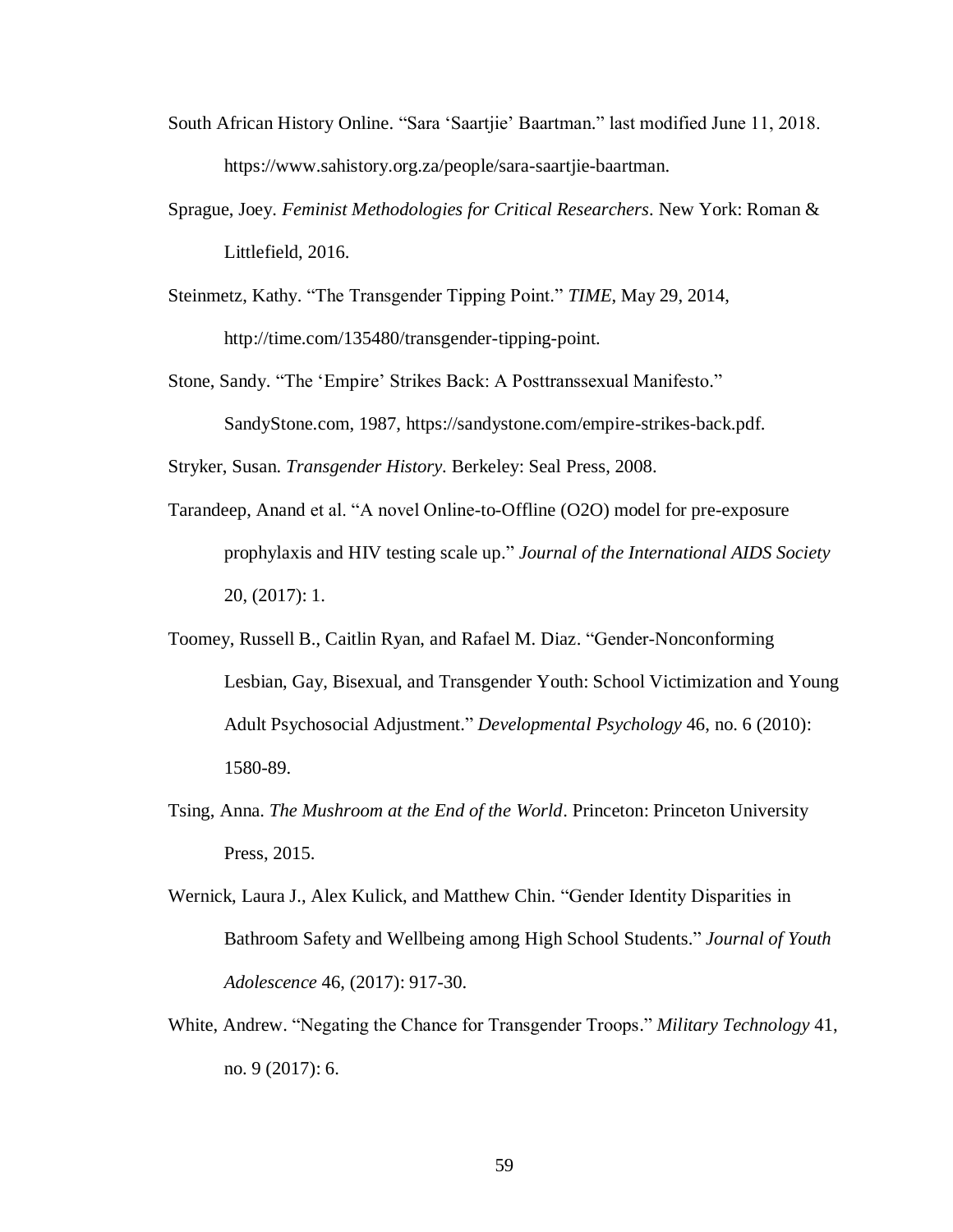South African History Online. “Sara ‘Saartjie’ Baartman.” last modified June 11, 2018. https://www.sahistory.org.za/people/sara-saartjie-baartman.

Sprague, Joey. *Feminist Methodologies for Critical Researchers*. New York: Roman & Littlefield, 2016.

Steinmetz, Kathy. “The Transgender Tipping Point.” *TIME*, May 29, 2014, http://time.com/135480/transgender-tipping-point.

Stone, Sandy. “The ‘Empire’ Strikes Back: A Posttranssexual Manifesto.” SandyStone.com, 1987, https://sandystone.com/empire-strikes-back.pdf.

Stryker, Susan. *Transgender History*. Berkeley: Seal Press, 2008.

Tarandeep, Anand et al. “A novel Online-to-Offline (O2O) model for pre-exposure prophylaxis and HIV testing scale up.” *Journal of the International AIDS Society* 20, (2017): 1.

Toomey, Russell B., Caitlin Ryan, and Rafael M. Diaz. “Gender-Nonconforming Lesbian, Gay, Bisexual, and Transgender Youth: School Victimization and Young Adult Psychosocial Adjustment.” *Developmental Psychology* 46, no. 6 (2010): 1580-89.

Tsing, Anna. *The Mushroom at the End of the World*. Princeton: Princeton University Press, 2015.

Wernick, Laura J., Alex Kulick, and Matthew Chin. “Gender Identity Disparities in Bathroom Safety and Wellbeing among High School Students.” *Journal of Youth Adolescence* 46, (2017): 917-30.

White, Andrew. “Negating the Chance for Transgender Troops.” *Military Technology* 41, no. 9 (2017): 6.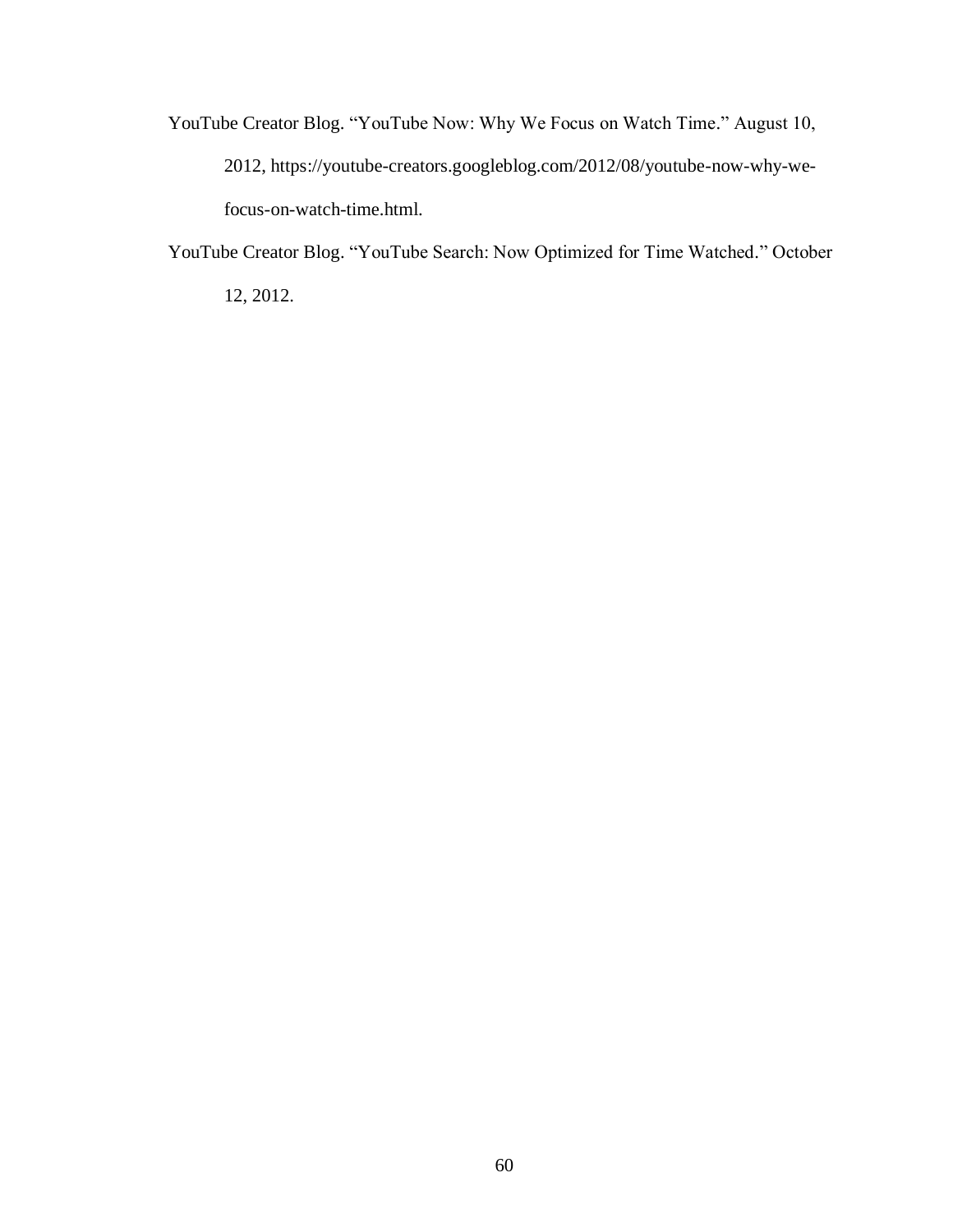YouTube Creator Blog. "YouTube Now: Why We Focus on Watch Time." August 10, 2012, https://youtube-creators.googleblog.com/2012/08/youtube-now-why-we-focus-on-watch-time.html.

YouTube Creator Blog. "YouTube Search: Now Optimized for Time Watched." October 12, 2012.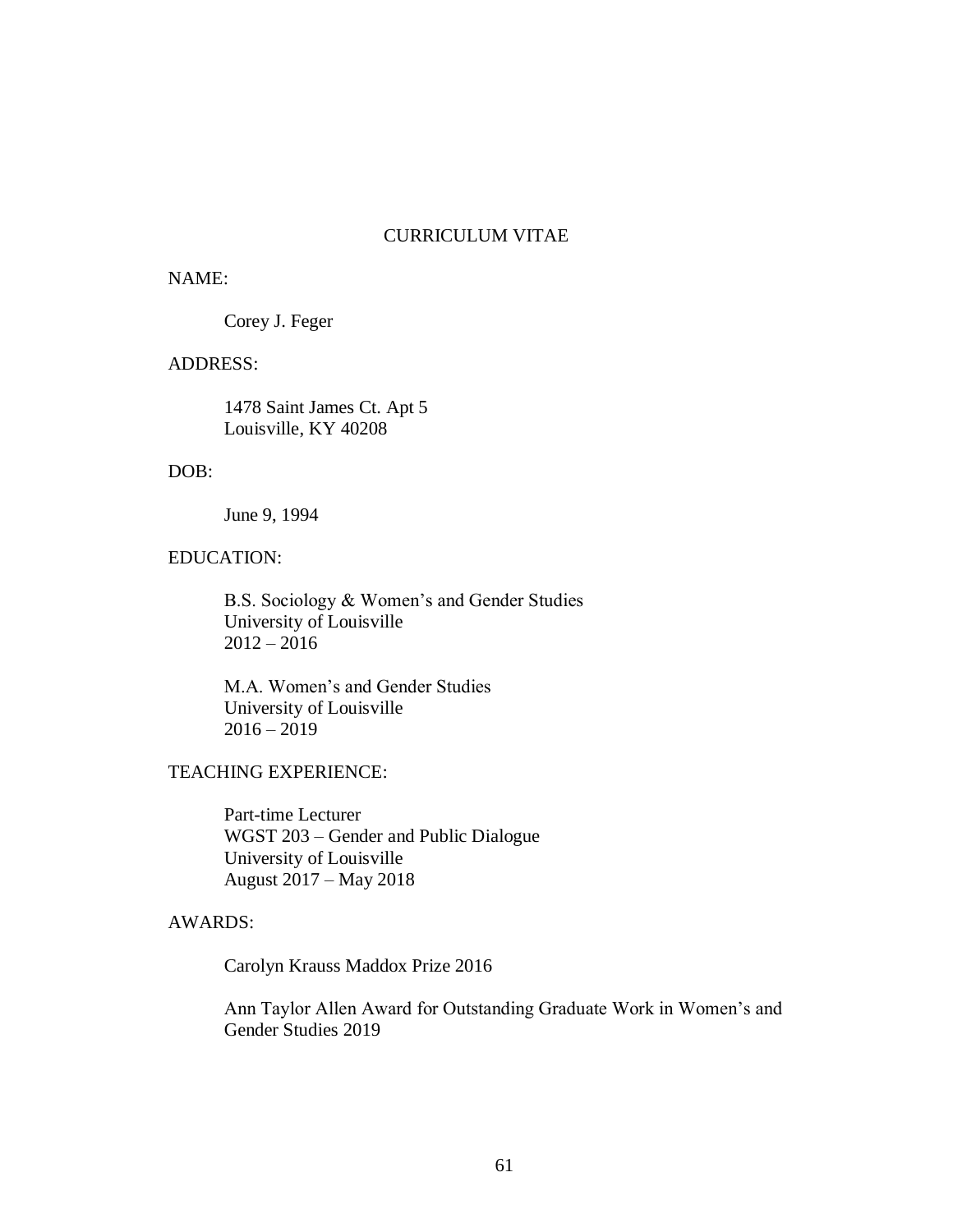# CURRICULUM VITAE

NAME:

Corey J. Feger

ADDRESS:

1478 Saint James Ct. Apt 5  
Louisville, KY 40208

DOB:

June 9, 1994

EDUCATION:

B.S. Sociology & Women's and Gender Studies  
University of Louisville  
2012 – 2016

M.A. Women's and Gender Studies  
University of Louisville  
2016 – 2019

TEACHING EXPERIENCE:

Part-time Lecturer  
WGST 203 – Gender and Public Dialogue  
University of Louisville  
August 2017 – May 2018

AWARDS:

Carolyn Krauss Maddox Prize 2016

Ann Taylor Allen Award for Outstanding Graduate Work in Women's and Gender Studies 2019